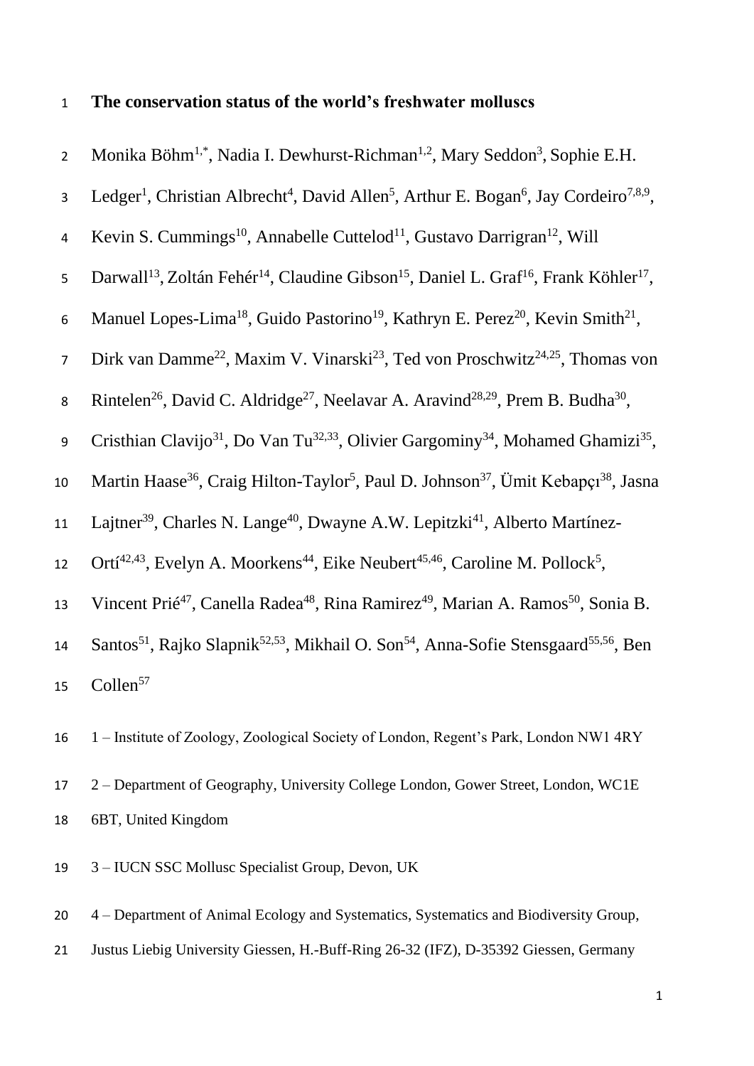# The conservation status of the world's freshwater molluscs

Monika Böhm[1,*], Nadia I. Dewhurst-Richman[1,2], Mary Seddon[3], Sophie E.H. Ledger[1], Christian Albrecht[4], David Allen[5], Arthur E. Bogan[6], Jay Cordeiro[7,8,9], Kevin S. Cummings[10], Annabelle Cuttelod[11], Gustavo Darrigran[12], Will Darwall[13], Zoltán Fehér[14], Claudine Gibson[15], Daniel L. Graf[16], Frank Köhler[17], Manuel Lopes-Lima[18], Guido Pastorino[19], Kathryn E. Perez[20], Kevin Smith[21], Dirk van Damme[22], Maxim V. Vinarski[23], Ted von Proschwitz[24,25], Thomas von Rintelen[26], David C. Aldridge[27], Neelavar A. Aravind[28,29], Prem B. Budha[30], Cristhian Clavijo[31], Do Van Tu[32,33], Olivier Gargominy[34], Mohamed Ghamizi[35], Martin Haase[36], Craig Hilton-Taylor[5], Paul D. Johnson[37], Ümit Kebapçı[38], Jasna Lajtner[39], Charles N. Lange[40], Dwayne A.W. Lepitzki[41], Alberto Martínez-Ortí[42,43], Evelyn A. Moorkens[44], Eike Neubert[45,46], Caroline M. Pollock[5], Vincent Prié[47], Canella Radea[48], Rina Ramirez[49], Marian A. Ramos[50], Sonia B. Santos[51], Rajko Slapnik[52,53], Mikhail O. Son[54], Anna-Sofie Stensgaard[55,56], Ben Collen[57]

1 – Institute of Zoology, Zoological Society of London, Regent's Park, London NW1 4RY

2 – Department of Geography, University College London, Gower Street, London, WC1E 6BT, United Kingdom

3 – IUCN SSC Mollusc Specialist Group, Devon, UK

4 – Department of Animal Ecology and Systematics, Systematics and Biodiversity Group, Justus Liebig University Giessen, H.-Buff-Ring 26-32 (IFZ), D-35392 Giessen, Germany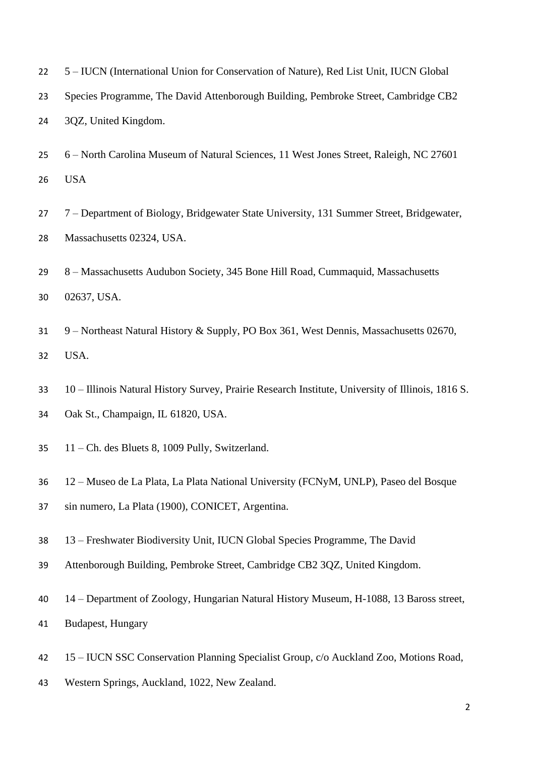5 – IUCN (International Union for Conservation of Nature), Red List Unit, IUCN Global Species Programme, The David Attenborough Building, Pembroke Street, Cambridge CB2 3QZ, United Kingdom.

6 – North Carolina Museum of Natural Sciences, 11 West Jones Street, Raleigh, NC 27601 USA

7 – Department of Biology, Bridgewater State University, 131 Summer Street, Bridgewater, Massachusetts 02324, USA.

8 – Massachusetts Audubon Society, 345 Bone Hill Road, Cummaquid, Massachusetts 02637, USA.

9 – Northeast Natural History & Supply, PO Box 361, West Dennis, Massachusetts 02670, USA.

10 – Illinois Natural History Survey, Prairie Research Institute, University of Illinois, 1816 S. Oak St., Champaign, IL 61820, USA.

11 – Ch. des Bluets 8, 1009 Pully, Switzerland.

12 – Museo de La Plata, La Plata National University (FCNyM, UNLP), Paseo del Bosque sin numero, La Plata (1900), CONICET, Argentina.

13 – Freshwater Biodiversity Unit, IUCN Global Species Programme, The David Attenborough Building, Pembroke Street, Cambridge CB2 3QZ, United Kingdom.

14 – Department of Zoology, Hungarian Natural History Museum, H-1088, 13 Baross street, Budapest, Hungary

15 – IUCN SSC Conservation Planning Specialist Group, c/o Auckland Zoo, Motions Road, Western Springs, Auckland, 1022, New Zealand.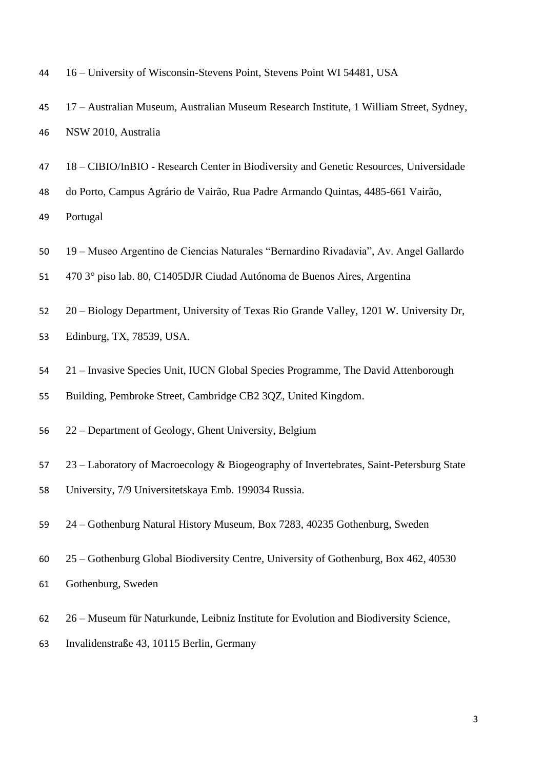16 – University of Wisconsin-Stevens Point, Stevens Point WI 54481, USA

17 – Australian Museum, Australian Museum Research Institute, 1 William Street, Sydney, NSW 2010, Australia

18 – CIBIO/InBIO - Research Center in Biodiversity and Genetic Resources, Universidade do Porto, Campus Agrário de Vairão, Rua Padre Armando Quintas, 4485-661 Vairão, Portugal

19 – Museo Argentino de Ciencias Naturales "Bernardino Rivadavia", Av. Angel Gallardo 470 3° piso lab. 80, C1405DJR Ciudad Autónoma de Buenos Aires, Argentina

20 – Biology Department, University of Texas Rio Grande Valley, 1201 W. University Dr, Edinburg, TX, 78539, USA.

21 – Invasive Species Unit, IUCN Global Species Programme, The David Attenborough Building, Pembroke Street, Cambridge CB2 3QZ, United Kingdom.

22 – Department of Geology, Ghent University, Belgium

23 – Laboratory of Macroecology & Biogeography of Invertebrates, Saint-Petersburg State University, 7/9 Universitetskaya Emb. 199034 Russia.

24 – Gothenburg Natural History Museum, Box 7283, 40235 Gothenburg, Sweden

25 – Gothenburg Global Biodiversity Centre, University of Gothenburg, Box 462, 40530 Gothenburg, Sweden

26 – Museum für Naturkunde, Leibniz Institute for Evolution and Biodiversity Science, Invalidenstraße 43, 10115 Berlin, Germany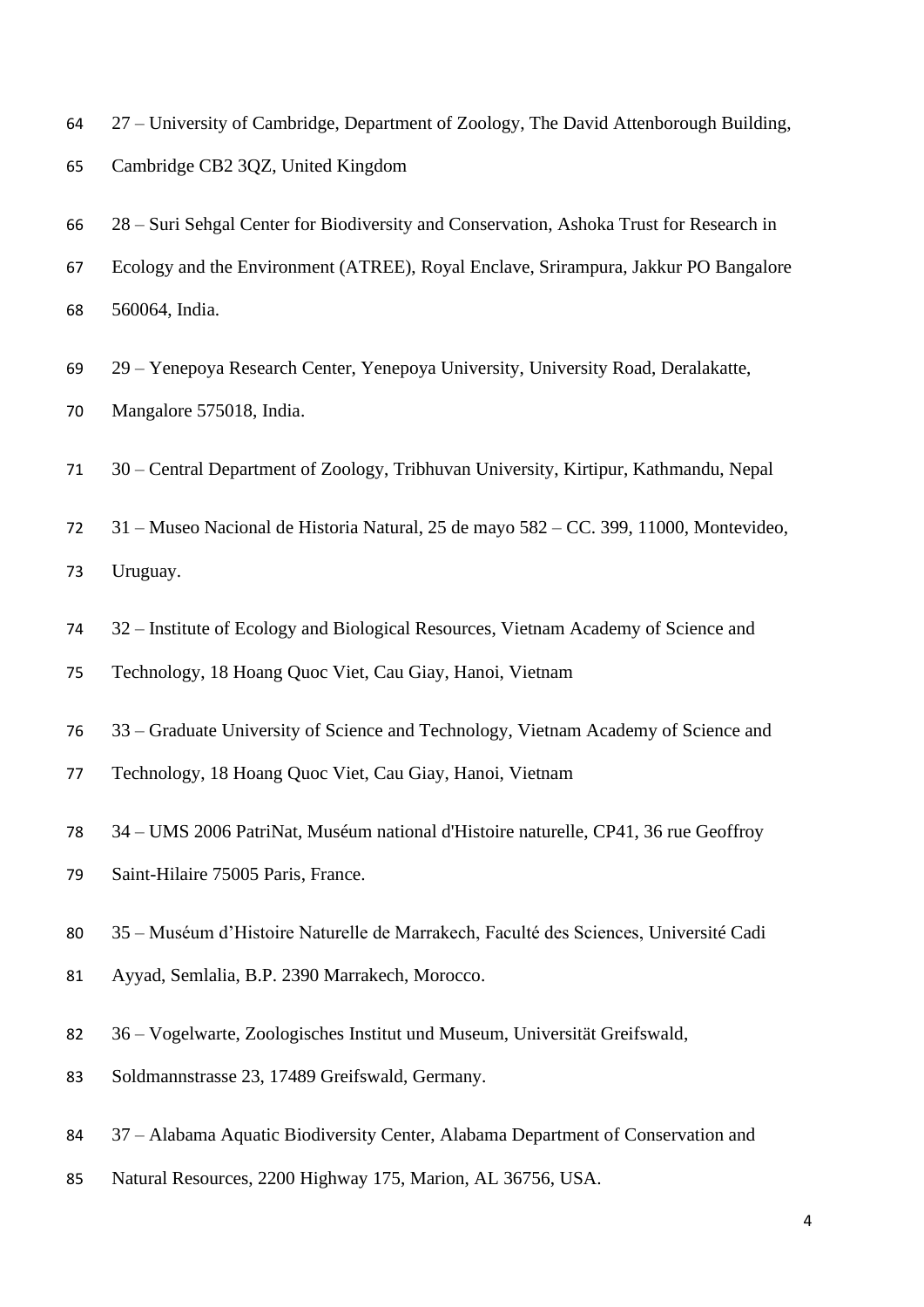27 – University of Cambridge, Department of Zoology, The David Attenborough Building, Cambridge CB2 3QZ, United Kingdom

28 – Suri Sehgal Center for Biodiversity and Conservation, Ashoka Trust for Research in Ecology and the Environment (ATREE), Royal Enclave, Srirampura, Jakkur PO Bangalore 560064, India.

29 – Yenepoya Research Center, Yenepoya University, University Road, Deralakatte, Mangalore 575018, India.

30 – Central Department of Zoology, Tribhuvan University, Kirtipur, Kathmandu, Nepal

31 – Museo Nacional de Historia Natural, 25 de mayo 582 – CC. 399, 11000, Montevideo, Uruguay.

32 – Institute of Ecology and Biological Resources, Vietnam Academy of Science and Technology, 18 Hoang Quoc Viet, Cau Giay, Hanoi, Vietnam

33 – Graduate University of Science and Technology, Vietnam Academy of Science and Technology, 18 Hoang Quoc Viet, Cau Giay, Hanoi, Vietnam

34 – UMS 2006 PatriNat, Muséum national d'Histoire naturelle, CP41, 36 rue Geoffroy Saint-Hilaire 75005 Paris, France.

35 – Muséum d'Histoire Naturelle de Marrakech, Faculté des Sciences, Université Cadi Ayyad, Semlalia, B.P. 2390 Marrakech, Morocco.

36 – Vogelwarte, Zoologisches Institut und Museum, Universität Greifswald, Soldmannstrasse 23, 17489 Greifswald, Germany.

37 – Alabama Aquatic Biodiversity Center, Alabama Department of Conservation and Natural Resources, 2200 Highway 175, Marion, AL 36756, USA.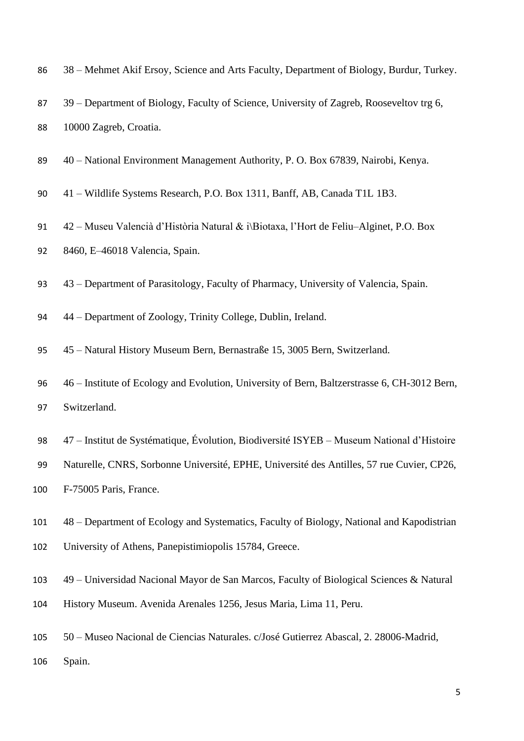38 – Mehmet Akif Ersoy, Science and Arts Faculty, Department of Biology, Burdur, Turkey.

39 – Department of Biology, Faculty of Science, University of Zagreb, Rooseveltov trg 6, 10000 Zagreb, Croatia.

40 – National Environment Management Authority, P. O. Box 67839, Nairobi, Kenya.

41 – Wildlife Systems Research, P.O. Box 1311, Banff, AB, Canada T1L 1B3.

42 – Museu Valencià d'Història Natural & i\Biotaxa, l'Hort de Feliu–Alginet, P.O. Box 8460, E–46018 Valencia, Spain.

43 – Department of Parasitology, Faculty of Pharmacy, University of Valencia, Spain.

44 – Department of Zoology, Trinity College, Dublin, Ireland.

45 – Natural History Museum Bern, Bernastraße 15, 3005 Bern, Switzerland.

46 – Institute of Ecology and Evolution, University of Bern, Baltzerstrasse 6, CH-3012 Bern, Switzerland.

47 – Institut de Systématique, Évolution, Biodiversité ISYEB – Museum National d'Histoire Naturelle, CNRS, Sorbonne Université, EPHE, Université des Antilles, 57 rue Cuvier, CP26, F-75005 Paris, France.

48 – Department of Ecology and Systematics, Faculty of Biology, National and Kapodistrian University of Athens, Panepistimiopolis 15784, Greece.

49 – Universidad Nacional Mayor de San Marcos, Faculty of Biological Sciences & Natural History Museum. Avenida Arenales 1256, Jesus Maria, Lima 11, Peru.

50 – Museo Nacional de Ciencias Naturales. c/José Gutierrez Abascal, 2. 28006-Madrid, Spain.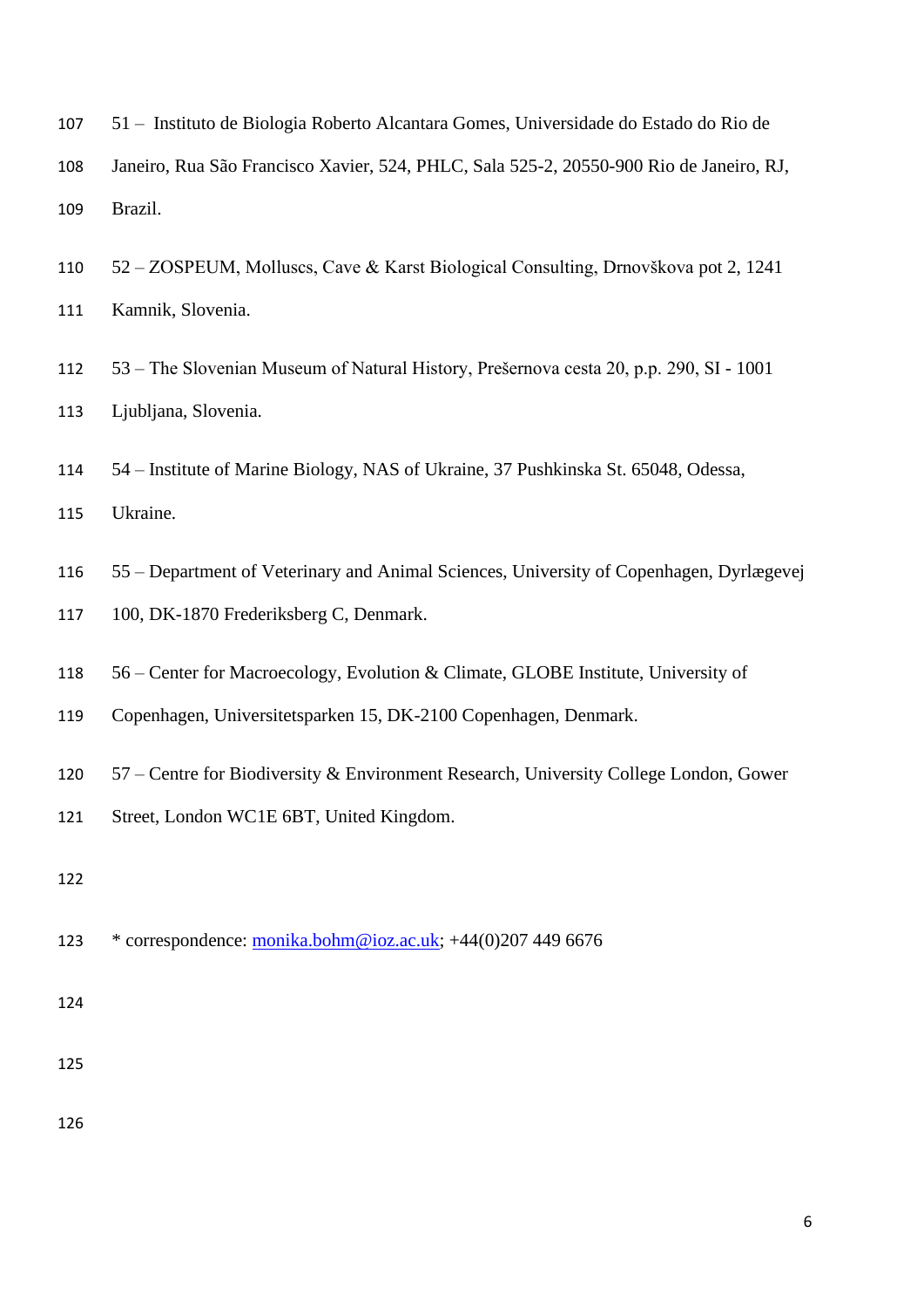51 – Instituto de Biologia Roberto Alcantara Gomes, Universidade do Estado do Rio de Janeiro, Rua São Francisco Xavier, 524, PHLC, Sala 525-2, 20550-900 Rio de Janeiro, RJ, Brazil.

52 – ZOSPEUM, Molluscs, Cave & Karst Biological Consulting, Drnovškova pot 2, 1241 Kamnik, Slovenia.

53 – The Slovenian Museum of Natural History, Prešernova cesta 20, p.p. 290, SI - 1001 Ljubljana, Slovenia.

54 – Institute of Marine Biology, NAS of Ukraine, 37 Pushkinska St. 65048, Odessa, Ukraine.

55 – Department of Veterinary and Animal Sciences, University of Copenhagen, Dyrlægevej 100, DK-1870 Frederiksberg C, Denmark.

56 – Center for Macroecology, Evolution & Climate, GLOBE Institute, University of Copenhagen, Universitetsparken 15, DK-2100 Copenhagen, Denmark.

57 – Centre for Biodiversity & Environment Research, University College London, Gower Street, London WC1E 6BT, United Kingdom.

* correspondence: monika.bohm@ioz.ac.uk; +44(0)207 449 6676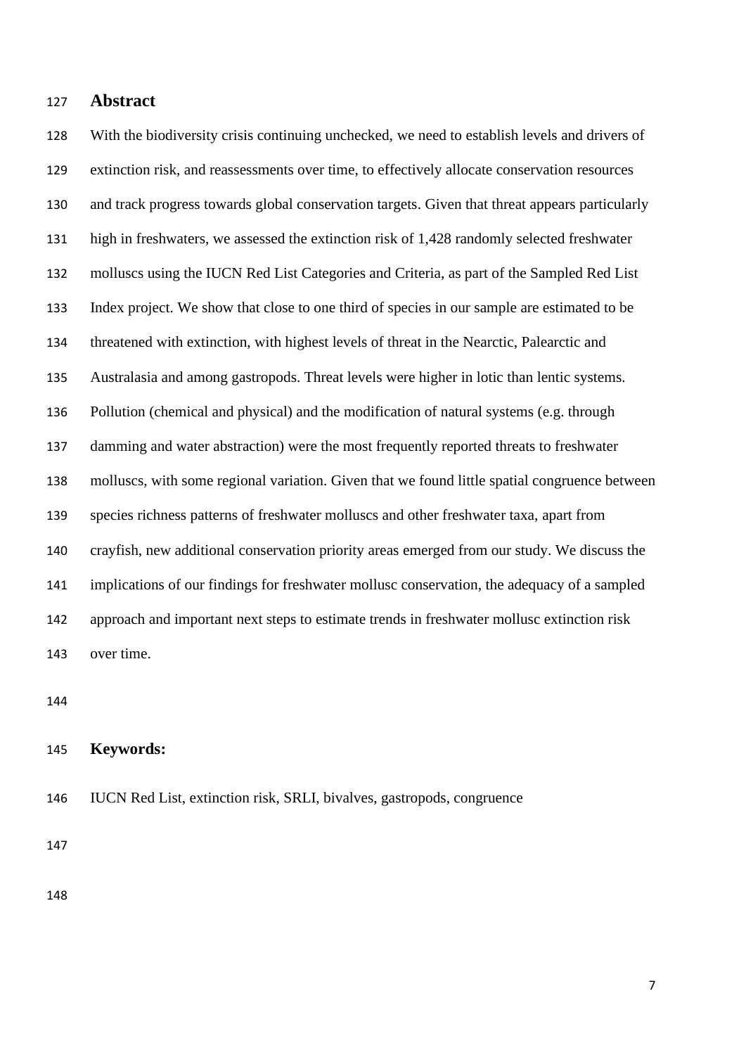## Abstract

With the biodiversity crisis continuing unchecked, we need to establish levels and drivers of extinction risk, and reassessments over time, to effectively allocate conservation resources and track progress towards global conservation targets. Given that threat appears particularly high in freshwaters, we assessed the extinction risk of 1,428 randomly selected freshwater molluscs using the IUCN Red List Categories and Criteria, as part of the Sampled Red List Index project. We show that close to one third of species in our sample are estimated to be threatened with extinction, with highest levels of threat in the Nearctic, Palearctic and Australasia and among gastropods. Threat levels were higher in lotic than lentic systems. Pollution (chemical and physical) and the modification of natural systems (e.g. through damming and water abstraction) were the most frequently reported threats to freshwater molluscs, with some regional variation. Given that we found little spatial congruence between species richness patterns of freshwater molluscs and other freshwater taxa, apart from crayfish, new additional conservation priority areas emerged from our study. We discuss the implications of our findings for freshwater mollusc conservation, the adequacy of a sampled approach and important next steps to estimate trends in freshwater mollusc extinction risk over time.

## Keywords:

IUCN Red List, extinction risk, SRLI, bivalves, gastropods, congruence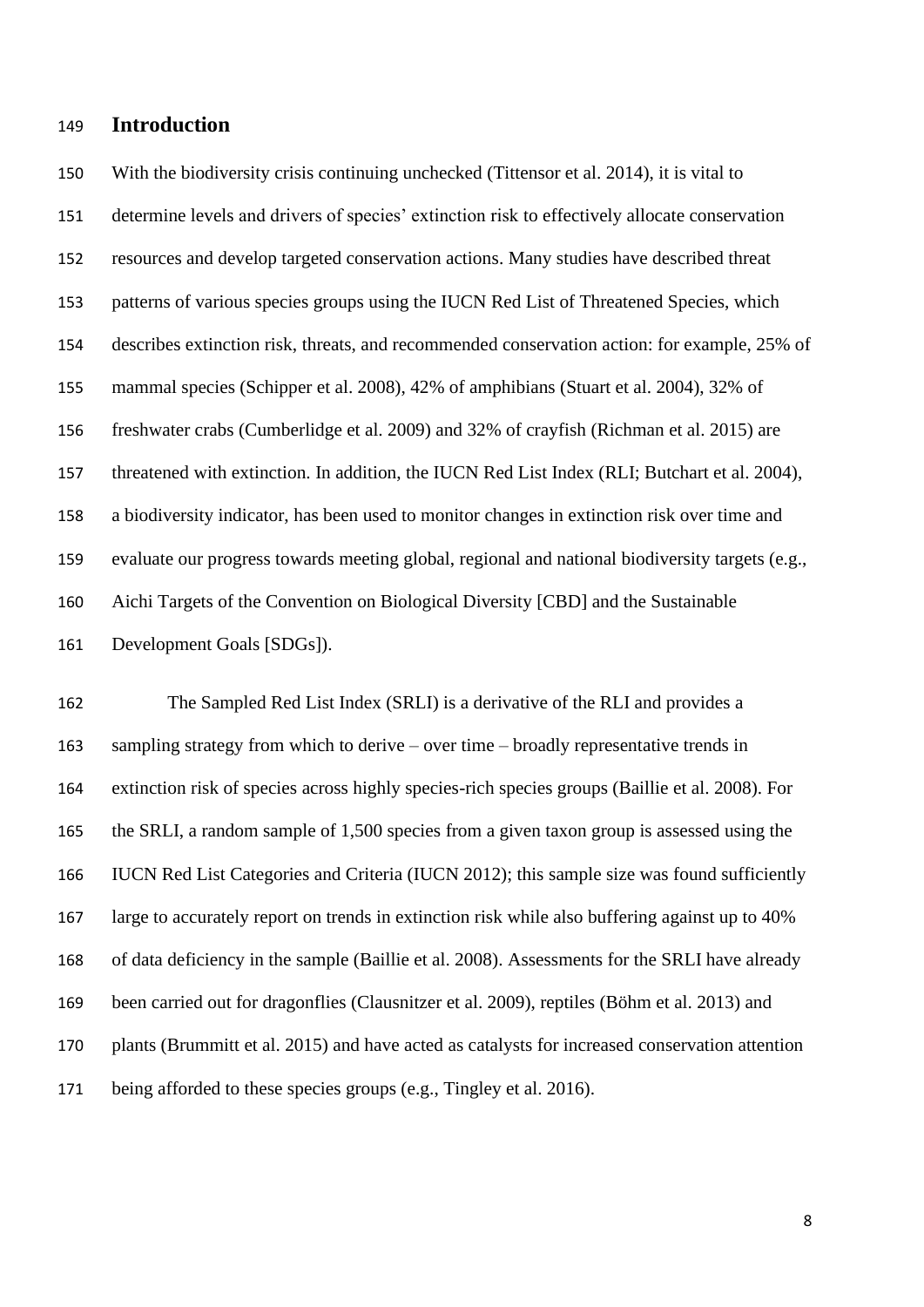## Introduction

With the biodiversity crisis continuing unchecked (Tittensor et al. 2014), it is vital to determine levels and drivers of species' extinction risk to effectively allocate conservation resources and develop targeted conservation actions. Many studies have described threat patterns of various species groups using the IUCN Red List of Threatened Species, which describes extinction risk, threats, and recommended conservation action: for example, 25% of mammal species (Schipper et al. 2008), 42% of amphibians (Stuart et al. 2004), 32% of freshwater crabs (Cumberlidge et al. 2009) and 32% of crayfish (Richman et al. 2015) are threatened with extinction. In addition, the IUCN Red List Index (RLI; Butchart et al. 2004), a biodiversity indicator, has been used to monitor changes in extinction risk over time and evaluate our progress towards meeting global, regional and national biodiversity targets (e.g., Aichi Targets of the Convention on Biological Diversity [CBD] and the Sustainable Development Goals [SDGs]).

The Sampled Red List Index (SRLI) is a derivative of the RLI and provides a sampling strategy from which to derive – over time – broadly representative trends in extinction risk of species across highly species-rich species groups (Baillie et al. 2008). For the SRLI, a random sample of 1,500 species from a given taxon group is assessed using the IUCN Red List Categories and Criteria (IUCN 2012); this sample size was found sufficiently large to accurately report on trends in extinction risk while also buffering against up to 40% of data deficiency in the sample (Baillie et al. 2008). Assessments for the SRLI have already been carried out for dragonflies (Clausnitzer et al. 2009), reptiles (Böhm et al. 2013) and plants (Brummitt et al. 2015) and have acted as catalysts for increased conservation attention being afforded to these species groups (e.g., Tingley et al. 2016).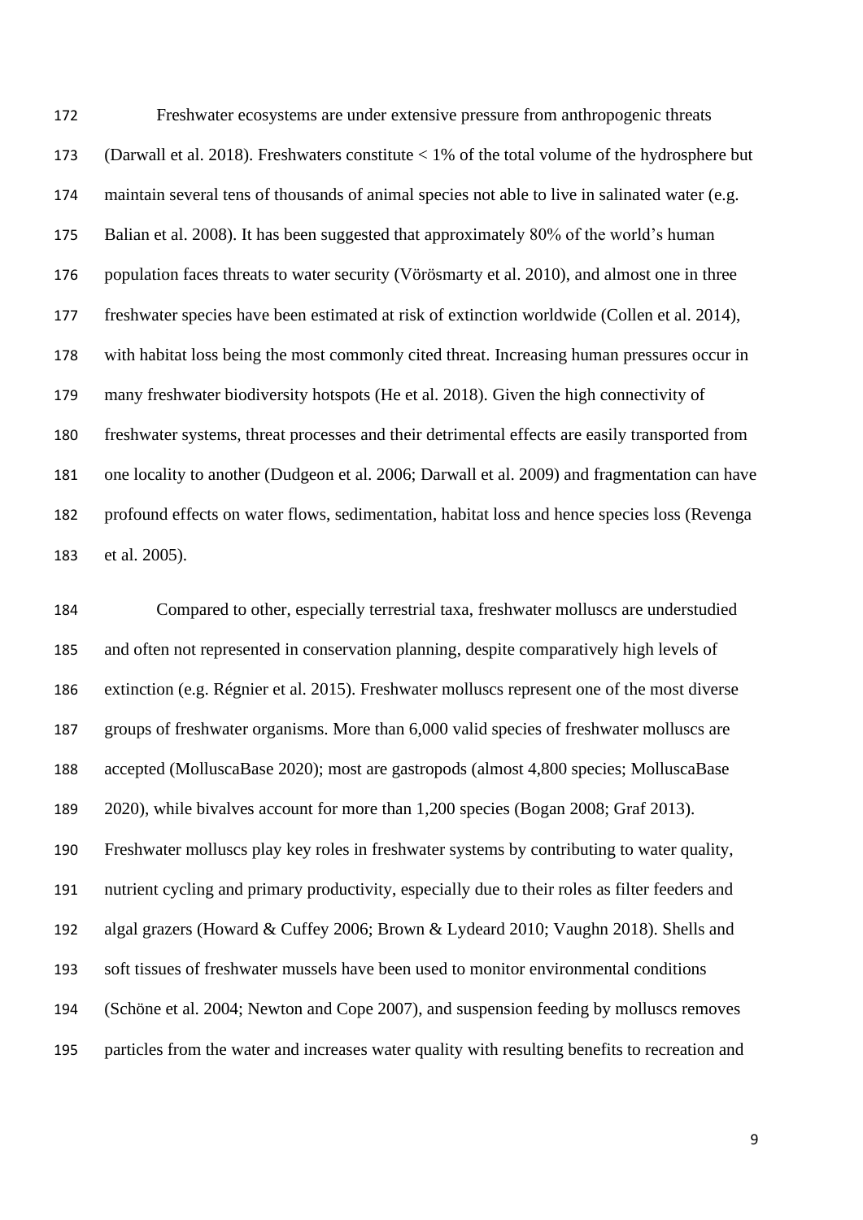Freshwater ecosystems are under extensive pressure from anthropogenic threats (Darwall et al. 2018). Freshwaters constitute < 1% of the total volume of the hydrosphere but maintain several tens of thousands of animal species not able to live in salinated water (e.g. Balian et al. 2008). It has been suggested that approximately 80% of the world's human population faces threats to water security (Vörösmarty et al. 2010), and almost one in three freshwater species have been estimated at risk of extinction worldwide (Collen et al. 2014), with habitat loss being the most commonly cited threat. Increasing human pressures occur in many freshwater biodiversity hotspots (He et al. 2018). Given the high connectivity of freshwater systems, threat processes and their detrimental effects are easily transported from one locality to another (Dudgeon et al. 2006; Darwall et al. 2009) and fragmentation can have profound effects on water flows, sedimentation, habitat loss and hence species loss (Revenga et al. 2005).

Compared to other, especially terrestrial taxa, freshwater molluscs are understudied and often not represented in conservation planning, despite comparatively high levels of extinction (e.g. Régnier et al. 2015). Freshwater molluscs represent one of the most diverse groups of freshwater organisms. More than 6,000 valid species of freshwater molluscs are accepted (MolluscaBase 2020); most are gastropods (almost 4,800 species; MolluscaBase 2020), while bivalves account for more than 1,200 species (Bogan 2008; Graf 2013). Freshwater molluscs play key roles in freshwater systems by contributing to water quality, nutrient cycling and primary productivity, especially due to their roles as filter feeders and algal grazers (Howard & Cuffey 2006; Brown & Lydeard 2010; Vaughn 2018). Shells and soft tissues of freshwater mussels have been used to monitor environmental conditions (Schöne et al. 2004; Newton and Cope 2007), and suspension feeding by molluscs removes particles from the water and increases water quality with resulting benefits to recreation and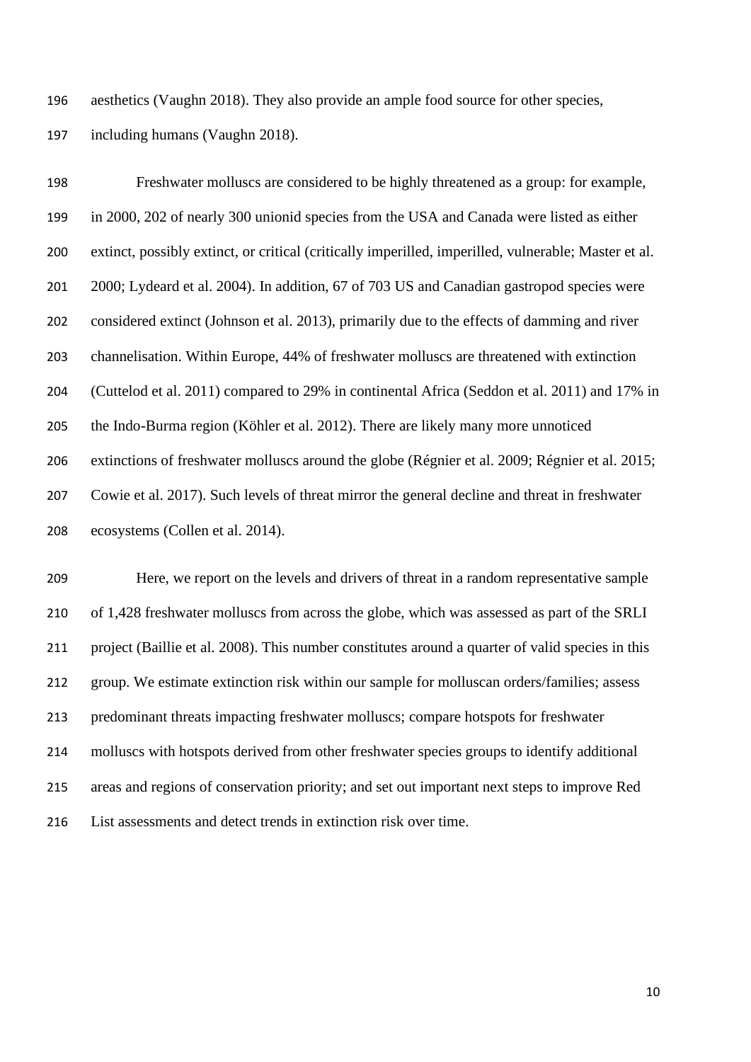aesthetics (Vaughn 2018). They also provide an ample food source for other species, including humans (Vaughn 2018).

Freshwater molluscs are considered to be highly threatened as a group: for example, in 2000, 202 of nearly 300 unionid species from the USA and Canada were listed as either extinct, possibly extinct, or critical (critically imperilled, imperilled, vulnerable; Master et al. 2000; Lydeard et al. 2004). In addition, 67 of 703 US and Canadian gastropod species were considered extinct (Johnson et al. 2013), primarily due to the effects of damming and river channelisation. Within Europe, 44% of freshwater molluscs are threatened with extinction (Cuttelod et al. 2011) compared to 29% in continental Africa (Seddon et al. 2011) and 17% in the Indo-Burma region (Köhler et al. 2012). There are likely many more unnoticed extinctions of freshwater molluscs around the globe (Régnier et al. 2009; Régnier et al. 2015; Cowie et al. 2017). Such levels of threat mirror the general decline and threat in freshwater ecosystems (Collen et al. 2014).

Here, we report on the levels and drivers of threat in a random representative sample of 1,428 freshwater molluscs from across the globe, which was assessed as part of the SRLI project (Baillie et al. 2008). This number constitutes around a quarter of valid species in this group. We estimate extinction risk within our sample for molluscan orders/families; assess predominant threats impacting freshwater molluscs; compare hotspots for freshwater molluscs with hotspots derived from other freshwater species groups to identify additional areas and regions of conservation priority; and set out important next steps to improve Red List assessments and detect trends in extinction risk over time.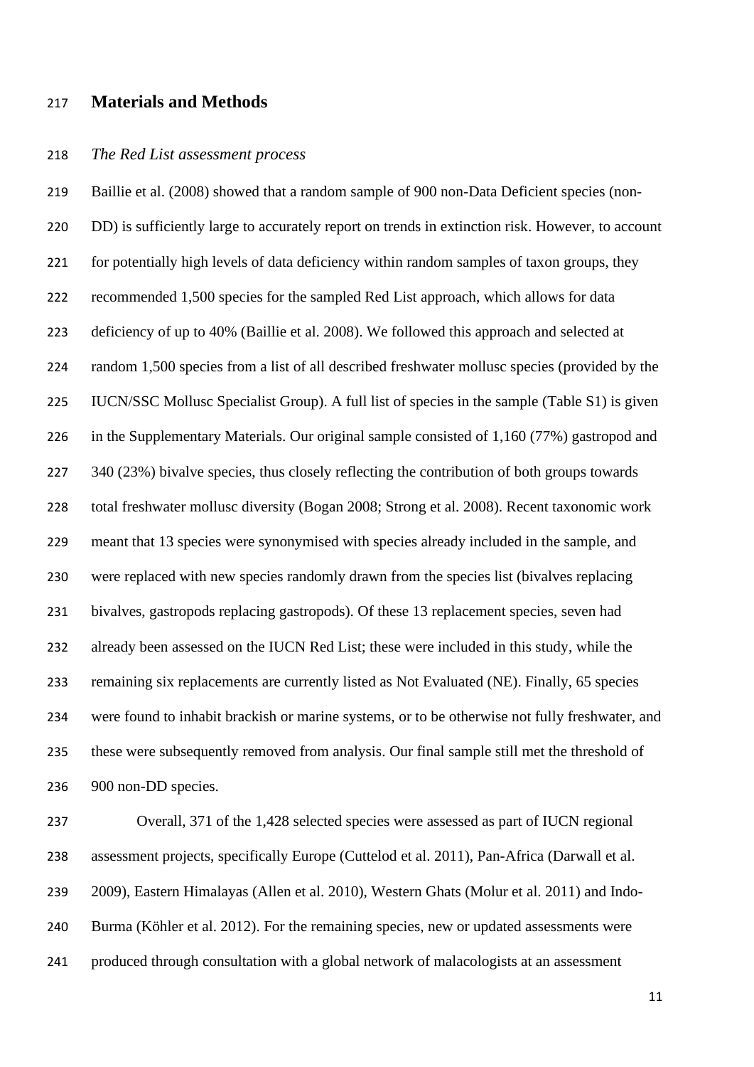# Materials and Methods

*The Red List assessment process*

Baillie et al. (2008) showed that a random sample of 900 non-Data Deficient species (non-DD) is sufficiently large to accurately report on trends in extinction risk. However, to account for potentially high levels of data deficiency within random samples of taxon groups, they recommended 1,500 species for the sampled Red List approach, which allows for data deficiency of up to 40% (Baillie et al. 2008). We followed this approach and selected at random 1,500 species from a list of all described freshwater mollusc species (provided by the IUCN/SSC Mollusc Specialist Group). A full list of species in the sample (Table S1) is given in the Supplementary Materials. Our original sample consisted of 1,160 (77%) gastropod and 340 (23%) bivalve species, thus closely reflecting the contribution of both groups towards total freshwater mollusc diversity (Bogan 2008; Strong et al. 2008). Recent taxonomic work meant that 13 species were synonymised with species already included in the sample, and were replaced with new species randomly drawn from the species list (bivalves replacing bivalves, gastropods replacing gastropods). Of these 13 replacement species, seven had already been assessed on the IUCN Red List; these were included in this study, while the remaining six replacements are currently listed as Not Evaluated (NE). Finally, 65 species were found to inhabit brackish or marine systems, or to be otherwise not fully freshwater, and these were subsequently removed from analysis. Our final sample still met the threshold of 900 non-DD species.

Overall, 371 of the 1,428 selected species were assessed as part of IUCN regional assessment projects, specifically Europe (Cuttelod et al. 2011), Pan-Africa (Darwall et al. 2009), Eastern Himalayas (Allen et al. 2010), Western Ghats (Molur et al. 2011) and Indo-Burma (Köhler et al. 2012). For the remaining species, new or updated assessments were produced through consultation with a global network of malacologists at an assessment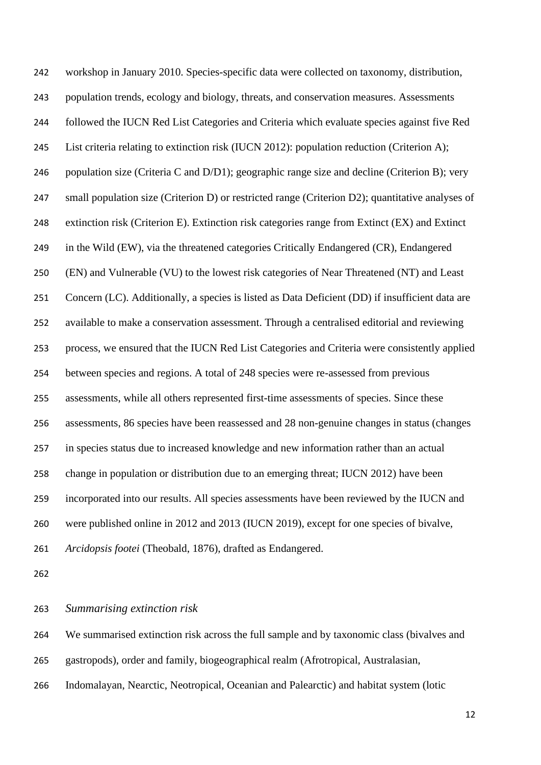workshop in January 2010. Species-specific data were collected on taxonomy, distribution, population trends, ecology and biology, threats, and conservation measures. Assessments followed the IUCN Red List Categories and Criteria which evaluate species against five Red List criteria relating to extinction risk (IUCN 2012): population reduction (Criterion A); population size (Criteria C and D/D1); geographic range size and decline (Criterion B); very small population size (Criterion D) or restricted range (Criterion D2); quantitative analyses of extinction risk (Criterion E). Extinction risk categories range from Extinct (EX) and Extinct in the Wild (EW), via the threatened categories Critically Endangered (CR), Endangered (EN) and Vulnerable (VU) to the lowest risk categories of Near Threatened (NT) and Least Concern (LC). Additionally, a species is listed as Data Deficient (DD) if insufficient data are available to make a conservation assessment. Through a centralised editorial and reviewing process, we ensured that the IUCN Red List Categories and Criteria were consistently applied between species and regions. A total of 248 species were re-assessed from previous assessments, while all others represented first-time assessments of species. Since these assessments, 86 species have been reassessed and 28 non-genuine changes in status (changes in species status due to increased knowledge and new information rather than an actual change in population or distribution due to an emerging threat; IUCN 2012) have been incorporated into our results. All species assessments have been reviewed by the IUCN and were published online in 2012 and 2013 (IUCN 2019), except for one species of bivalve, *Arcidopsis footei* (Theobald, 1876), drafted as Endangered.

*Summarising extinction risk*

We summarised extinction risk across the full sample and by taxonomic class (bivalves and gastropods), order and family, biogeographical realm (Afrotropical, Australasian, Indomalayan, Nearctic, Neotropical, Oceanian and Palearctic) and habitat system (lotic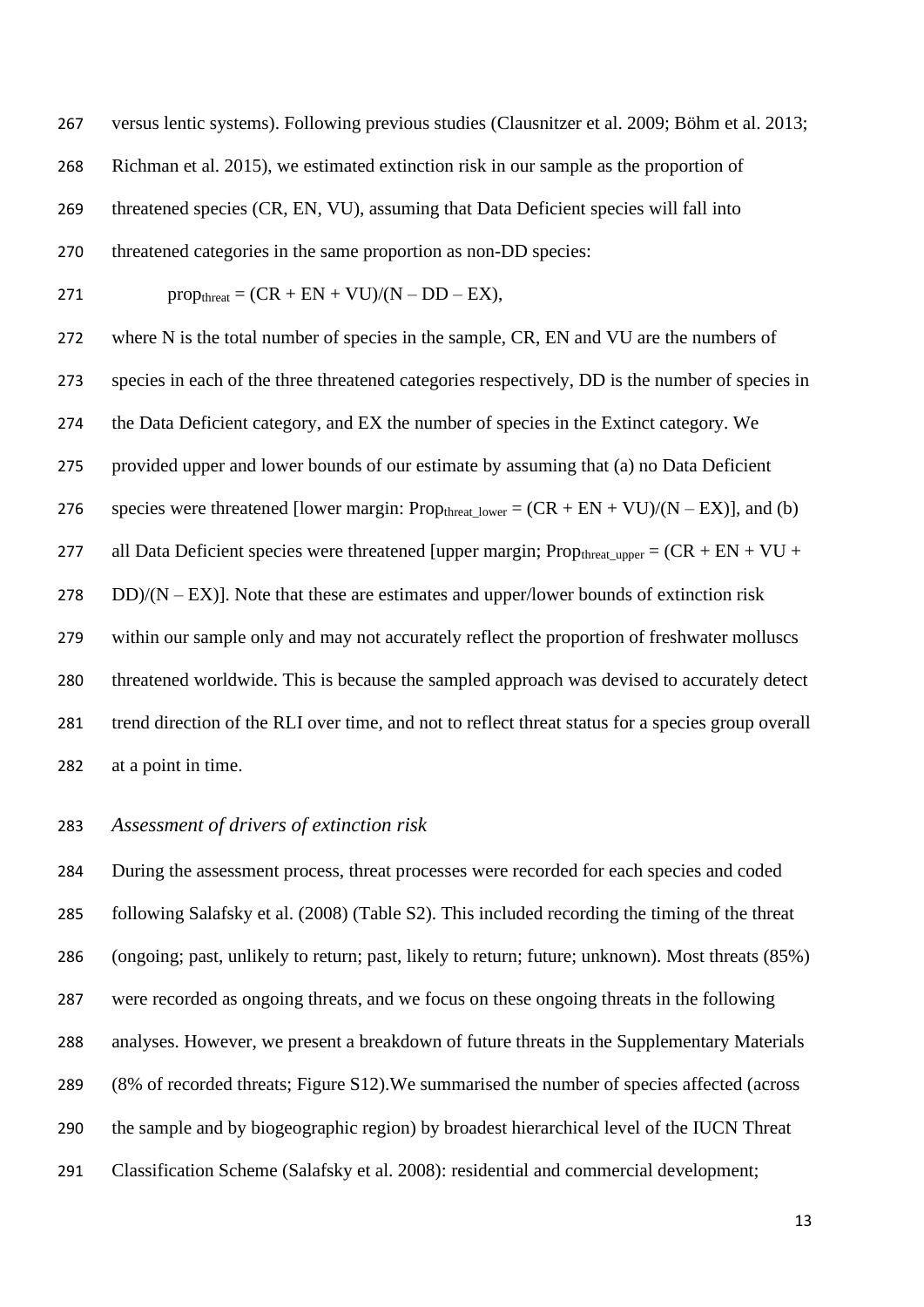versus lentic systems). Following previous studies (Clausnitzer et al. 2009; Böhm et al. 2013; Richman et al. 2015), we estimated extinction risk in our sample as the proportion of threatened species (CR, EN, VU), assuming that Data Deficient species will fall into threatened categories in the same proportion as non-DD species:

$$prop_{threat} = (CR + EN + VU)/(N - DD - EX),$$

where N is the total number of species in the sample, CR, EN and VU are the numbers of species in each of the three threatened categories respectively, DD is the number of species in the Data Deficient category, and EX the number of species in the Extinct category. We provided upper and lower bounds of our estimate by assuming that (a) no Data Deficient species were threatened [lower margin: $Prop_{threat\_lower} = (CR + EN + VU)/(N - EX)$], and (b) all Data Deficient species were threatened [upper margin; $Prop_{threat\_upper} = (CR + EN + VU + DD)/(N - EX)$]. Note that these are estimates and upper/lower bounds of extinction risk within our sample only and may not accurately reflect the proportion of freshwater molluscs threatened worldwide. This is because the sampled approach was devised to accurately detect trend direction of the RLI over time, and not to reflect threat status for a species group overall at a point in time.

### *Assessment of drivers of extinction risk*

During the assessment process, threat processes were recorded for each species and coded following Salafsky et al. (2008) (Table S2). This included recording the timing of the threat (ongoing; past, unlikely to return; past, likely to return; future; unknown). Most threats (85%) were recorded as ongoing threats, and we focus on these ongoing threats in the following analyses. However, we present a breakdown of future threats in the Supplementary Materials (8% of recorded threats; Figure S12).We summarised the number of species affected (across the sample and by biogeographic region) by broadest hierarchical level of the IUCN Threat Classification Scheme (Salafsky et al. 2008): residential and commercial development;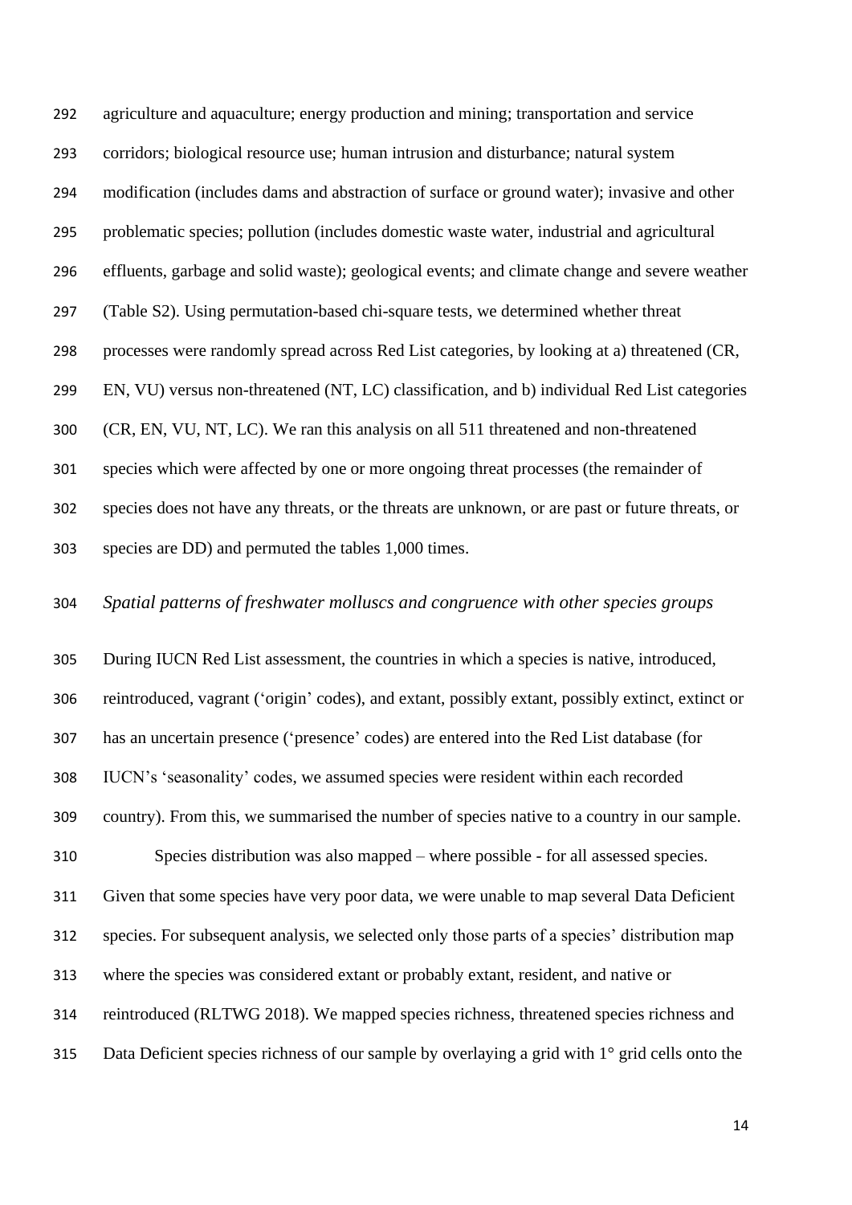agriculture and aquaculture; energy production and mining; transportation and service corridors; biological resource use; human intrusion and disturbance; natural system modification (includes dams and abstraction of surface or ground water); invasive and other problematic species; pollution (includes domestic waste water, industrial and agricultural effluents, garbage and solid waste); geological events; and climate change and severe weather (Table S2). Using permutation-based chi-square tests, we determined whether threat processes were randomly spread across Red List categories, by looking at a) threatened (CR, EN, VU) versus non-threatened (NT, LC) classification, and b) individual Red List categories (CR, EN, VU, NT, LC). We ran this analysis on all 511 threatened and non-threatened species which were affected by one or more ongoing threat processes (the remainder of species does not have any threats, or the threats are unknown, or are past or future threats, or species are DD) and permuted the tables 1,000 times.

*Spatial patterns of freshwater molluscs and congruence with other species groups*

During IUCN Red List assessment, the countries in which a species is native, introduced, reintroduced, vagrant ('origin' codes), and extant, possibly extant, possibly extinct, extinct or has an uncertain presence ('presence' codes) are entered into the Red List database (for IUCN's 'seasonality' codes, we assumed species were resident within each recorded country). From this, we summarised the number of species native to a country in our sample.

Species distribution was also mapped – where possible - for all assessed species. Given that some species have very poor data, we were unable to map several Data Deficient species. For subsequent analysis, we selected only those parts of a species' distribution map where the species was considered extant or probably extant, resident, and native or reintroduced (RLTWG 2018). We mapped species richness, threatened species richness and Data Deficient species richness of our sample by overlaying a grid with 1° grid cells onto the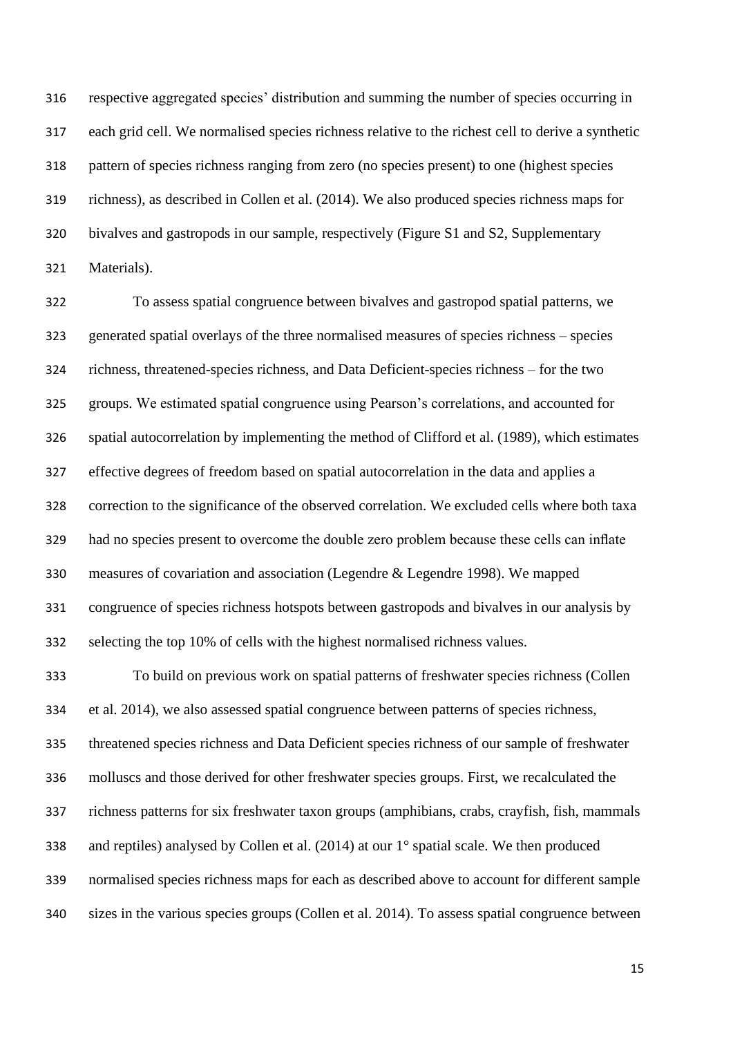respective aggregated species' distribution and summing the number of species occurring in each grid cell. We normalised species richness relative to the richest cell to derive a synthetic pattern of species richness ranging from zero (no species present) to one (highest species richness), as described in Collen et al. (2014). We also produced species richness maps for bivalves and gastropods in our sample, respectively (Figure S1 and S2, Supplementary Materials).

To assess spatial congruence between bivalves and gastropod spatial patterns, we generated spatial overlays of the three normalised measures of species richness – species richness, threatened-species richness, and Data Deficient-species richness – for the two groups. We estimated spatial congruence using Pearson's correlations, and accounted for spatial autocorrelation by implementing the method of Clifford et al. (1989), which estimates effective degrees of freedom based on spatial autocorrelation in the data and applies a correction to the significance of the observed correlation. We excluded cells where both taxa had no species present to overcome the double zero problem because these cells can inflate measures of covariation and association (Legendre & Legendre 1998). We mapped congruence of species richness hotspots between gastropods and bivalves in our analysis by selecting the top 10% of cells with the highest normalised richness values.

To build on previous work on spatial patterns of freshwater species richness (Collen et al. 2014), we also assessed spatial congruence between patterns of species richness, threatened species richness and Data Deficient species richness of our sample of freshwater molluscs and those derived for other freshwater species groups. First, we recalculated the richness patterns for six freshwater taxon groups (amphibians, crabs, crayfish, fish, mammals and reptiles) analysed by Collen et al. (2014) at our 1° spatial scale. We then produced normalised species richness maps for each as described above to account for different sample sizes in the various species groups (Collen et al. 2014). To assess spatial congruence between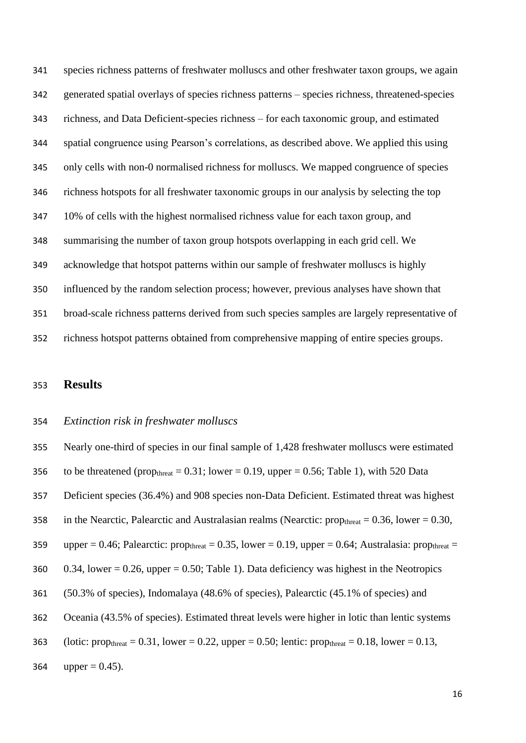species richness patterns of freshwater molluscs and other freshwater taxon groups, we again generated spatial overlays of species richness patterns – species richness, threatened-species richness, and Data Deficient-species richness – for each taxonomic group, and estimated spatial congruence using Pearson's correlations, as described above. We applied this using only cells with non-0 normalised richness for molluscs. We mapped congruence of species richness hotspots for all freshwater taxonomic groups in our analysis by selecting the top 10% of cells with the highest normalised richness value for each taxon group, and summarising the number of taxon group hotspots overlapping in each grid cell. We acknowledge that hotspot patterns within our sample of freshwater molluscs is highly influenced by the random selection process; however, previous analyses have shown that broad-scale richness patterns derived from such species samples are largely representative of richness hotspot patterns obtained from comprehensive mapping of entire species groups.

# Results

*Extinction risk in freshwater molluscs*

Nearly one-third of species in our final sample of 1,428 freshwater molluscs were estimated to be threatened ($prop_{threat} = 0.31$; lower = 0.19, upper = 0.56; Table 1), with 520 Data Deficient species (36.4%) and 908 species non-Data Deficient. Estimated threat was highest in the Nearctic, Palearctic and Australasian realms (Nearctic: $prop_{threat} = 0.36$, lower = 0.30, upper = 0.46; Palearctic: $prop_{threat} = 0.35$, lower = 0.19, upper = 0.64; Australasia: $prop_{threat} = 0.34$, lower = 0.26, upper = 0.50; Table 1). Data deficiency was highest in the Neotropics (50.3% of species), Indomalaya (48.6% of species), Palearctic (45.1% of species) and Oceania (43.5% of species). Estimated threat levels were higher in lotic than lentic systems (lotic: $prop_{threat} = 0.31$, lower = 0.22, upper = 0.50; lentic: $prop_{threat} = 0.18$, lower = 0.13, upper = 0.45).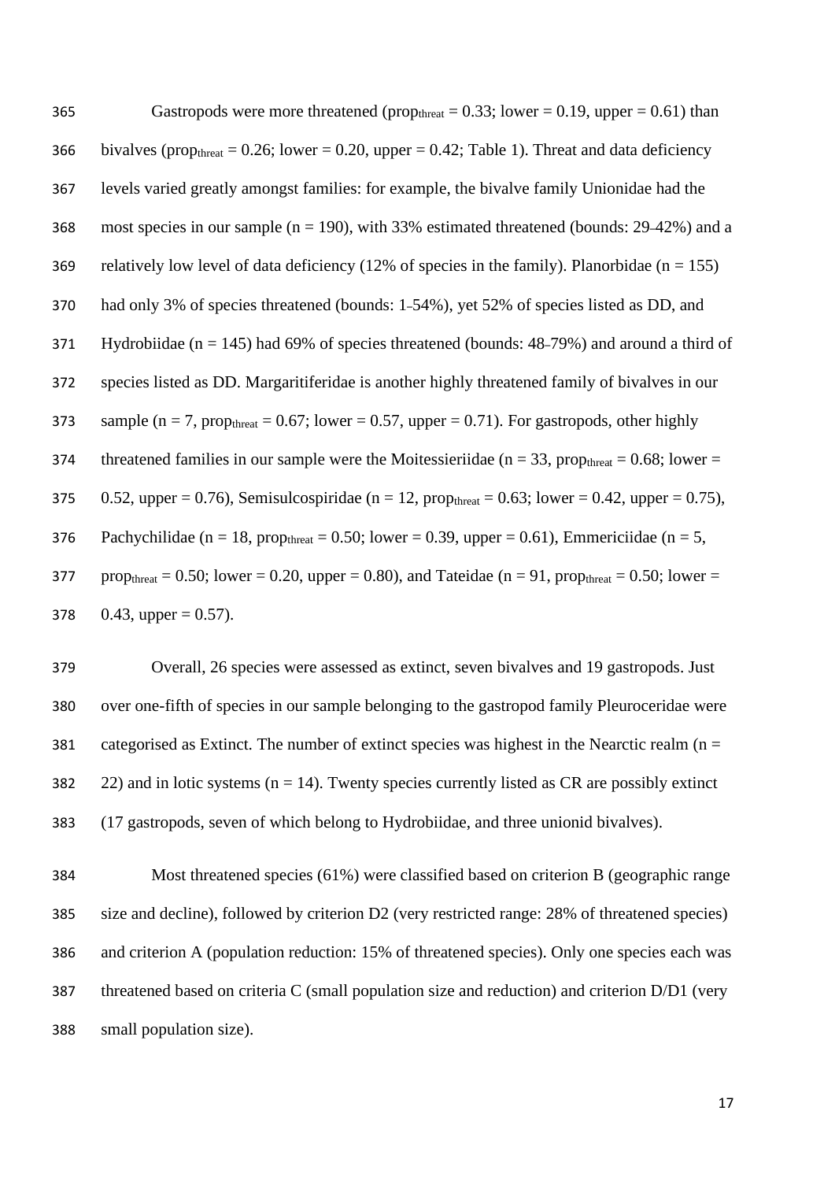Gastropods were more threatened ($prop_{threat} = 0.33$; lower = 0.19, upper = 0.61) than bivalves ($prop_{threat} = 0.26$; lower = 0.20, upper = 0.42; Table 1). Threat and data deficiency levels varied greatly amongst families: for example, the bivalve family Unionidae had the most species in our sample (n = 190), with 33% estimated threatened (bounds: 29–42%) and a relatively low level of data deficiency (12% of species in the family). Planorbidae (n = 155) had only 3% of species threatened (bounds: 1–54%), yet 52% of species listed as DD, and Hydrobiidae (n = 145) had 69% of species threatened (bounds: 48–79%) and around a third of species listed as DD. Margaritiferidae is another highly threatened family of bivalves in our sample (n = 7, $prop_{threat} = 0.67$; lower = 0.57, upper = 0.71). For gastropods, other highly threatened families in our sample were the Moitessieriidae (n = 33, $prop_{threat} = 0.68$; lower = 0.52, upper = 0.76), Semisulcospiridae (n = 12, $prop_{threat} = 0.63$; lower = 0.42, upper = 0.75), Pachychilidae (n = 18, $prop_{threat} = 0.50$; lower = 0.39, upper = 0.61), Emmericiidae (n = 5, $prop_{threat} = 0.50$; lower = 0.20, upper = 0.80), and Tateidae (n = 91, $prop_{threat} = 0.50$; lower = 0.43, upper = 0.57).

Overall, 26 species were assessed as extinct, seven bivalves and 19 gastropods. Just over one-fifth of species in our sample belonging to the gastropod family Pleuroceridae were categorised as Extinct. The number of extinct species was highest in the Nearctic realm (n = 22) and in lotic systems (n = 14). Twenty species currently listed as CR are possibly extinct (17 gastropods, seven of which belong to Hydrobiidae, and three unionid bivalves).

Most threatened species (61%) were classified based on criterion B (geographic range size and decline), followed by criterion D2 (very restricted range: 28% of threatened species) and criterion A (population reduction: 15% of threatened species). Only one species each was threatened based on criteria C (small population size and reduction) and criterion D/D1 (very small population size).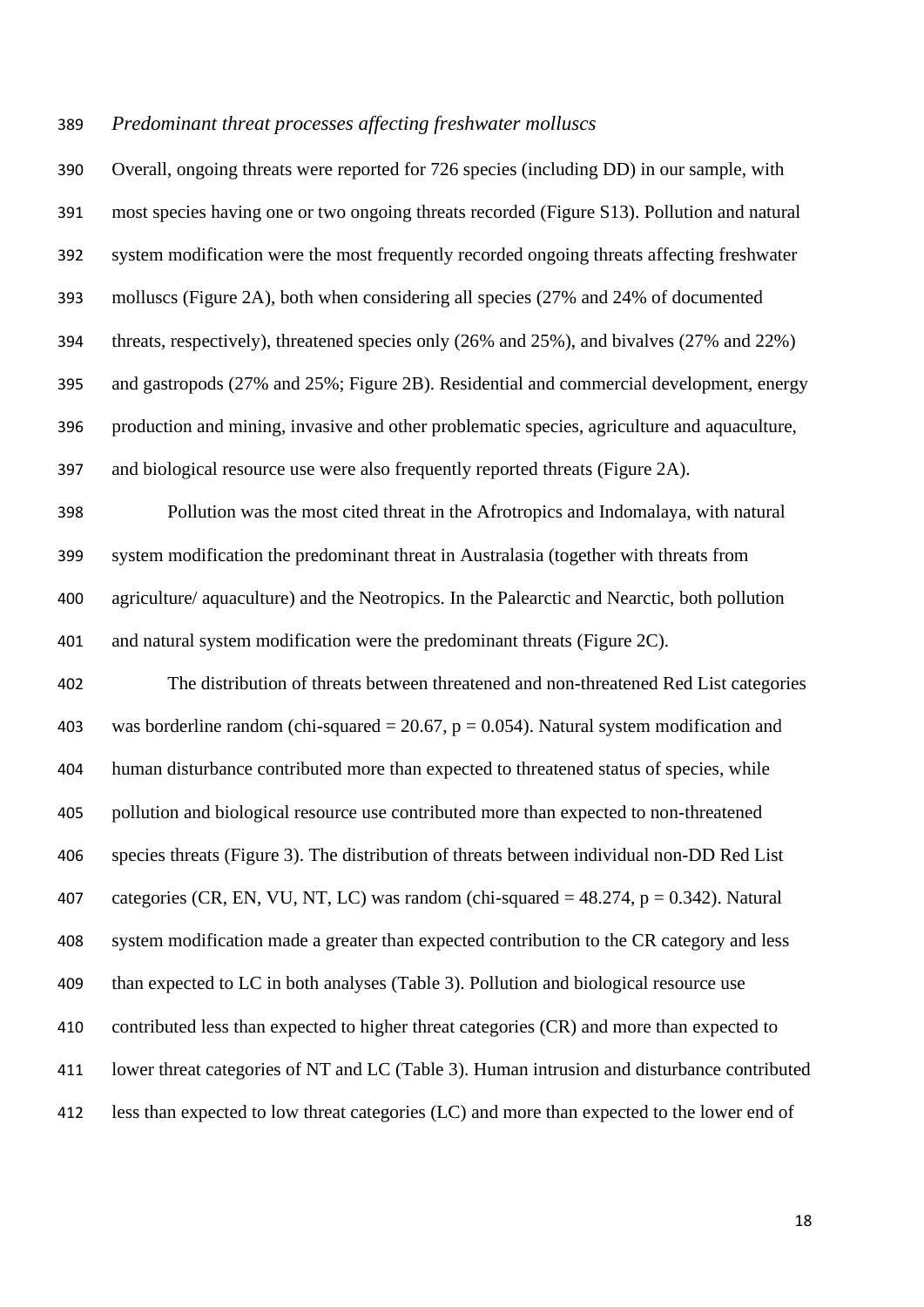*Predominant threat processes affecting freshwater molluscs*

Overall, ongoing threats were reported for 726 species (including DD) in our sample, with most species having one or two ongoing threats recorded (Figure S13). Pollution and natural system modification were the most frequently recorded ongoing threats affecting freshwater molluscs (Figure 2A), both when considering all species (27% and 24% of documented threats, respectively), threatened species only (26% and 25%), and bivalves (27% and 22%) and gastropods (27% and 25%; Figure 2B). Residential and commercial development, energy production and mining, invasive and other problematic species, agriculture and aquaculture, and biological resource use were also frequently reported threats (Figure 2A).

Pollution was the most cited threat in the Afrotropics and Indomalaya, with natural system modification the predominant threat in Australasia (together with threats from agriculture/ aquaculture) and the Neotropics. In the Palearctic and Nearctic, both pollution and natural system modification were the predominant threats (Figure 2C).

The distribution of threats between threatened and non-threatened Red List categories was borderline random (chi-squared = 20.67, $p = 0.054$). Natural system modification and human disturbance contributed more than expected to threatened status of species, while pollution and biological resource use contributed more than expected to non-threatened species threats (Figure 3). The distribution of threats between individual non-DD Red List categories (CR, EN, VU, NT, LC) was random (chi-squared = 48.274, $p = 0.342$). Natural system modification made a greater than expected contribution to the CR category and less than expected to LC in both analyses (Table 3). Pollution and biological resource use contributed less than expected to higher threat categories (CR) and more than expected to lower threat categories of NT and LC (Table 3). Human intrusion and disturbance contributed less than expected to low threat categories (LC) and more than expected to the lower end of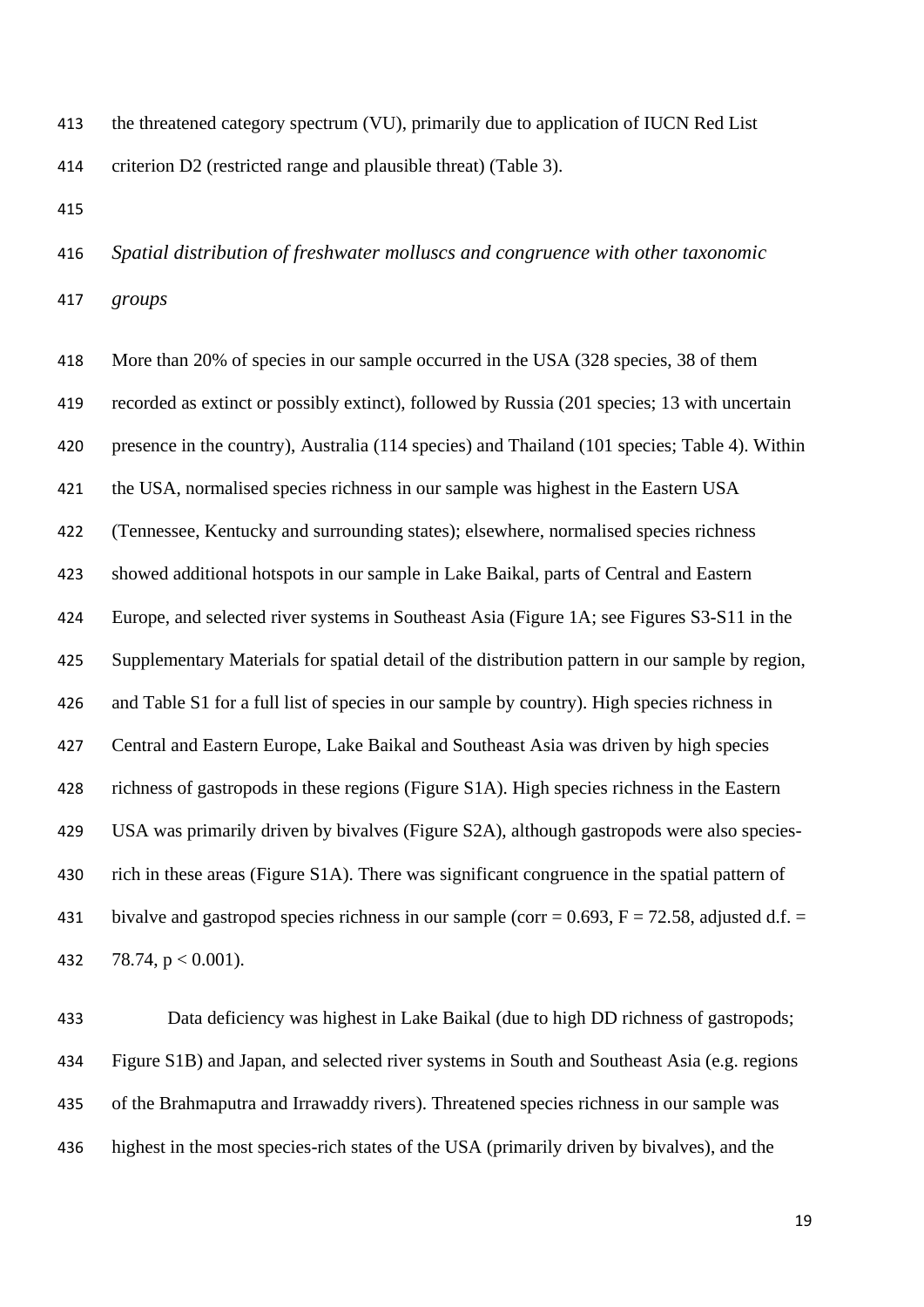the threatened category spectrum (VU), primarily due to application of IUCN Red List criterion D2 (restricted range and plausible threat) (Table 3).

### *Spatial distribution of freshwater molluscs and congruence with other taxonomic groups*

More than 20% of species in our sample occurred in the USA (328 species, 38 of them recorded as extinct or possibly extinct), followed by Russia (201 species; 13 with uncertain presence in the country), Australia (114 species) and Thailand (101 species; Table 4). Within the USA, normalised species richness in our sample was highest in the Eastern USA (Tennessee, Kentucky and surrounding states); elsewhere, normalised species richness showed additional hotspots in our sample in Lake Baikal, parts of Central and Eastern Europe, and selected river systems in Southeast Asia (Figure 1A; see Figures S3-S11 in the Supplementary Materials for spatial detail of the distribution pattern in our sample by region, and Table S1 for a full list of species in our sample by country). High species richness in Central and Eastern Europe, Lake Baikal and Southeast Asia was driven by high species richness of gastropods in these regions (Figure S1A). High species richness in the Eastern USA was primarily driven by bivalves (Figure S2A), although gastropods were also species-rich in these areas (Figure S1A). There was significant congruence in the spatial pattern of bivalve and gastropod species richness in our sample (corr = 0.693, $F = 72.58$, adjusted d.f. = 78.74, $p < 0.001$).

Data deficiency was highest in Lake Baikal (due to high DD richness of gastropods; Figure S1B) and Japan, and selected river systems in South and Southeast Asia (e.g. regions of the Brahmaputra and Irrawaddy rivers). Threatened species richness in our sample was highest in the most species-rich states of the USA (primarily driven by bivalves), and the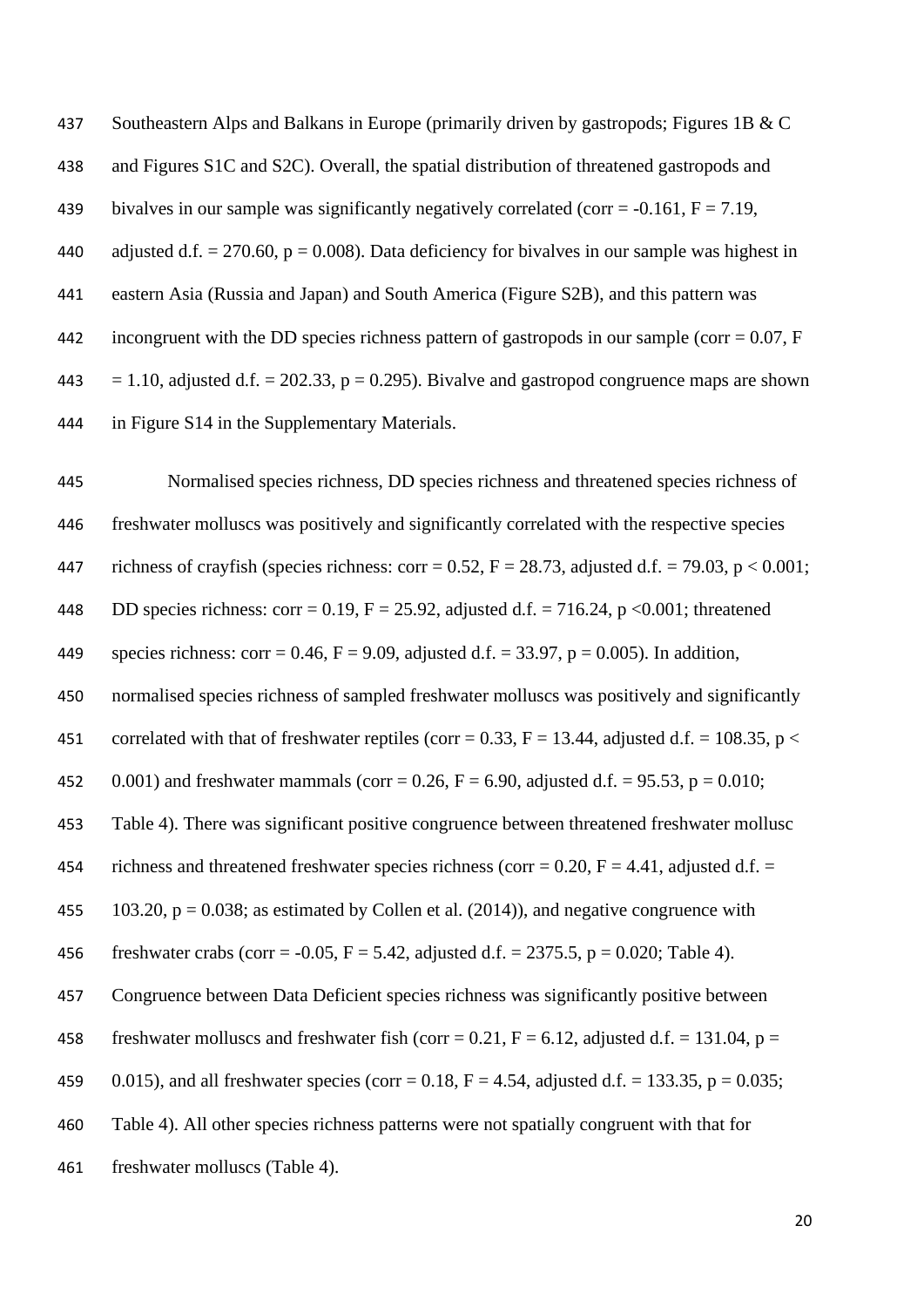Southeastern Alps and Balkans in Europe (primarily driven by gastropods; Figures 1B & C and Figures S1C and S2C). Overall, the spatial distribution of threatened gastropods and bivalves in our sample was significantly negatively correlated (corr = -0.161, $F = 7.19$, adjusted d.f. = 270.60, $p = 0.008$). Data deficiency for bivalves in our sample was highest in eastern Asia (Russia and Japan) and South America (Figure S2B), and this pattern was incongruent with the DD species richness pattern of gastropods in our sample (corr = 0.07, $F = 1.10$, adjusted d.f. = 202.33, $p = 0.295$). Bivalve and gastropod congruence maps are shown in Figure S14 in the Supplementary Materials.

Normalised species richness, DD species richness and threatened species richness of freshwater molluscs was positively and significantly correlated with the respective species richness of crayfish (species richness: corr = 0.52, $F = 28.73$, adjusted d.f. = 79.03, $p < 0.001$; DD species richness: corr = 0.19, $F = 25.92$, adjusted d.f. = 716.24, $p < 0.001$; threatened species richness: corr = 0.46, $F = 9.09$, adjusted d.f. = 33.97, $p = 0.005$). In addition, normalised species richness of sampled freshwater molluscs was positively and significantly correlated with that of freshwater reptiles (corr = 0.33, $F = 13.44$, adjusted d.f. = 108.35, $p < 0.001$) and freshwater mammals (corr = 0.26, $F = 6.90$, adjusted d.f. = 95.53, $p = 0.010$; Table 4). There was significant positive congruence between threatened freshwater mollusc richness and threatened freshwater species richness (corr = 0.20, $F = 4.41$, adjusted d.f. = 103.20, $p = 0.038$; as estimated by Collen et al. (2014)), and negative congruence with freshwater crabs (corr = -0.05, $F = 5.42$, adjusted d.f. = 2375.5, $p = 0.020$; Table 4). Congruence between Data Deficient species richness was significantly positive between freshwater molluscs and freshwater fish (corr = 0.21, $F = 6.12$, adjusted d.f. = 131.04, $p = 0.015$), and all freshwater species (corr = 0.18, $F = 4.54$, adjusted d.f. = 133.35, $p = 0.035$; Table 4). All other species richness patterns were not spatially congruent with that for freshwater molluscs (Table 4).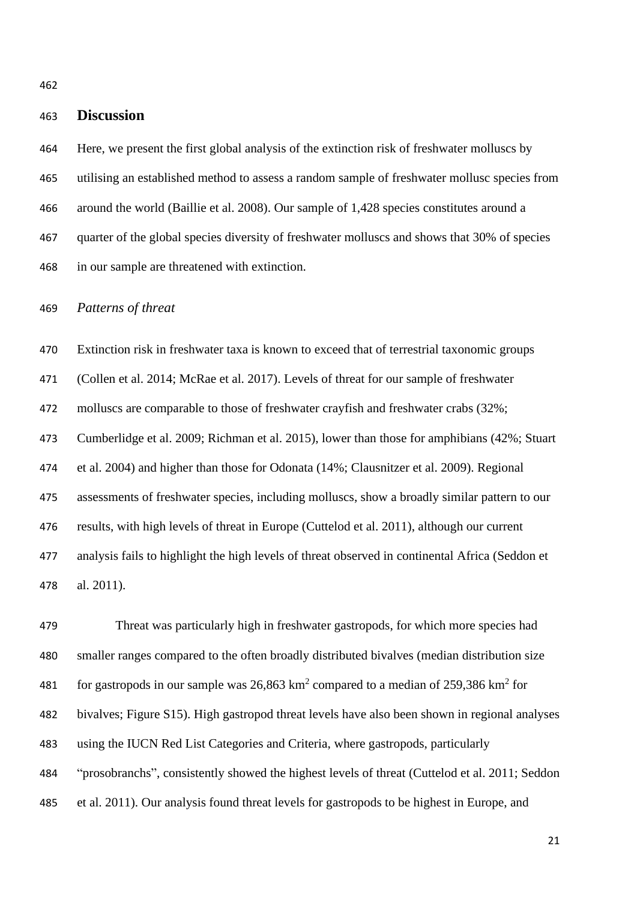## Discussion

Here, we present the first global analysis of the extinction risk of freshwater molluscs by utilising an established method to assess a random sample of freshwater mollusc species from around the world (Baillie et al. 2008). Our sample of 1,428 species constitutes around a quarter of the global species diversity of freshwater molluscs and shows that 30% of species in our sample are threatened with extinction.

### *Patterns of threat*

Extinction risk in freshwater taxa is known to exceed that of terrestrial taxonomic groups (Collen et al. 2014; McRae et al. 2017). Levels of threat for our sample of freshwater molluscs are comparable to those of freshwater crayfish and freshwater crabs (32%; Cumberlidge et al. 2009; Richman et al. 2015), lower than those for amphibians (42%; Stuart et al. 2004) and higher than those for Odonata (14%; Clausnitzer et al. 2009). Regional assessments of freshwater species, including molluscs, show a broadly similar pattern to our results, with high levels of threat in Europe (Cuttelod et al. 2011), although our current analysis fails to highlight the high levels of threat observed in continental Africa (Seddon et al. 2011).

Threat was particularly high in freshwater gastropods, for which more species had smaller ranges compared to the often broadly distributed bivalves (median distribution size for gastropods in our sample was 26,863 km$^2$ compared to a median of 259,386 km$^2$ for bivalves; Figure S15). High gastropod threat levels have also been shown in regional analyses using the IUCN Red List Categories and Criteria, where gastropods, particularly "prosobranchs", consistently showed the highest levels of threat (Cuttelod et al. 2011; Seddon et al. 2011). Our analysis found threat levels for gastropods to be highest in Europe, and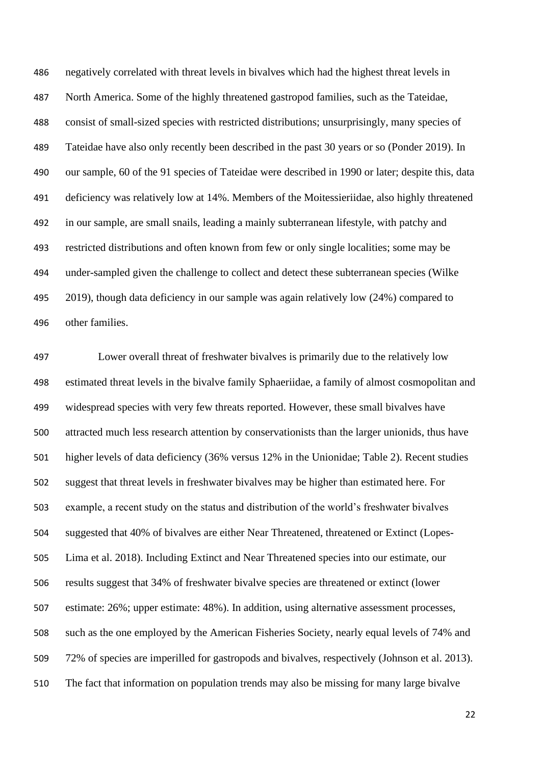negatively correlated with threat levels in bivalves which had the highest threat levels in North America. Some of the highly threatened gastropod families, such as the Tateidae, consist of small-sized species with restricted distributions; unsurprisingly, many species of Tateidae have also only recently been described in the past 30 years or so (Ponder 2019). In our sample, 60 of the 91 species of Tateidae were described in 1990 or later; despite this, data deficiency was relatively low at 14%. Members of the Moitessieriidae, also highly threatened in our sample, are small snails, leading a mainly subterranean lifestyle, with patchy and restricted distributions and often known from few or only single localities; some may be under-sampled given the challenge to collect and detect these subterranean species (Wilke 2019), though data deficiency in our sample was again relatively low (24%) compared to other families.

Lower overall threat of freshwater bivalves is primarily due to the relatively low estimated threat levels in the bivalve family Sphaeriidae, a family of almost cosmopolitan and widespread species with very few threats reported. However, these small bivalves have attracted much less research attention by conservationists than the larger unionids, thus have higher levels of data deficiency (36% versus 12% in the Unionidae; Table 2). Recent studies suggest that threat levels in freshwater bivalves may be higher than estimated here. For example, a recent study on the status and distribution of the world's freshwater bivalves suggested that 40% of bivalves are either Near Threatened, threatened or Extinct (Lopes-Lima et al. 2018). Including Extinct and Near Threatened species into our estimate, our results suggest that 34% of freshwater bivalve species are threatened or extinct (lower estimate: 26%; upper estimate: 48%). In addition, using alternative assessment processes, such as the one employed by the American Fisheries Society, nearly equal levels of 74% and 72% of species are imperilled for gastropods and bivalves, respectively (Johnson et al. 2013). The fact that information on population trends may also be missing for many large bivalve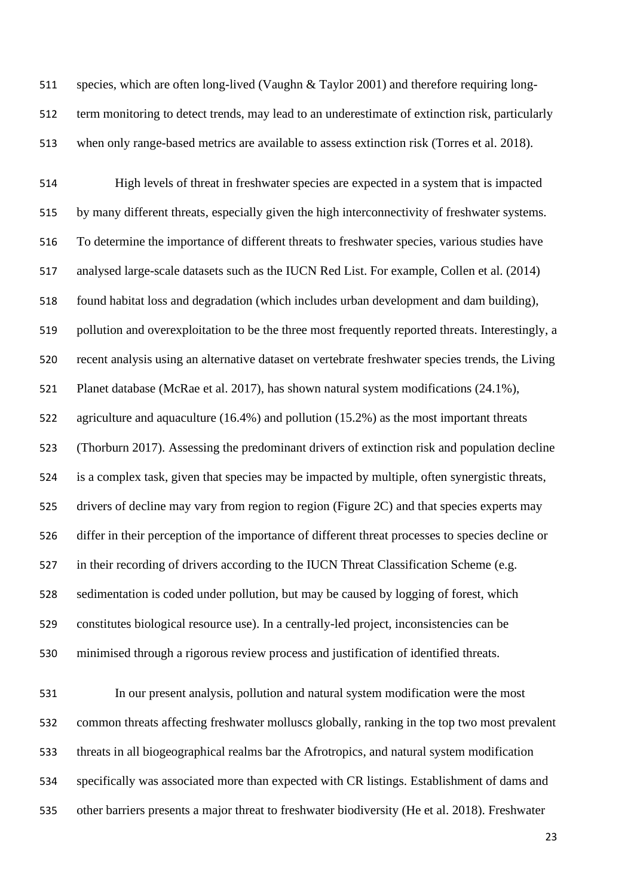species, which are often long-lived (Vaughn & Taylor 2001) and therefore requiring long-term monitoring to detect trends, may lead to an underestimate of extinction risk, particularly when only range-based metrics are available to assess extinction risk (Torres et al. 2018).

High levels of threat in freshwater species are expected in a system that is impacted by many different threats, especially given the high interconnectivity of freshwater systems. To determine the importance of different threats to freshwater species, various studies have analysed large-scale datasets such as the IUCN Red List. For example, Collen et al. (2014) found habitat loss and degradation (which includes urban development and dam building), pollution and overexploitation to be the three most frequently reported threats. Interestingly, a recent analysis using an alternative dataset on vertebrate freshwater species trends, the Living Planet database (McRae et al. 2017), has shown natural system modifications (24.1%), agriculture and aquaculture (16.4%) and pollution (15.2%) as the most important threats (Thorburn 2017). Assessing the predominant drivers of extinction risk and population decline is a complex task, given that species may be impacted by multiple, often synergistic threats, drivers of decline may vary from region to region (Figure 2C) and that species experts may differ in their perception of the importance of different threat processes to species decline or in their recording of drivers according to the IUCN Threat Classification Scheme (e.g. sedimentation is coded under pollution, but may be caused by logging of forest, which constitutes biological resource use). In a centrally-led project, inconsistencies can be minimised through a rigorous review process and justification of identified threats.

In our present analysis, pollution and natural system modification were the most common threats affecting freshwater molluscs globally, ranking in the top two most prevalent threats in all biogeographical realms bar the Afrotropics, and natural system modification specifically was associated more than expected with CR listings. Establishment of dams and other barriers presents a major threat to freshwater biodiversity (He et al. 2018). Freshwater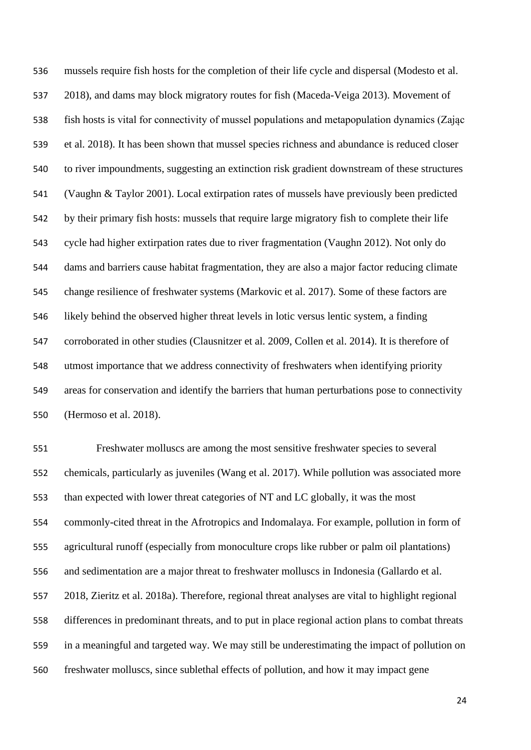mussels require fish hosts for the completion of their life cycle and dispersal (Modesto et al. 2018), and dams may block migratory routes for fish (Maceda-Veiga 2013). Movement of fish hosts is vital for connectivity of mussel populations and metapopulation dynamics (Zając et al. 2018). It has been shown that mussel species richness and abundance is reduced closer to river impoundments, suggesting an extinction risk gradient downstream of these structures (Vaughn & Taylor 2001). Local extirpation rates of mussels have previously been predicted by their primary fish hosts: mussels that require large migratory fish to complete their life cycle had higher extirpation rates due to river fragmentation (Vaughn 2012). Not only do dams and barriers cause habitat fragmentation, they are also a major factor reducing climate change resilience of freshwater systems (Markovic et al. 2017). Some of these factors are likely behind the observed higher threat levels in lotic versus lentic system, a finding corroborated in other studies (Clausnitzer et al. 2009, Collen et al. 2014). It is therefore of utmost importance that we address connectivity of freshwaters when identifying priority areas for conservation and identify the barriers that human perturbations pose to connectivity (Hermoso et al. 2018).

Freshwater molluscs are among the most sensitive freshwater species to several chemicals, particularly as juveniles (Wang et al. 2017). While pollution was associated more than expected with lower threat categories of NT and LC globally, it was the most commonly-cited threat in the Afrotropics and Indomalaya. For example, pollution in form of agricultural runoff (especially from monoculture crops like rubber or palm oil plantations) and sedimentation are a major threat to freshwater molluscs in Indonesia (Gallardo et al. 2018, Zieritz et al. 2018a). Therefore, regional threat analyses are vital to highlight regional differences in predominant threats, and to put in place regional action plans to combat threats in a meaningful and targeted way. We may still be underestimating the impact of pollution on freshwater molluscs, since sublethal effects of pollution, and how it may impact gene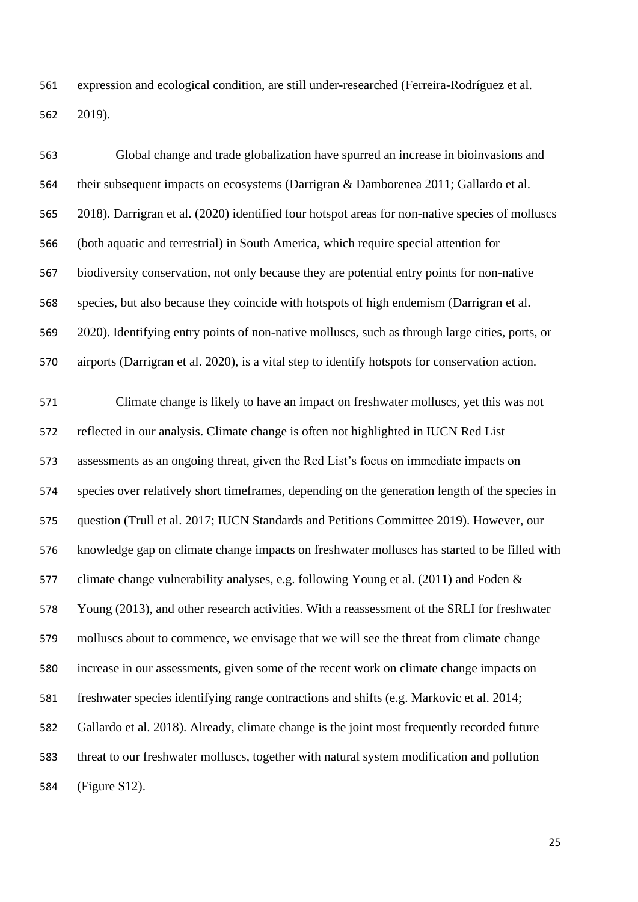expression and ecological condition, are still under-researched (Ferreira-Rodríguez et al. 2019).

Global change and trade globalization have spurred an increase in bioinvasions and their subsequent impacts on ecosystems (Darrigran & Damborenea 2011; Gallardo et al. 2018). Darrigran et al. (2020) identified four hotspot areas for non-native species of molluscs (both aquatic and terrestrial) in South America, which require special attention for biodiversity conservation, not only because they are potential entry points for non-native species, but also because they coincide with hotspots of high endemism (Darrigran et al. 2020). Identifying entry points of non-native molluscs, such as through large cities, ports, or airports (Darrigran et al. 2020), is a vital step to identify hotspots for conservation action.

Climate change is likely to have an impact on freshwater molluscs, yet this was not reflected in our analysis. Climate change is often not highlighted in IUCN Red List assessments as an ongoing threat, given the Red List's focus on immediate impacts on species over relatively short timeframes, depending on the generation length of the species in question (Trull et al. 2017; IUCN Standards and Petitions Committee 2019). However, our knowledge gap on climate change impacts on freshwater molluscs has started to be filled with climate change vulnerability analyses, e.g. following Young et al. (2011) and Foden & Young (2013), and other research activities. With a reassessment of the SRLI for freshwater molluscs about to commence, we envisage that we will see the threat from climate change increase in our assessments, given some of the recent work on climate change impacts on freshwater species identifying range contractions and shifts (e.g. Markovic et al. 2014; Gallardo et al. 2018). Already, climate change is the joint most frequently recorded future threat to our freshwater molluscs, together with natural system modification and pollution (Figure S12).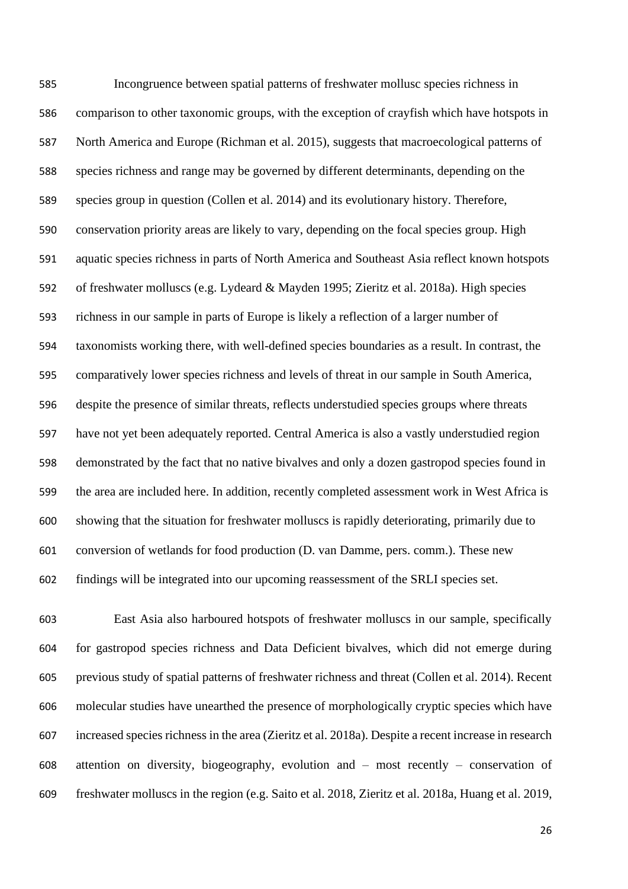Incongruence between spatial patterns of freshwater mollusc species richness in comparison to other taxonomic groups, with the exception of crayfish which have hotspots in North America and Europe (Richman et al. 2015), suggests that macroecological patterns of species richness and range may be governed by different determinants, depending on the species group in question (Collen et al. 2014) and its evolutionary history. Therefore, conservation priority areas are likely to vary, depending on the focal species group. High aquatic species richness in parts of North America and Southeast Asia reflect known hotspots of freshwater molluscs (e.g. Lydeard & Mayden 1995; Zieritz et al. 2018a). High species richness in our sample in parts of Europe is likely a reflection of a larger number of taxonomists working there, with well-defined species boundaries as a result. In contrast, the comparatively lower species richness and levels of threat in our sample in South America, despite the presence of similar threats, reflects understudied species groups where threats have not yet been adequately reported. Central America is also a vastly understudied region demonstrated by the fact that no native bivalves and only a dozen gastropod species found in the area are included here. In addition, recently completed assessment work in West Africa is showing that the situation for freshwater molluscs is rapidly deteriorating, primarily due to conversion of wetlands for food production (D. van Damme, pers. comm.). These new findings will be integrated into our upcoming reassessment of the SRLI species set.

East Asia also harboured hotspots of freshwater molluscs in our sample, specifically for gastropod species richness and Data Deficient bivalves, which did not emerge during previous study of spatial patterns of freshwater richness and threat (Collen et al. 2014). Recent molecular studies have unearthed the presence of morphologically cryptic species which have increased species richness in the area (Zieritz et al. 2018a). Despite a recent increase in research attention on diversity, biogeography, evolution and – most recently – conservation of freshwater molluscs in the region (e.g. Saito et al. 2018, Zieritz et al. 2018a, Huang et al. 2019,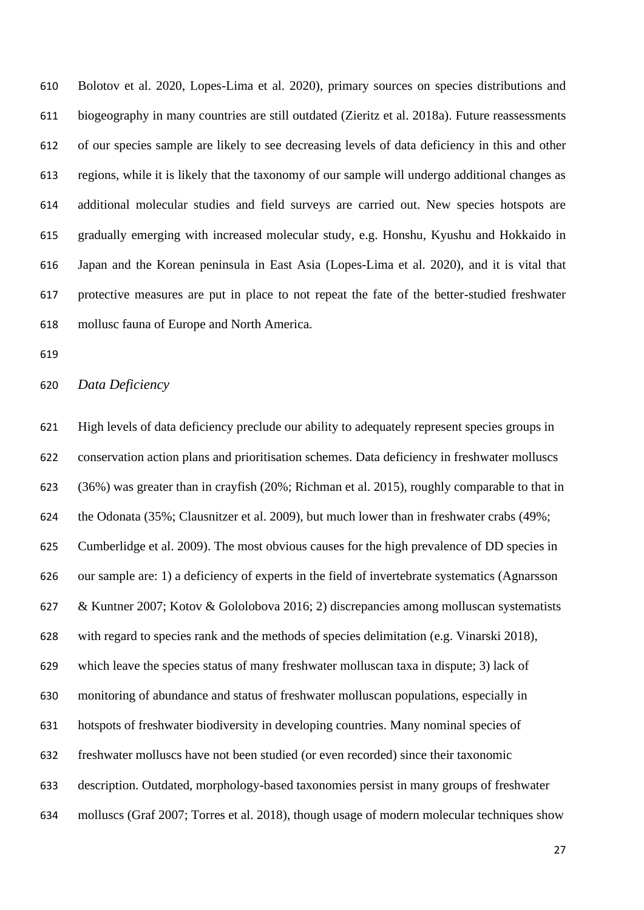Bolotov et al. 2020, Lopes-Lima et al. 2020), primary sources on species distributions and biogeography in many countries are still outdated (Zieritz et al. 2018a). Future reassessments of our species sample are likely to see decreasing levels of data deficiency in this and other regions, while it is likely that the taxonomy of our sample will undergo additional changes as additional molecular studies and field surveys are carried out. New species hotspots are gradually emerging with increased molecular study, e.g. Honshu, Kyushu and Hokkaido in Japan and the Korean peninsula in East Asia (Lopes-Lima et al. 2020), and it is vital that protective measures are put in place to not repeat the fate of the better-studied freshwater mollusc fauna of Europe and North America.

*Data Deficiency*

High levels of data deficiency preclude our ability to adequately represent species groups in conservation action plans and prioritisation schemes. Data deficiency in freshwater molluscs (36%) was greater than in crayfish (20%; Richman et al. 2015), roughly comparable to that in the Odonata (35%; Clausnitzer et al. 2009), but much lower than in freshwater crabs (49%; Cumberlidge et al. 2009). The most obvious causes for the high prevalence of DD species in our sample are: 1) a deficiency of experts in the field of invertebrate systematics (Agnarsson & Kuntner 2007; Kotov & Gololobova 2016; 2) discrepancies among molluscan systematists with regard to species rank and the methods of species delimitation (e.g. Vinarski 2018), which leave the species status of many freshwater molluscan taxa in dispute; 3) lack of monitoring of abundance and status of freshwater molluscan populations, especially in hotspots of freshwater biodiversity in developing countries. Many nominal species of freshwater molluscs have not been studied (or even recorded) since their taxonomic description. Outdated, morphology-based taxonomies persist in many groups of freshwater molluscs (Graf 2007; Torres et al. 2018), though usage of modern molecular techniques show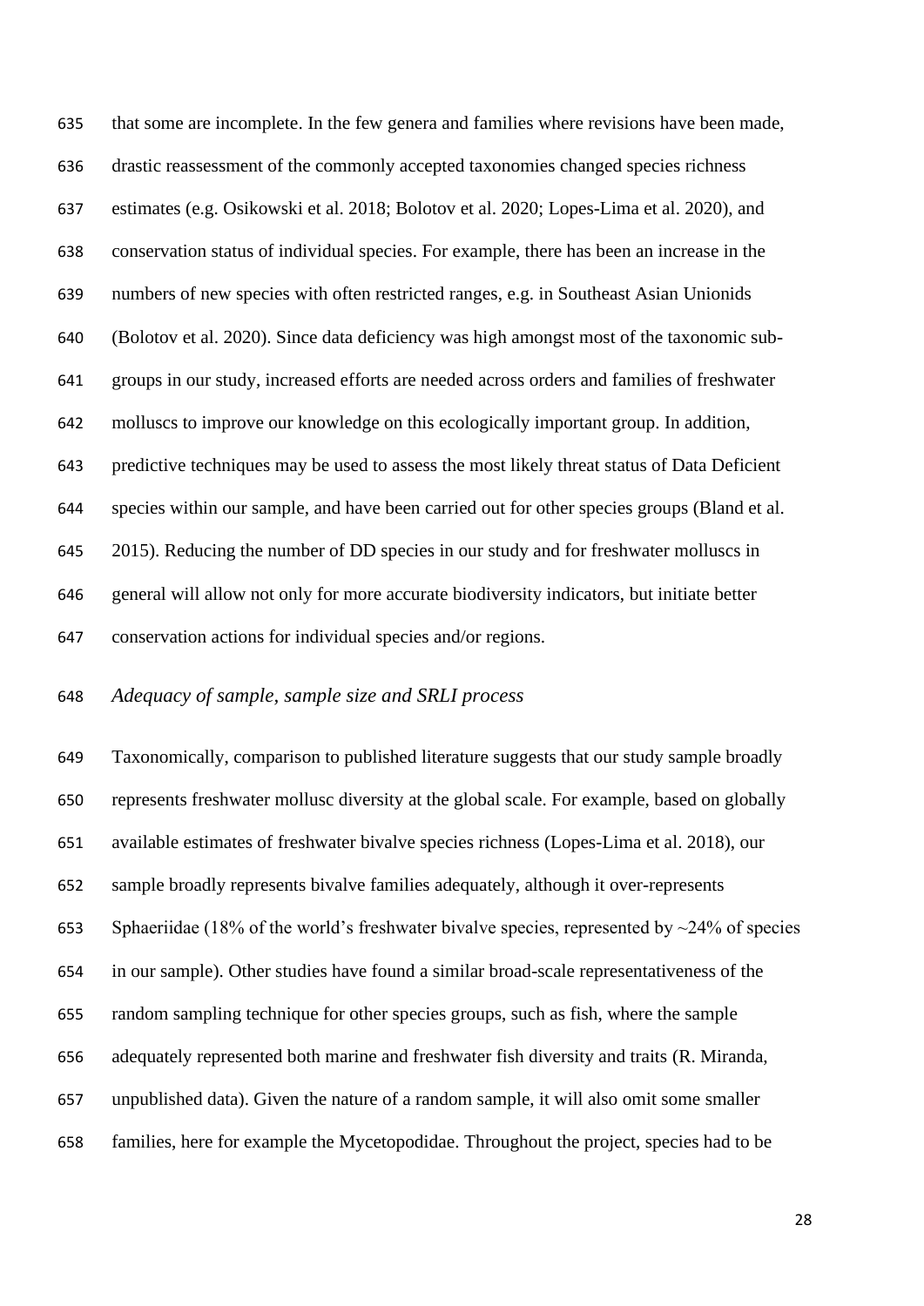that some are incomplete. In the few genera and families where revisions have been made, drastic reassessment of the commonly accepted taxonomies changed species richness estimates (e.g. Osikowski et al. 2018; Bolotov et al. 2020; Lopes-Lima et al. 2020), and conservation status of individual species. For example, there has been an increase in the numbers of new species with often restricted ranges, e.g. in Southeast Asian Unionids (Bolotov et al. 2020). Since data deficiency was high amongst most of the taxonomic sub-groups in our study, increased efforts are needed across orders and families of freshwater molluscs to improve our knowledge on this ecologically important group. In addition, predictive techniques may be used to assess the most likely threat status of Data Deficient species within our sample, and have been carried out for other species groups (Bland et al. 2015). Reducing the number of DD species in our study and for freshwater molluscs in general will allow not only for more accurate biodiversity indicators, but initiate better conservation actions for individual species and/or regions.

*Adequacy of sample, sample size and SRLI process*

Taxonomically, comparison to published literature suggests that our study sample broadly represents freshwater mollusc diversity at the global scale. For example, based on globally available estimates of freshwater bivalve species richness (Lopes-Lima et al. 2018), our sample broadly represents bivalve families adequately, although it over-represents Sphaeriidae (18% of the world's freshwater bivalve species, represented by ~24% of species in our sample). Other studies have found a similar broad-scale representativeness of the random sampling technique for other species groups, such as fish, where the sample adequately represented both marine and freshwater fish diversity and traits (R. Miranda, unpublished data). Given the nature of a random sample, it will also omit some smaller families, here for example the Mycetopodidae. Throughout the project, species had to be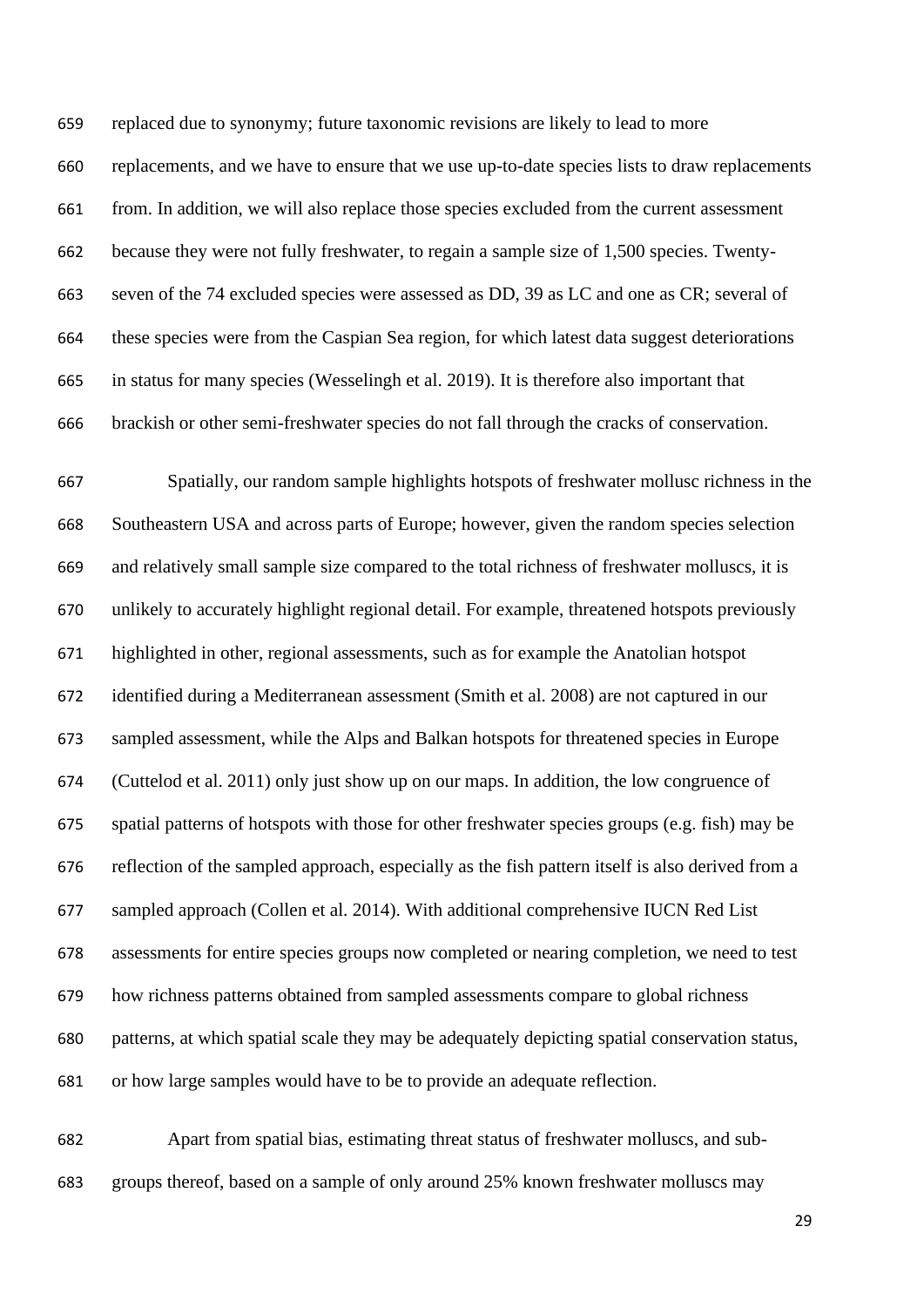replaced due to synonymy; future taxonomic revisions are likely to lead to more replacements, and we have to ensure that we use up-to-date species lists to draw replacements from. In addition, we will also replace those species excluded from the current assessment because they were not fully freshwater, to regain a sample size of 1,500 species. Twenty-seven of the 74 excluded species were assessed as DD, 39 as LC and one as CR; several of these species were from the Caspian Sea region, for which latest data suggest deteriorations in status for many species (Wesselingh et al. 2019). It is therefore also important that brackish or other semi-freshwater species do not fall through the cracks of conservation.

Spatially, our random sample highlights hotspots of freshwater mollusc richness in the Southeastern USA and across parts of Europe; however, given the random species selection and relatively small sample size compared to the total richness of freshwater molluscs, it is unlikely to accurately highlight regional detail. For example, threatened hotspots previously highlighted in other, regional assessments, such as for example the Anatolian hotspot identified during a Mediterranean assessment (Smith et al. 2008) are not captured in our sampled assessment, while the Alps and Balkan hotspots for threatened species in Europe (Cuttelod et al. 2011) only just show up on our maps. In addition, the low congruence of spatial patterns of hotspots with those for other freshwater species groups (e.g. fish) may be reflection of the sampled approach, especially as the fish pattern itself is also derived from a sampled approach (Collen et al. 2014). With additional comprehensive IUCN Red List assessments for entire species groups now completed or nearing completion, we need to test how richness patterns obtained from sampled assessments compare to global richness patterns, at which spatial scale they may be adequately depicting spatial conservation status, or how large samples would have to be to provide an adequate reflection.

Apart from spatial bias, estimating threat status of freshwater molluscs, and sub-groups thereof, based on a sample of only around 25% known freshwater molluscs may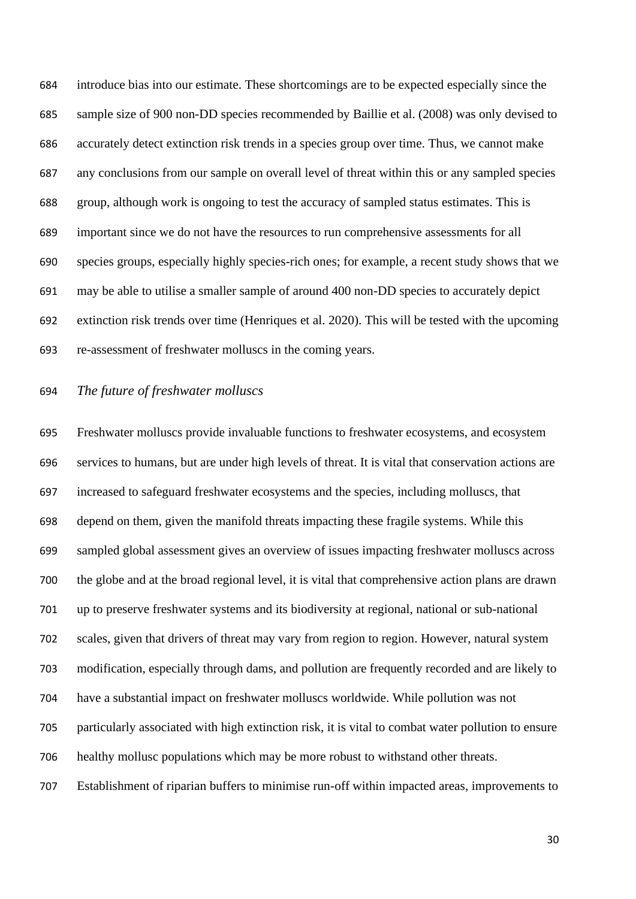introduce bias into our estimate. These shortcomings are to be expected especially since the sample size of 900 non-DD species recommended by Baillie et al. (2008) was only devised to accurately detect extinction risk trends in a species group over time. Thus, we cannot make any conclusions from our sample on overall level of threat within this or any sampled species group, although work is ongoing to test the accuracy of sampled status estimates. This is important since we do not have the resources to run comprehensive assessments for all species groups, especially highly species-rich ones; for example, a recent study shows that we may be able to utilise a smaller sample of around 400 non-DD species to accurately depict extinction risk trends over time (Henriques et al. 2020). This will be tested with the upcoming re-assessment of freshwater molluscs in the coming years.

### *The future of freshwater molluscs*

Freshwater molluscs provide invaluable functions to freshwater ecosystems, and ecosystem services to humans, but are under high levels of threat. It is vital that conservation actions are increased to safeguard freshwater ecosystems and the species, including molluscs, that depend on them, given the manifold threats impacting these fragile systems. While this sampled global assessment gives an overview of issues impacting freshwater molluscs across the globe and at the broad regional level, it is vital that comprehensive action plans are drawn up to preserve freshwater systems and its biodiversity at regional, national or sub-national scales, given that drivers of threat may vary from region to region. However, natural system modification, especially through dams, and pollution are frequently recorded and are likely to have a substantial impact on freshwater molluscs worldwide. While pollution was not particularly associated with high extinction risk, it is vital to combat water pollution to ensure healthy mollusc populations which may be more robust to withstand other threats.

Establishment of riparian buffers to minimise run-off within impacted areas, improvements to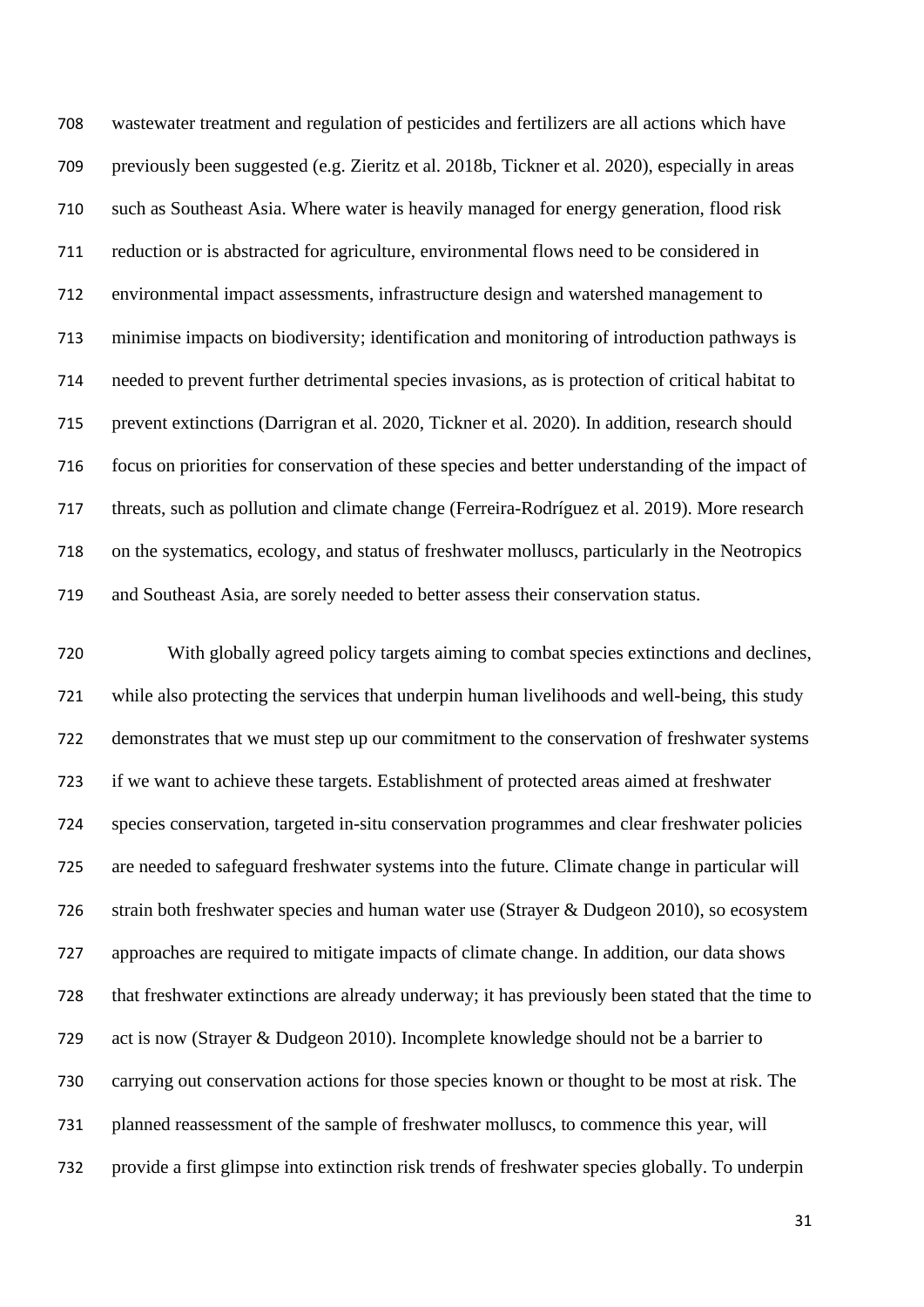wastewater treatment and regulation of pesticides and fertilizers are all actions which have previously been suggested (e.g. Zieritz et al. 2018b, Tickner et al. 2020), especially in areas such as Southeast Asia. Where water is heavily managed for energy generation, flood risk reduction or is abstracted for agriculture, environmental flows need to be considered in environmental impact assessments, infrastructure design and watershed management to minimise impacts on biodiversity; identification and monitoring of introduction pathways is needed to prevent further detrimental species invasions, as is protection of critical habitat to prevent extinctions (Darrigran et al. 2020, Tickner et al. 2020). In addition, research should focus on priorities for conservation of these species and better understanding of the impact of threats, such as pollution and climate change (Ferreira-Rodríguez et al. 2019). More research on the systematics, ecology, and status of freshwater molluscs, particularly in the Neotropics and Southeast Asia, are sorely needed to better assess their conservation status.

With globally agreed policy targets aiming to combat species extinctions and declines, while also protecting the services that underpin human livelihoods and well-being, this study demonstrates that we must step up our commitment to the conservation of freshwater systems if we want to achieve these targets. Establishment of protected areas aimed at freshwater species conservation, targeted in-situ conservation programmes and clear freshwater policies are needed to safeguard freshwater systems into the future. Climate change in particular will strain both freshwater species and human water use (Strayer & Dudgeon 2010), so ecosystem approaches are required to mitigate impacts of climate change. In addition, our data shows that freshwater extinctions are already underway; it has previously been stated that the time to act is now (Strayer & Dudgeon 2010). Incomplete knowledge should not be a barrier to carrying out conservation actions for those species known or thought to be most at risk. The planned reassessment of the sample of freshwater molluscs, to commence this year, will provide a first glimpse into extinction risk trends of freshwater species globally. To underpin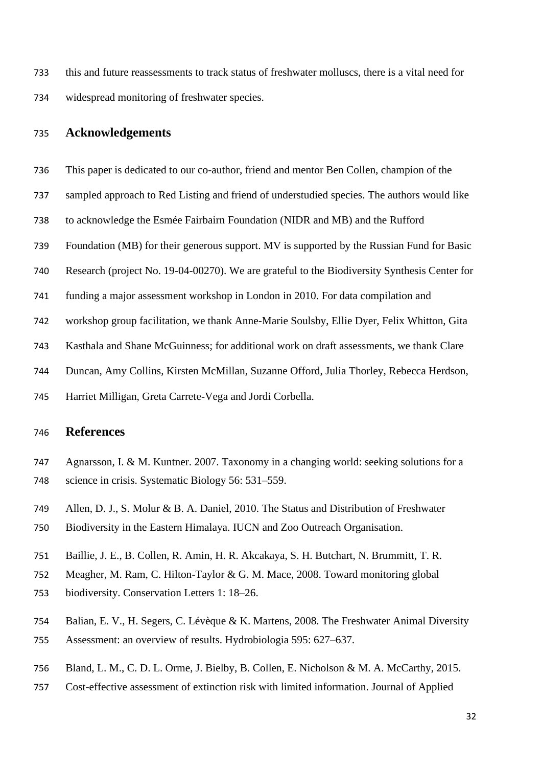this and future reassessments to track status of freshwater molluscs, there is a vital need for widespread monitoring of freshwater species.

## Acknowledgements

This paper is dedicated to our co-author, friend and mentor Ben Collen, champion of the sampled approach to Red Listing and friend of understudied species. The authors would like to acknowledge the Esmée Fairbairn Foundation (NIDR and MB) and the Rufford Foundation (MB) for their generous support. MV is supported by the Russian Fund for Basic Research (project No. 19-04-00270). We are grateful to the Biodiversity Synthesis Center for funding a major assessment workshop in London in 2010. For data compilation and workshop group facilitation, we thank Anne-Marie Soulsby, Ellie Dyer, Felix Whitton, Gita Kasthala and Shane McGuinness; for additional work on draft assessments, we thank Clare Duncan, Amy Collins, Kirsten McMillan, Suzanne Offord, Julia Thorley, Rebecca Herdson, Harriet Milligan, Greta Carrete-Vega and Jordi Corbella.

## References

Agnarsson, I. & M. Kuntner. 2007. Taxonomy in a changing world: seeking solutions for a science in crisis. Systematic Biology 56: 531–559.

Allen, D. J., S. Molur & B. A. Daniel, 2010. The Status and Distribution of Freshwater Biodiversity in the Eastern Himalaya. IUCN and Zoo Outreach Organisation.

Baillie, J. E., B. Collen, R. Amin, H. R. Akcakaya, S. H. Butchart, N. Brummitt, T. R. Meagher, M. Ram, C. Hilton-Taylor & G. M. Mace, 2008. Toward monitoring global biodiversity. Conservation Letters 1: 18–26.

Balian, E. V., H. Segers, C. Lévèque & K. Martens, 2008. The Freshwater Animal Diversity Assessment: an overview of results. Hydrobiologia 595: 627–637.

Bland, L. M., C. D. L. Orme, J. Bielby, B. Collen, E. Nicholson & M. A. McCarthy, 2015. Cost-effective assessment of extinction risk with limited information. Journal of Applied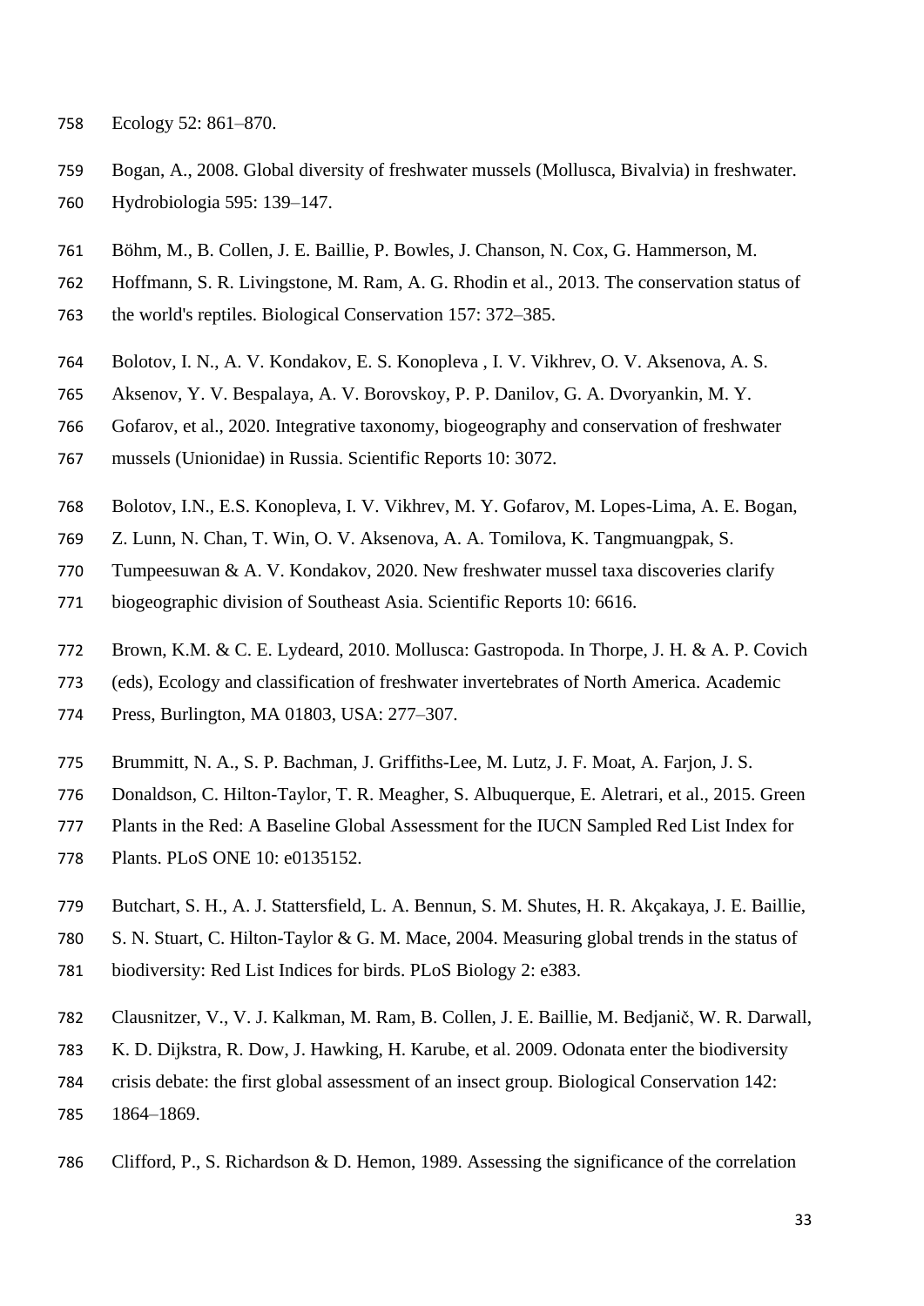Ecology 52: 861–870.

Bogan, A., 2008. Global diversity of freshwater mussels (Mollusca, Bivalvia) in freshwater. Hydrobiologia 595: 139–147.

Böhm, M., B. Collen, J. E. Baillie, P. Bowles, J. Chanson, N. Cox, G. Hammerson, M. Hoffmann, S. R. Livingstone, M. Ram, A. G. Rhodin et al., 2013. The conservation status of the world's reptiles. Biological Conservation 157: 372–385.

Bolotov, I. N., A. V. Kondakov, E. S. Konopleva , I. V. Vikhrev, O. V. Aksenova, A. S. Aksenov, Y. V. Bespalaya, A. V. Borovskoy, P. P. Danilov, G. A. Dvoryankin, M. Y. Gofarov, et al., 2020. Integrative taxonomy, biogeography and conservation of freshwater mussels (Unionidae) in Russia. Scientific Reports 10: 3072.

Bolotov, I.N., E.S. Konopleva, I. V. Vikhrev, M. Y. Gofarov, M. Lopes-Lima, A. E. Bogan, Z. Lunn, N. Chan, T. Win, O. V. Aksenova, A. A. Tomilova, K. Tangmuangpak, S. Tumpeesuwan & A. V. Kondakov, 2020. New freshwater mussel taxa discoveries clarify biogeographic division of Southeast Asia. Scientific Reports 10: 6616.

Brown, K.M. & C. E. Lydeard, 2010. Mollusca: Gastropoda. In Thorpe, J. H. & A. P. Covich (eds), Ecology and classification of freshwater invertebrates of North America. Academic Press, Burlington, MA 01803, USA: 277–307.

Brummitt, N. A., S. P. Bachman, J. Griffiths-Lee, M. Lutz, J. F. Moat, A. Farjon, J. S. Donaldson, C. Hilton-Taylor, T. R. Meagher, S. Albuquerque, E. Aletrari, et al., 2015. Green Plants in the Red: A Baseline Global Assessment for the IUCN Sampled Red List Index for Plants. PLoS ONE 10: e0135152.

Butchart, S. H., A. J. Stattersfield, L. A. Bennun, S. M. Shutes, H. R. Akçakaya, J. E. Baillie, S. N. Stuart, C. Hilton-Taylor & G. M. Mace, 2004. Measuring global trends in the status of biodiversity: Red List Indices for birds. PLoS Biology 2: e383.

Clausnitzer, V., V. J. Kalkman, M. Ram, B. Collen, J. E. Baillie, M. Bedjanič, W. R. Darwall, K. D. Dijkstra, R. Dow, J. Hawking, H. Karube, et al. 2009. Odonata enter the biodiversity crisis debate: the first global assessment of an insect group. Biological Conservation 142: 1864–1869.

Clifford, P., S. Richardson & D. Hemon, 1989. Assessing the significance of the correlation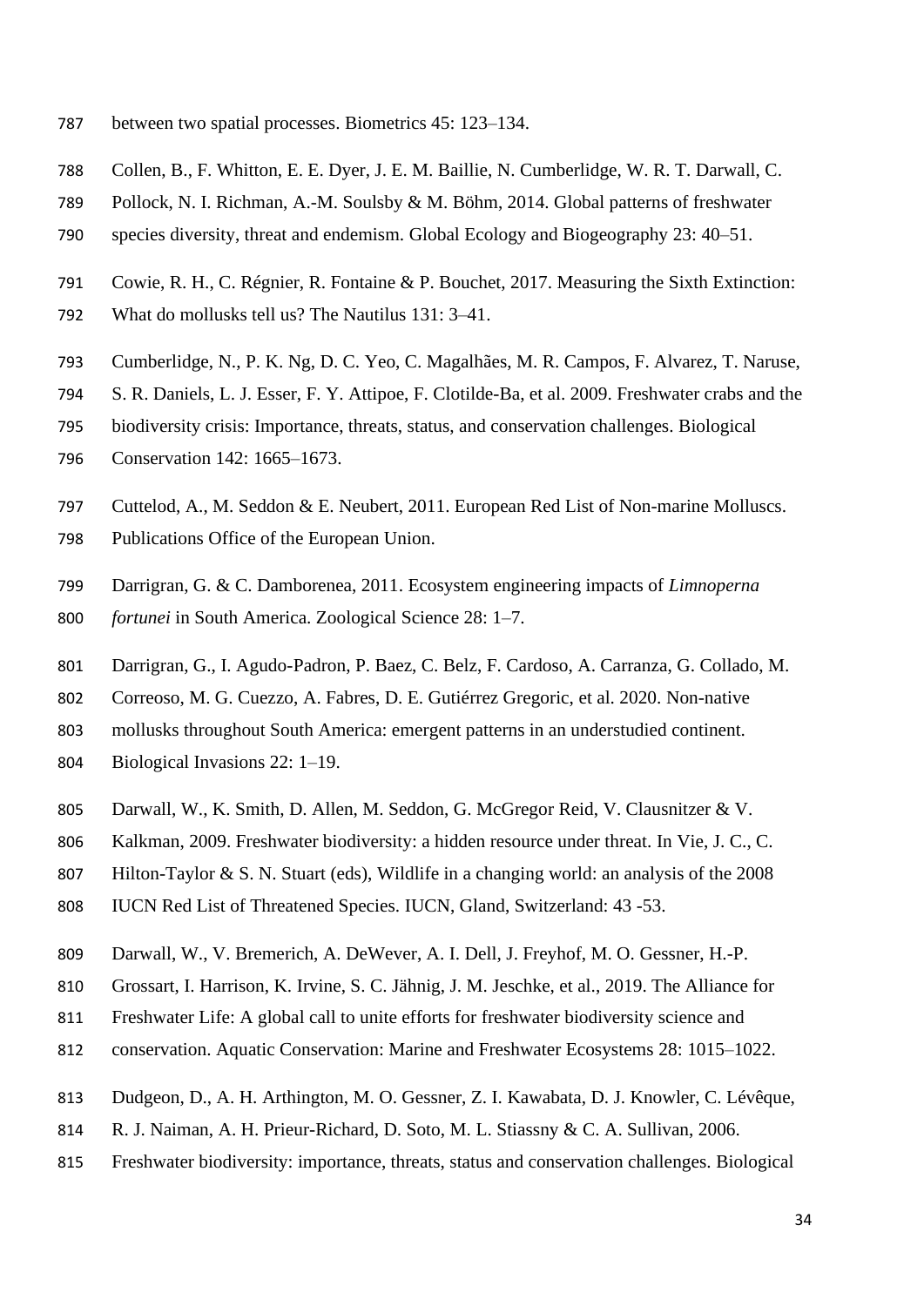between two spatial processes. Biometrics 45: 123–134.

Collen, B., F. Whitton, E. E. Dyer, J. E. M. Baillie, N. Cumberlidge, W. R. T. Darwall, C. Pollock, N. I. Richman, A.-M. Soulsby & M. Böhm, 2014. Global patterns of freshwater species diversity, threat and endemism. Global Ecology and Biogeography 23: 40–51.

Cowie, R. H., C. Régnier, R. Fontaine & P. Bouchet, 2017. Measuring the Sixth Extinction: What do mollusks tell us? The Nautilus 131: 3–41.

Cumberlidge, N., P. K. Ng, D. C. Yeo, C. Magalhães, M. R. Campos, F. Alvarez, T. Naruse, S. R. Daniels, L. J. Esser, F. Y. Attipoe, F. Clotilde-Ba, et al. 2009. Freshwater crabs and the biodiversity crisis: Importance, threats, status, and conservation challenges. Biological Conservation 142: 1665–1673.

Cuttelod, A., M. Seddon & E. Neubert, 2011. European Red List of Non-marine Molluscs. Publications Office of the European Union.

Darrigran, G. & C. Damborenea, 2011. Ecosystem engineering impacts of *Limnoperna fortunei* in South America. Zoological Science 28: 1–7.

Darrigran, G., I. Agudo-Padron, P. Baez, C. Belz, F. Cardoso, A. Carranza, G. Collado, M. Correoso, M. G. Cuezzo, A. Fabres, D. E. Gutiérrez Gregoric, et al. 2020. Non-native mollusks throughout South America: emergent patterns in an understudied continent. Biological Invasions 22: 1–19.

Darwall, W., K. Smith, D. Allen, M. Seddon, G. McGregor Reid, V. Clausnitzer & V. Kalkman, 2009. Freshwater biodiversity: a hidden resource under threat. In Vie, J. C., C. Hilton-Taylor & S. N. Stuart (eds), Wildlife in a changing world: an analysis of the 2008 IUCN Red List of Threatened Species. IUCN, Gland, Switzerland: 43 -53.

Darwall, W., V. Bremerich, A. DeWever, A. I. Dell, J. Freyhof, M. O. Gessner, H.-P. Grossart, I. Harrison, K. Irvine, S. C. Jähnig, J. M. Jeschke, et al., 2019. The Alliance for Freshwater Life: A global call to unite efforts for freshwater biodiversity science and conservation. Aquatic Conservation: Marine and Freshwater Ecosystems 28: 1015–1022.

Dudgeon, D., A. H. Arthington, M. O. Gessner, Z. I. Kawabata, D. J. Knowler, C. Lévêque, R. J. Naiman, A. H. Prieur-Richard, D. Soto, M. L. Stiassny & C. A. Sullivan, 2006. Freshwater biodiversity: importance, threats, status and conservation challenges. Biological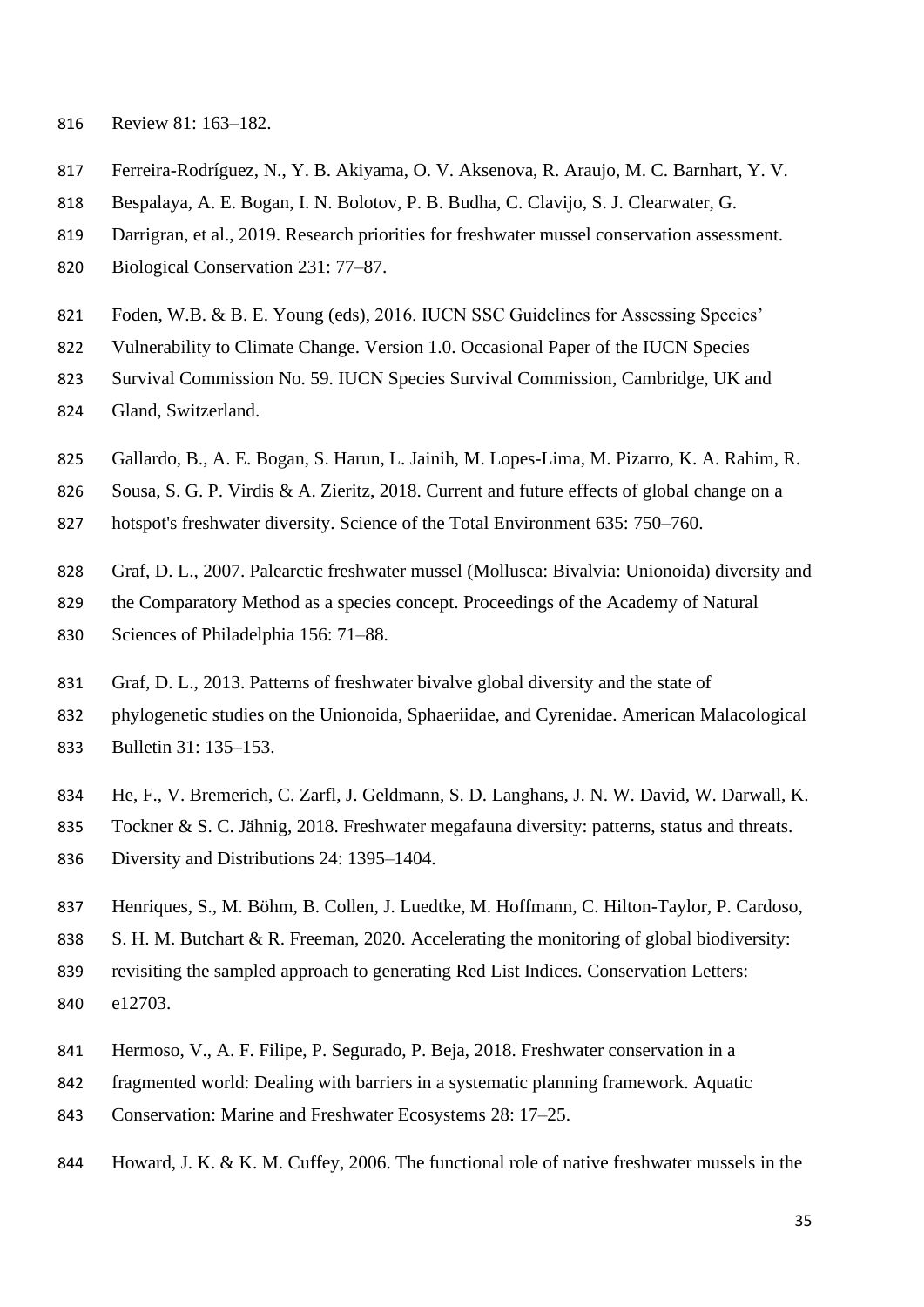Review 81: 163–182.

Ferreira-Rodríguez, N., Y. B. Akiyama, O. V. Aksenova, R. Araujo, M. C. Barnhart, Y. V. Bespalaya, A. E. Bogan, I. N. Bolotov, P. B. Budha, C. Clavijo, S. J. Clearwater, G. Darrigran, et al., 2019. Research priorities for freshwater mussel conservation assessment. Biological Conservation 231: 77–87.

Foden, W.B. & B. E. Young (eds), 2016. IUCN SSC Guidelines for Assessing Species' Vulnerability to Climate Change. Version 1.0. Occasional Paper of the IUCN Species Survival Commission No. 59. IUCN Species Survival Commission, Cambridge, UK and Gland, Switzerland.

Gallardo, B., A. E. Bogan, S. Harun, L. Jainih, M. Lopes-Lima, M. Pizarro, K. A. Rahim, R. Sousa, S. G. P. Virdis & A. Zieritz, 2018. Current and future effects of global change on a hotspot's freshwater diversity. Science of the Total Environment 635: 750–760.

Graf, D. L., 2007. Palearctic freshwater mussel (Mollusca: Bivalvia: Unionoida) diversity and the Comparatory Method as a species concept. Proceedings of the Academy of Natural Sciences of Philadelphia 156: 71–88.

Graf, D. L., 2013. Patterns of freshwater bivalve global diversity and the state of phylogenetic studies on the Unionoida, Sphaeriidae, and Cyrenidae. American Malacological Bulletin 31: 135–153.

He, F., V. Bremerich, C. Zarfl, J. Geldmann, S. D. Langhans, J. N. W. David, W. Darwall, K. Tockner & S. C. Jähnig, 2018. Freshwater megafauna diversity: patterns, status and threats. Diversity and Distributions 24: 1395–1404.

Henriques, S., M. Böhm, B. Collen, J. Luedtke, M. Hoffmann, C. Hilton-Taylor, P. Cardoso, S. H. M. Butchart & R. Freeman, 2020. Accelerating the monitoring of global biodiversity: revisiting the sampled approach to generating Red List Indices. Conservation Letters: e12703.

Hermoso, V., A. F. Filipe, P. Segurado, P. Beja, 2018. Freshwater conservation in a fragmented world: Dealing with barriers in a systematic planning framework. Aquatic Conservation: Marine and Freshwater Ecosystems 28: 17–25.

Howard, J. K. & K. M. Cuffey, 2006. The functional role of native freshwater mussels in the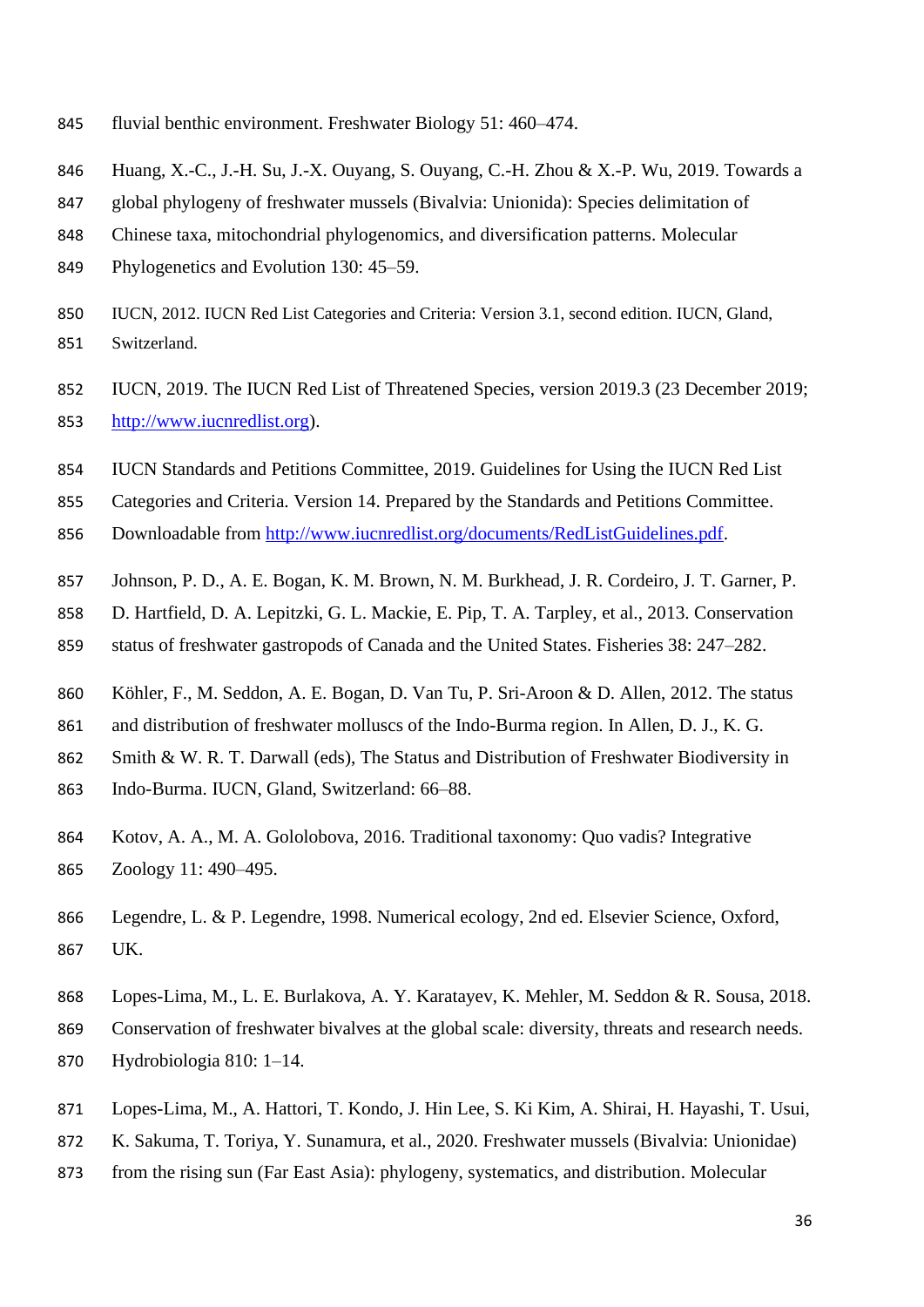fluvial benthic environment. Freshwater Biology 51: 460–474.

Huang, X.-C., J.-H. Su, J.-X. Ouyang, S. Ouyang, C.-H. Zhou & X.-P. Wu, 2019. Towards a global phylogeny of freshwater mussels (Bivalvia: Unionida): Species delimitation of Chinese taxa, mitochondrial phylogenomics, and diversification patterns. Molecular Phylogenetics and Evolution 130: 45–59.

IUCN, 2012. IUCN Red List Categories and Criteria: Version 3.1, second edition. IUCN, Gland, Switzerland.

IUCN, 2019. The IUCN Red List of Threatened Species, version 2019.3 (23 December 2019; http://www.iucnredlist.org).

IUCN Standards and Petitions Committee, 2019. Guidelines for Using the IUCN Red List Categories and Criteria. Version 14. Prepared by the Standards and Petitions Committee. Downloadable from http://www.iucnredlist.org/documents/RedListGuidelines.pdf.

Johnson, P. D., A. E. Bogan, K. M. Brown, N. M. Burkhead, J. R. Cordeiro, J. T. Garner, P. D. Hartfield, D. A. Lepitzki, G. L. Mackie, E. Pip, T. A. Tarpley, et al., 2013. Conservation status of freshwater gastropods of Canada and the United States. Fisheries 38: 247–282.

Köhler, F., M. Seddon, A. E. Bogan, D. Van Tu, P. Sri-Aroon & D. Allen, 2012. The status and distribution of freshwater molluscs of the Indo-Burma region. In Allen, D. J., K. G. Smith & W. R. T. Darwall (eds), The Status and Distribution of Freshwater Biodiversity in Indo-Burma. IUCN, Gland, Switzerland: 66–88.

Kotov, A. A., M. A. Gololobova, 2016. Traditional taxonomy: Quo vadis? Integrative Zoology 11: 490–495.

Legendre, L. & P. Legendre, 1998. Numerical ecology, 2nd ed. Elsevier Science, Oxford, UK.

Lopes-Lima, M., L. E. Burlakova, A. Y. Karatayev, K. Mehler, M. Seddon & R. Sousa, 2018. Conservation of freshwater bivalves at the global scale: diversity, threats and research needs. Hydrobiologia 810: 1–14.

Lopes-Lima, M., A. Hattori, T. Kondo, J. Hin Lee, S. Ki Kim, A. Shirai, H. Hayashi, T. Usui, K. Sakuma, T. Toriya, Y. Sunamura, et al., 2020. Freshwater mussels (Bivalvia: Unionidae) from the rising sun (Far East Asia): phylogeny, systematics, and distribution. Molecular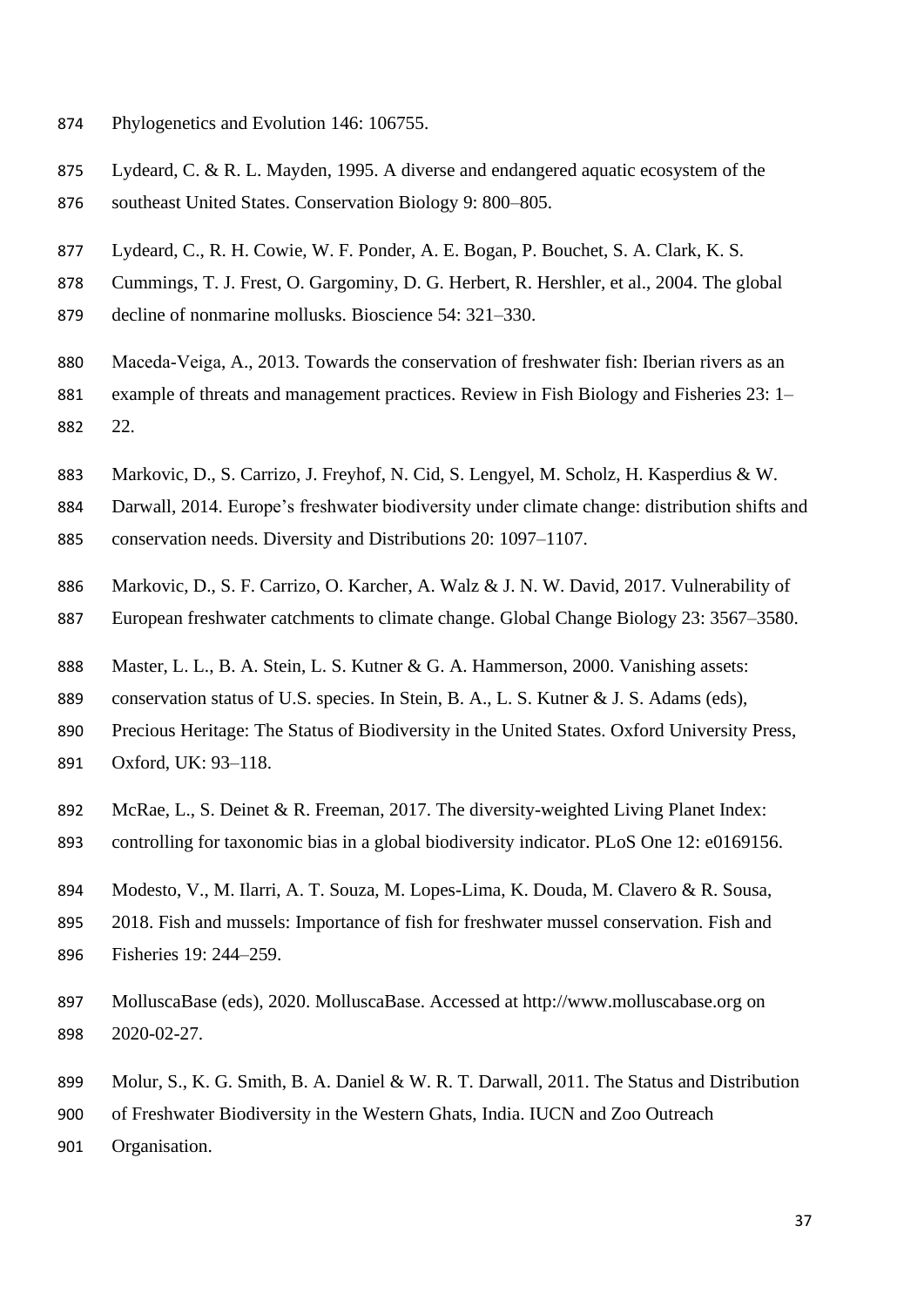Phylogenetics and Evolution 146: 106755.

Lydeard, C. & R. L. Mayden, 1995. A diverse and endangered aquatic ecosystem of the southeast United States. Conservation Biology 9: 800–805.

Lydeard, C., R. H. Cowie, W. F. Ponder, A. E. Bogan, P. Bouchet, S. A. Clark, K. S. Cummings, T. J. Frest, O. Gargominy, D. G. Herbert, R. Hershler, et al., 2004. The global decline of nonmarine mollusks. Bioscience 54: 321–330.

Maceda-Veiga, A., 2013. Towards the conservation of freshwater fish: Iberian rivers as an example of threats and management practices. Review in Fish Biology and Fisheries 23: 1–22.

Markovic, D., S. Carrizo, J. Freyhof, N. Cid, S. Lengyel, M. Scholz, H. Kasperdius & W. Darwall, 2014. Europe's freshwater biodiversity under climate change: distribution shifts and conservation needs. Diversity and Distributions 20: 1097–1107.

Markovic, D., S. F. Carrizo, O. Karcher, A. Walz & J. N. W. David, 2017. Vulnerability of European freshwater catchments to climate change. Global Change Biology 23: 3567–3580.

Master, L. L., B. A. Stein, L. S. Kutner & G. A. Hammerson, 2000. Vanishing assets: conservation status of U.S. species. In Stein, B. A., L. S. Kutner & J. S. Adams (eds), Precious Heritage: The Status of Biodiversity in the United States. Oxford University Press, Oxford, UK: 93–118.

McRae, L., S. Deinet & R. Freeman, 2017. The diversity-weighted Living Planet Index: controlling for taxonomic bias in a global biodiversity indicator. PLoS One 12: e0169156.

Modesto, V., M. Ilarri, A. T. Souza, M. Lopes-Lima, K. Douda, M. Clavero & R. Sousa, 2018. Fish and mussels: Importance of fish for freshwater mussel conservation. Fish and Fisheries 19: 244–259.

MolluscaBase (eds), 2020. MolluscaBase. Accessed at http://www.molluscabase.org on 2020-02-27.

Molur, S., K. G. Smith, B. A. Daniel & W. R. T. Darwall, 2011. The Status and Distribution of Freshwater Biodiversity in the Western Ghats, India. IUCN and Zoo Outreach Organisation.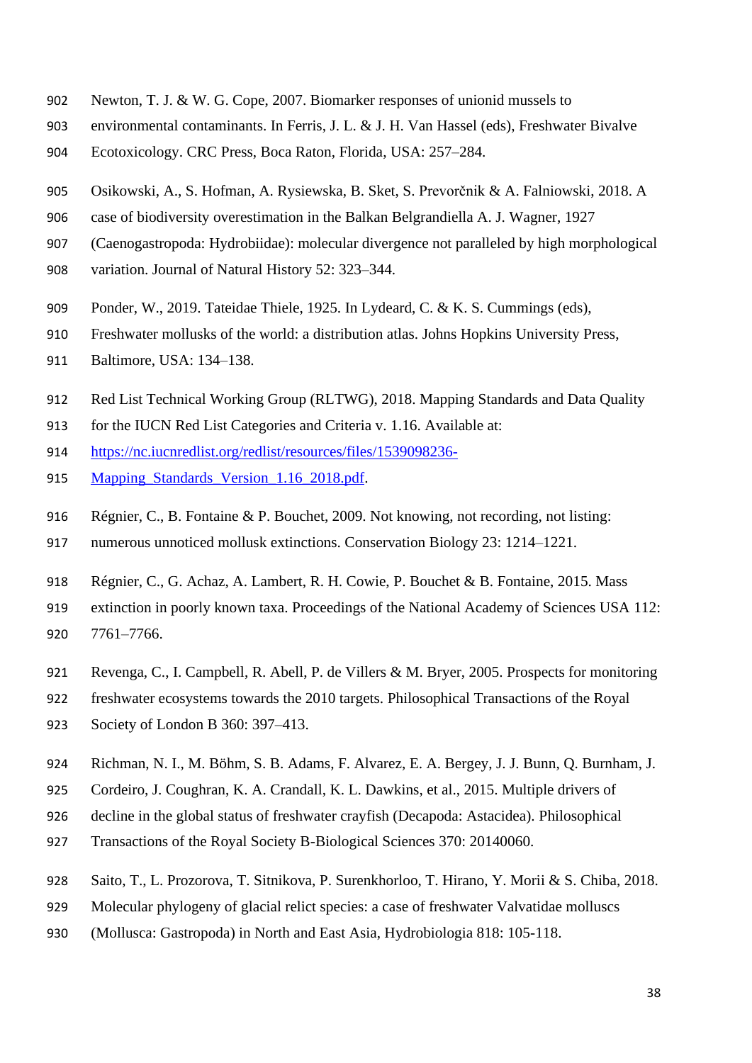Newton, T. J. & W. G. Cope, 2007. Biomarker responses of unionid mussels to environmental contaminants. In Ferris, J. L. & J. H. Van Hassel (eds), Freshwater Bivalve Ecotoxicology. CRC Press, Boca Raton, Florida, USA: 257–284.

Osikowski, A., S. Hofman, A. Rysiewska, B. Sket, S. Prevorčnik & A. Falniowski, 2018. A case of biodiversity overestimation in the Balkan Belgrandiella A. J. Wagner, 1927 (Caenogastropoda: Hydrobiidae): molecular divergence not paralleled by high morphological variation. Journal of Natural History 52: 323–344.

Ponder, W., 2019. Tateidae Thiele, 1925. In Lydeard, C. & K. S. Cummings (eds), Freshwater mollusks of the world: a distribution atlas. Johns Hopkins University Press, Baltimore, USA: 134–138.

Red List Technical Working Group (RLTWG), 2018. Mapping Standards and Data Quality for the IUCN Red List Categories and Criteria v. 1.16. Available at: [https://nc.iucnredlist.org/redlist/resources/files/1539098236-Mapping_Standards_Version_1.16_2018.pdf](https://nc.iucnredlist.org/redlist/resources/files/1539098236-Mapping_Standards_Version_1.16_2018.pdf).

Régnier, C., B. Fontaine & P. Bouchet, 2009. Not knowing, not recording, not listing: numerous unnoticed mollusk extinctions. Conservation Biology 23: 1214–1221.

Régnier, C., G. Achaz, A. Lambert, R. H. Cowie, P. Bouchet & B. Fontaine, 2015. Mass extinction in poorly known taxa. Proceedings of the National Academy of Sciences USA 112: 7761–7766.

Revenga, C., I. Campbell, R. Abell, P. de Villers & M. Bryer, 2005. Prospects for monitoring freshwater ecosystems towards the 2010 targets. Philosophical Transactions of the Royal Society of London B 360: 397–413.

Richman, N. I., M. Böhm, S. B. Adams, F. Alvarez, E. A. Bergey, J. J. Bunn, Q. Burnham, J. Cordeiro, J. Coughran, K. A. Crandall, K. L. Dawkins, et al., 2015. Multiple drivers of decline in the global status of freshwater crayfish (Decapoda: Astacidea). Philosophical Transactions of the Royal Society B-Biological Sciences 370: 20140060.

Saito, T., L. Prozorova, T. Sitnikova, P. Surenkhorloo, T. Hirano, Y. Morii & S. Chiba, 2018. Molecular phylogeny of glacial relict species: a case of freshwater Valvatidae molluscs (Mollusca: Gastropoda) in North and East Asia, Hydrobiologia 818: 105-118.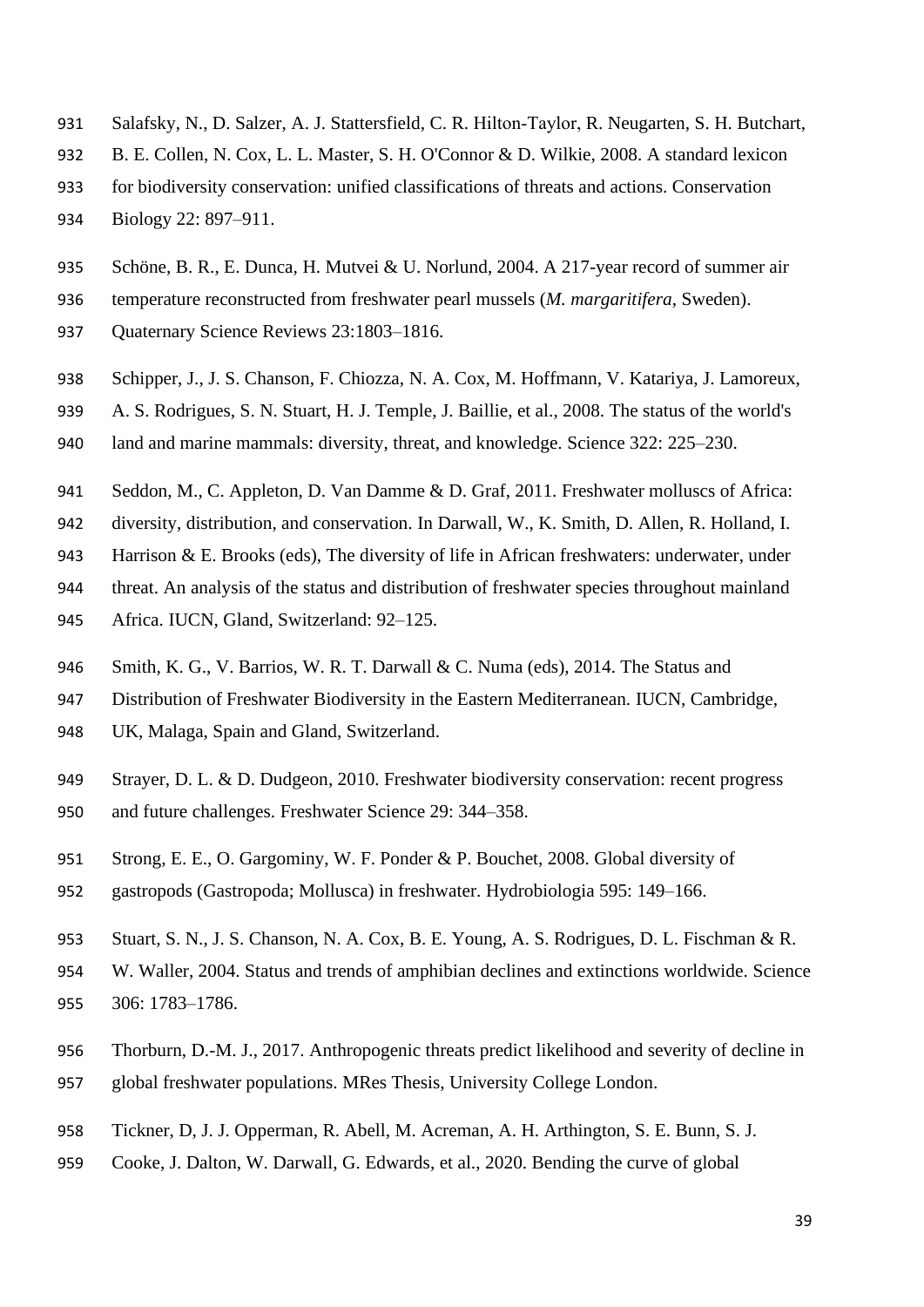Salafsky, N., D. Salzer, A. J. Stattersfield, C. R. Hilton-Taylor, R. Neugarten, S. H. Butchart, B. E. Collen, N. Cox, L. L. Master, S. H. O'Connor & D. Wilkie, 2008. A standard lexicon for biodiversity conservation: unified classifications of threats and actions. Conservation Biology 22: 897–911.

Schöne, B. R., E. Dunca, H. Mutvei & U. Norlund, 2004. A 217-year record of summer air temperature reconstructed from freshwater pearl mussels (*M. margaritifera*, Sweden). Quaternary Science Reviews 23:1803–1816.

Schipper, J., J. S. Chanson, F. Chiozza, N. A. Cox, M. Hoffmann, V. Katariya, J. Lamoreux, A. S. Rodrigues, S. N. Stuart, H. J. Temple, J. Baillie, et al., 2008. The status of the world's land and marine mammals: diversity, threat, and knowledge. Science 322: 225–230.

Seddon, M., C. Appleton, D. Van Damme & D. Graf, 2011. Freshwater molluscs of Africa: diversity, distribution, and conservation. In Darwall, W., K. Smith, D. Allen, R. Holland, I. Harrison & E. Brooks (eds), The diversity of life in African freshwaters: underwater, under threat. An analysis of the status and distribution of freshwater species throughout mainland Africa. IUCN, Gland, Switzerland: 92–125.

Smith, K. G., V. Barrios, W. R. T. Darwall & C. Numa (eds), 2014. The Status and Distribution of Freshwater Biodiversity in the Eastern Mediterranean. IUCN, Cambridge, UK, Malaga, Spain and Gland, Switzerland.

Strayer, D. L. & D. Dudgeon, 2010. Freshwater biodiversity conservation: recent progress and future challenges. Freshwater Science 29: 344–358.

Strong, E. E., O. Gargominy, W. F. Ponder & P. Bouchet, 2008. Global diversity of gastropods (Gastropoda; Mollusca) in freshwater. Hydrobiologia 595: 149–166.

Stuart, S. N., J. S. Chanson, N. A. Cox, B. E. Young, A. S. Rodrigues, D. L. Fischman & R. W. Waller, 2004. Status and trends of amphibian declines and extinctions worldwide. Science 306: 1783–1786.

Thorburn, D.-M. J., 2017. Anthropogenic threats predict likelihood and severity of decline in global freshwater populations. MRes Thesis, University College London.

Tickner, D, J. J. Opperman, R. Abell, M. Acreman, A. H. Arthington, S. E. Bunn, S. J. Cooke, J. Dalton, W. Darwall, G. Edwards, et al., 2020. Bending the curve of global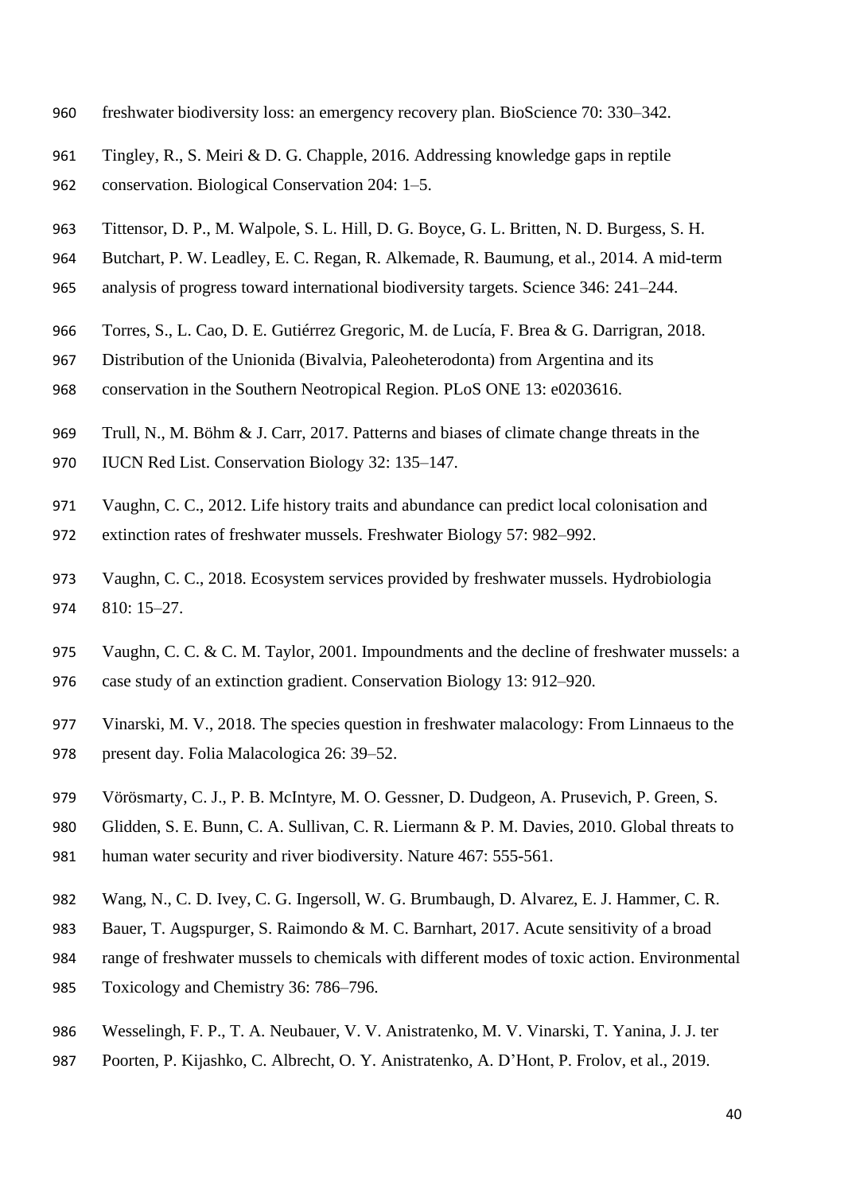freshwater biodiversity loss: an emergency recovery plan. BioScience 70: 330–342.

Tingley, R., S. Meiri & D. G. Chapple, 2016. Addressing knowledge gaps in reptile conservation. Biological Conservation 204: 1–5.

Tittensor, D. P., M. Walpole, S. L. Hill, D. G. Boyce, G. L. Britten, N. D. Burgess, S. H. Butchart, P. W. Leadley, E. C. Regan, R. Alkemade, R. Baumung, et al., 2014. A mid-term analysis of progress toward international biodiversity targets. Science 346: 241–244.

Torres, S., L. Cao, D. E. Gutiérrez Gregoric, M. de Lucía, F. Brea & G. Darrigran, 2018. Distribution of the Unionida (Bivalvia, Paleoheterodonta) from Argentina and its conservation in the Southern Neotropical Region. PLoS ONE 13: e0203616.

Trull, N., M. Böhm & J. Carr, 2017. Patterns and biases of climate change threats in the IUCN Red List. Conservation Biology 32: 135–147.

Vaughn, C. C., 2012. Life history traits and abundance can predict local colonisation and extinction rates of freshwater mussels. Freshwater Biology 57: 982–992.

Vaughn, C. C., 2018. Ecosystem services provided by freshwater mussels. Hydrobiologia 810: 15–27.

Vaughn, C. C. & C. M. Taylor, 2001. Impoundments and the decline of freshwater mussels: a case study of an extinction gradient. Conservation Biology 13: 912–920.

Vinarski, M. V., 2018. The species question in freshwater malacology: From Linnaeus to the present day. Folia Malacologica 26: 39–52.

Vörösmarty, C. J., P. B. McIntyre, M. O. Gessner, D. Dudgeon, A. Prusevich, P. Green, S. Glidden, S. E. Bunn, C. A. Sullivan, C. R. Liermann & P. M. Davies, 2010. Global threats to human water security and river biodiversity. Nature 467: 555-561.

Wang, N., C. D. Ivey, C. G. Ingersoll, W. G. Brumbaugh, D. Alvarez, E. J. Hammer, C. R. Bauer, T. Augspurger, S. Raimondo & M. C. Barnhart, 2017. Acute sensitivity of a broad range of freshwater mussels to chemicals with different modes of toxic action. Environmental Toxicology and Chemistry 36: 786–796.

Wesselingh, F. P., T. A. Neubauer, V. V. Anistratenko, M. V. Vinarski, T. Yanina, J. J. ter Poorten, P. Kijashko, C. Albrecht, O. Y. Anistratenko, A. D'Hont, P. Frolov, et al., 2019.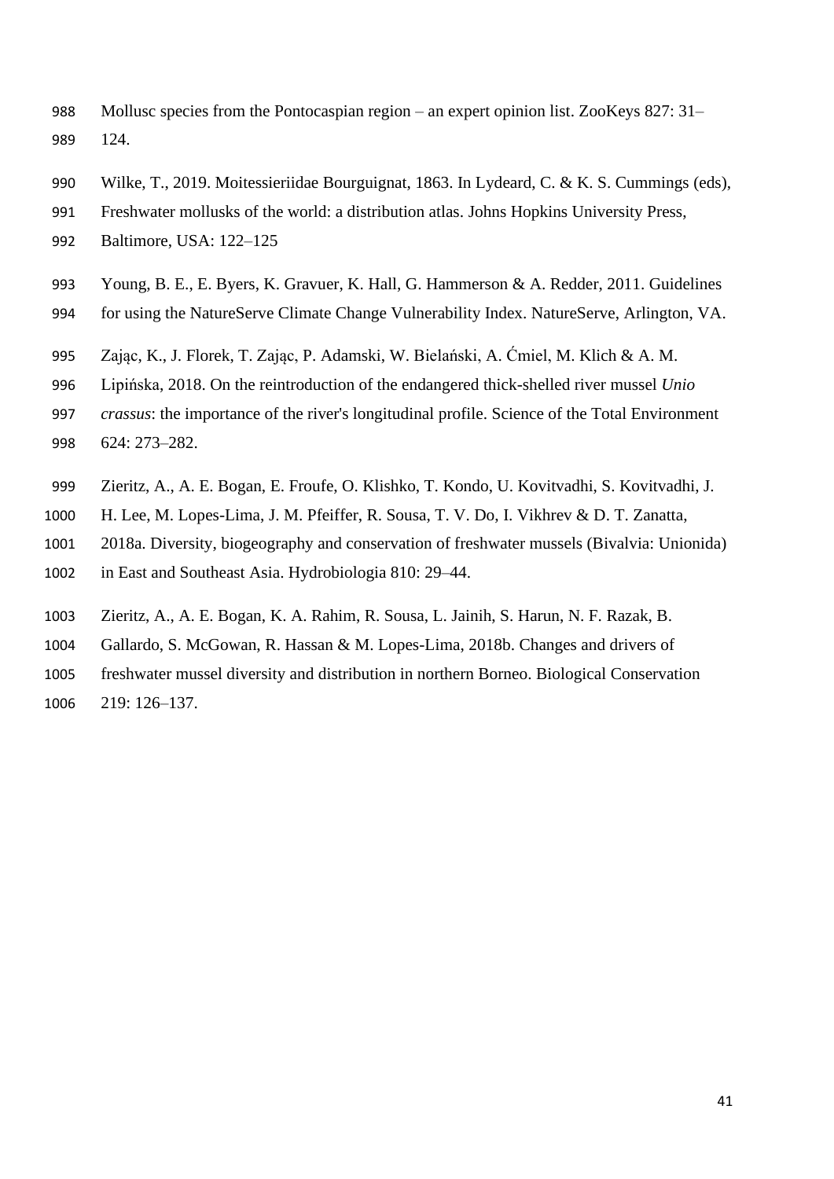Mollusc species from the Pontocaspian region – an expert opinion list. ZooKeys 827: 31–124.

Wilke, T., 2019. Moitessieriidae Bourguignat, 1863. In Lydeard, C. & K. S. Cummings (eds), Freshwater mollusks of the world: a distribution atlas. Johns Hopkins University Press, Baltimore, USA: 122–125

Young, B. E., E. Byers, K. Gravuer, K. Hall, G. Hammerson & A. Redder, 2011. Guidelines for using the NatureServe Climate Change Vulnerability Index. NatureServe, Arlington, VA.

Zając, K., J. Florek, T. Zając, P. Adamski, W. Bielański, A. Ćmiel, M. Klich & A. M. Lipińska, 2018. On the reintroduction of the endangered thick-shelled river mussel *Unio crassus*: the importance of the river's longitudinal profile. Science of the Total Environment 624: 273–282.

Zieritz, A., A. E. Bogan, E. Froufe, O. Klishko, T. Kondo, U. Kovitvadhi, S. Kovitvadhi, J. H. Lee, M. Lopes-Lima, J. M. Pfeiffer, R. Sousa, T. V. Do, I. Vikhrev & D. T. Zanatta, 2018a. Diversity, biogeography and conservation of freshwater mussels (Bivalvia: Unionida) in East and Southeast Asia. Hydrobiologia 810: 29–44.

Zieritz, A., A. E. Bogan, K. A. Rahim, R. Sousa, L. Jainih, S. Harun, N. F. Razak, B. Gallardo, S. McGowan, R. Hassan & M. Lopes-Lima, 2018b. Changes and drivers of freshwater mussel diversity and distribution in northern Borneo. Biological Conservation 219: 126–137.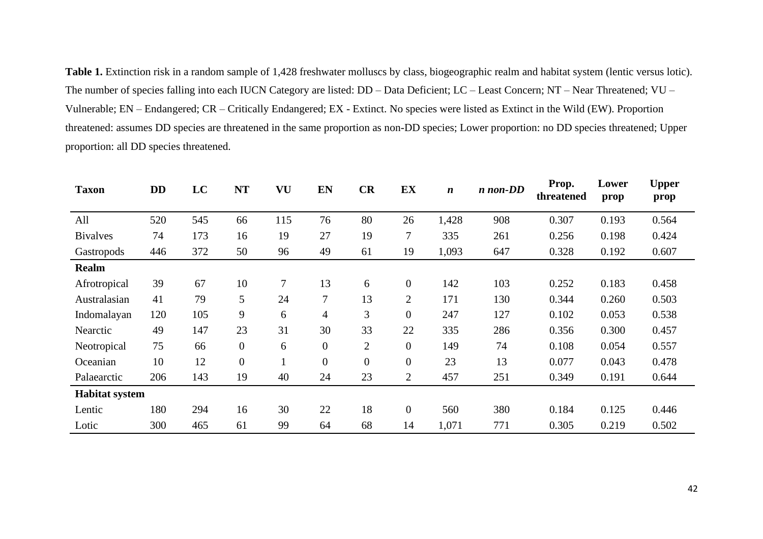**Table 1.** Extinction risk in a random sample of 1,428 freshwater molluscs by class, biogeographic realm and habitat system (lentic versus lotic). The number of species falling into each IUCN Category are listed: DD – Data Deficient; LC – Least Concern; NT – Near Threatened; VU – Vulnerable; EN – Endangered; CR – Critically Endangered; EX - Extinct. No species were listed as Extinct in the Wild (EW). Proportion threatened: assumes DD species are threatened in the same proportion as non-DD species; Lower proportion: no DD species threatened; Upper proportion: all DD species threatened.

| Taxon | DD | LC | NT | VU | EN | CR | EX | *n* | *n non-DD* | Prop. threatened | Lower prop | Upper prop |
|---|---|---|---|---|---|---|---|---|---|---|---|---|
| All | 520 | 545 | 66 | 115 | 76 | 80 | 26 | 1,428 | 908 | 0.307 | 0.193 | 0.564 |
| Bivalves | 74 | 173 | 16 | 19 | 27 | 19 | 7 | 335 | 261 | 0.256 | 0.198 | 0.424 |
| Gastropods | 446 | 372 | 50 | 96 | 49 | 61 | 19 | 1,093 | 647 | 0.328 | 0.192 | 0.607 |
| **Realm** | | | | | | | | | | | | |
| Afrotropical | 39 | 67 | 10 | 7 | 13 | 6 | 0 | 142 | 103 | 0.252 | 0.183 | 0.458 |
| Australasian | 41 | 79 | 5 | 24 | 7 | 13 | 2 | 171 | 130 | 0.344 | 0.260 | 0.503 |
| Indomalayan | 120 | 105 | 9 | 6 | 4 | 3 | 0 | 247 | 127 | 0.102 | 0.053 | 0.538 |
| Nearctic | 49 | 147 | 23 | 31 | 30 | 33 | 22 | 335 | 286 | 0.356 | 0.300 | 0.457 |
| Neotropical | 75 | 66 | 0 | 6 | 0 | 2 | 0 | 149 | 74 | 0.108 | 0.054 | 0.557 |
| Oceanian | 10 | 12 | 0 | 1 | 0 | 0 | 0 | 23 | 13 | 0.077 | 0.043 | 0.478 |
| Palaearctic | 206 | 143 | 19 | 40 | 24 | 23 | 2 | 457 | 251 | 0.349 | 0.191 | 0.644 |
| **Habitat system** | | | | | | | | | | | | |
| Lentic | 180 | 294 | 16 | 30 | 22 | 18 | 0 | 560 | 380 | 0.184 | 0.125 | 0.446 |
| Lotic | 300 | 465 | 61 | 99 | 64 | 68 | 14 | 1,071 | 771 | 0.305 | 0.219 | 0.502 |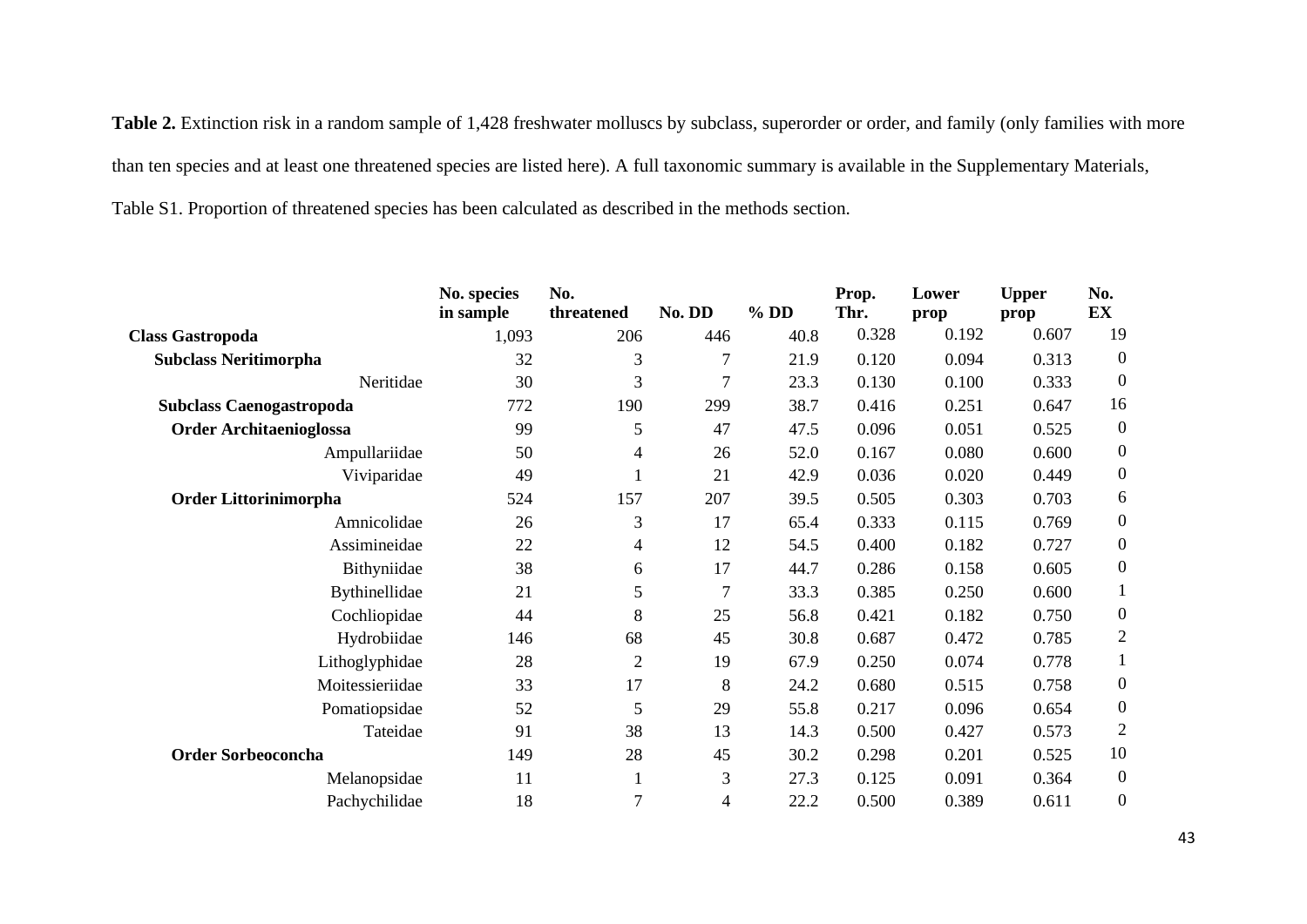**Table 2.** Extinction risk in a random sample of 1,428 freshwater molluscs by subclass, superorder or order, and family (only families with more than ten species and at least one threatened species are listed here). A full taxonomic summary is available in the Supplementary Materials, Table S1. Proportion of threatened species has been calculated as described in the methods section.

| | No. species in sample | No. threatened | No. DD | % DD | Prop. Thr. | Lower prop | Upper prop | No. EX |
|---|---|---|---|---|---|---|---|---|
| **Class Gastropoda** | 1,093 | 206 | 446 | 40.8 | 0.328 | 0.192 | 0.607 | 19 |
| **Subclass Neritimorpha** | 32 | 3 | 7 | 21.9 | 0.120 | 0.094 | 0.313 | 0 |
| Neritidae | 30 | 3 | 7 | 23.3 | 0.130 | 0.100 | 0.333 | 0 |
| **Subclass Caenogastropoda** | 772 | 190 | 299 | 38.7 | 0.416 | 0.251 | 0.647 | 16 |
| **Order Architaenioglossa** | 99 | 5 | 47 | 47.5 | 0.096 | 0.051 | 0.525 | 0 |
| Ampullariidae | 50 | 4 | 26 | 52.0 | 0.167 | 0.080 | 0.600 | 0 |
| Viviparidae | 49 | 1 | 21 | 42.9 | 0.036 | 0.020 | 0.449 | 0 |
| **Order Littorinimorpha** | 524 | 157 | 207 | 39.5 | 0.505 | 0.303 | 0.703 | 6 |
| Amnicolidae | 26 | 3 | 17 | 65.4 | 0.333 | 0.115 | 0.769 | 0 |
| Assimineidae | 22 | 4 | 12 | 54.5 | 0.400 | 0.182 | 0.727 | 0 |
| Bithyniidae | 38 | 6 | 17 | 44.7 | 0.286 | 0.158 | 0.605 | 0 |
| Bythinellidae | 21 | 5 | 7 | 33.3 | 0.385 | 0.250 | 0.600 | 1 |
| Cochliopidae | 44 | 8 | 25 | 56.8 | 0.421 | 0.182 | 0.750 | 0 |
| Hydrobiidae | 146 | 68 | 45 | 30.8 | 0.687 | 0.472 | 0.785 | 2 |
| Lithoglyphidae | 28 | 2 | 19 | 67.9 | 0.250 | 0.074 | 0.778 | 1 |
| Moitessieriidae | 33 | 17 | 8 | 24.2 | 0.680 | 0.515 | 0.758 | 0 |
| Pomatiopsidae | 52 | 5 | 29 | 55.8 | 0.217 | 0.096 | 0.654 | 0 |
| Tateidae | 91 | 38 | 13 | 14.3 | 0.500 | 0.427 | 0.573 | 2 |
| **Order Sorbeoconcha** | 149 | 28 | 45 | 30.2 | 0.298 | 0.201 | 0.525 | 10 |
| Melanopsidae | 11 | 1 | 3 | 27.3 | 0.125 | 0.091 | 0.364 | 0 |
| Pachychilidae | 18 | 7 | 4 | 22.2 | 0.500 | 0.389 | 0.611 | 0 |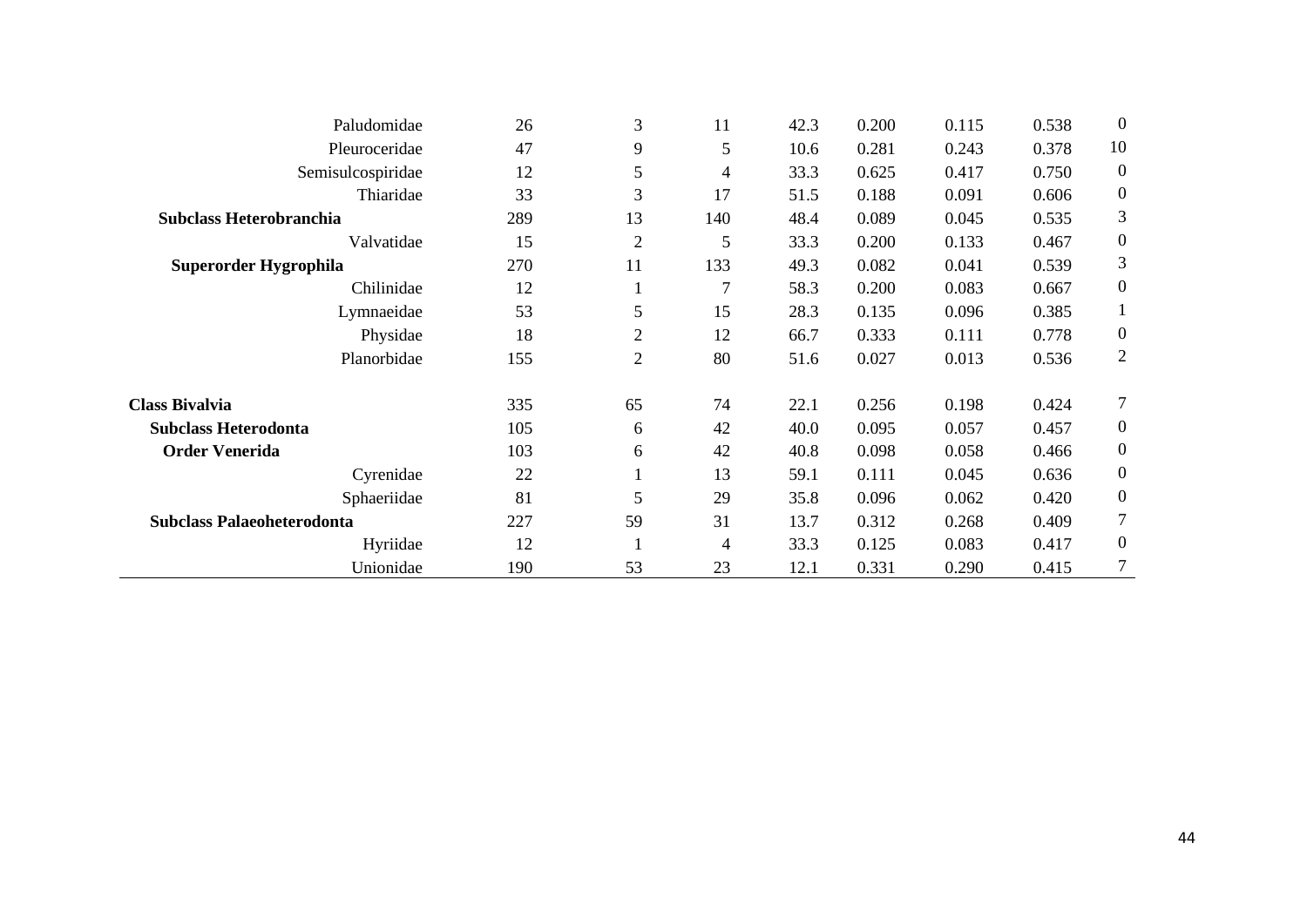| | | | | | | | | |
|---|---|---|---|---|---|---|---|---|
| Paludomidae | 26 | 3 | 11 | 42.3 | 0.200 | 0.115 | 0.538 | 0 |
| Pleuroceridae | 47 | 9 | 5 | 10.6 | 0.281 | 0.243 | 0.378 | 10 |
| Semisulcospiridae | 12 | 5 | 4 | 33.3 | 0.625 | 0.417 | 0.750 | 0 |
| Thiaridae | 33 | 3 | 17 | 51.5 | 0.188 | 0.091 | 0.606 | 0 |
| **Subclass Heterobranchia** | 289 | 13 | 140 | 48.4 | 0.089 | 0.045 | 0.535 | 3 |
| Valvatidae | 15 | 2 | 5 | 33.3 | 0.200 | 0.133 | 0.467 | 0 |
| **Superorder Hygrophila** | 270 | 11 | 133 | 49.3 | 0.082 | 0.041 | 0.539 | 3 |
| Chilinidae | 12 | 1 | 7 | 58.3 | 0.200 | 0.083 | 0.667 | 0 |
| Lymnaeidae | 53 | 5 | 15 | 28.3 | 0.135 | 0.096 | 0.385 | 1 |
| Physidae | 18 | 2 | 12 | 66.7 | 0.333 | 0.111 | 0.778 | 0 |
| Planorbidae | 155 | 2 | 80 | 51.6 | 0.027 | 0.013 | 0.536 | 2 |
| **Class Bivalvia** | 335 | 65 | 74 | 22.1 | 0.256 | 0.198 | 0.424 | 7 |
| **Subclass Heterodonta** | 105 | 6 | 42 | 40.0 | 0.095 | 0.057 | 0.457 | 0 |
| **Order Venerida** | 103 | 6 | 42 | 40.8 | 0.098 | 0.058 | 0.466 | 0 |
| Cyrenidae | 22 | 1 | 13 | 59.1 | 0.111 | 0.045 | 0.636 | 0 |
| Sphaeriidae | 81 | 5 | 29 | 35.8 | 0.096 | 0.062 | 0.420 | 0 |
| **Subclass Palaeoheterodonta** | 227 | 59 | 31 | 13.7 | 0.312 | 0.268 | 0.409 | 7 |
| Hyriidae | 12 | 1 | 4 | 33.3 | 0.125 | 0.083 | 0.417 | 0 |
| Unionidae | 190 | 53 | 23 | 12.1 | 0.331 | 0.290 | 0.415 | 7 |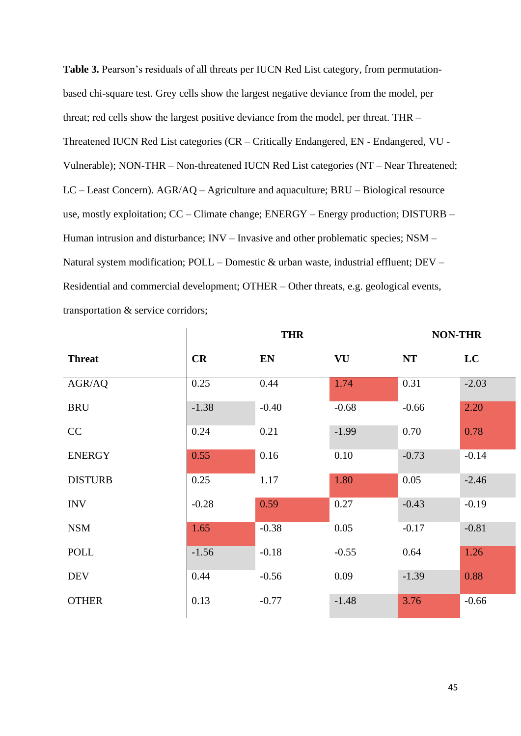**Table 3.** Pearson's residuals of all threats per IUCN Red List category, from permutation-based chi-square test. Grey cells show the largest negative deviance from the model, per threat; red cells show the largest positive deviance from the model, per threat. THR – Threatened IUCN Red List categories (CR – Critically Endangered, EN - Endangered, VU - Vulnerable); NON-THR – Non-threatened IUCN Red List categories (NT – Near Threatened; LC – Least Concern). AGR/AQ – Agriculture and aquaculture; BRU – Biological resource use, mostly exploitation; CC – Climate change; ENERGY – Energy production; DISTURB – Human intrusion and disturbance; INV – Invasive and other problematic species; NSM – Natural system modification; POLL – Domestic & urban waste, industrial effluent; DEV – Residential and commercial development; OTHER – Other threats, e.g. geological events, transportation & service corridors;

| | THR | | | NON-THR | |
|---|---|---|---|---|---|
| **Threat** | **CR** | **EN** | **VU** | **NT** | **LC** |
| AGR/AQ | 0.25 | 0.44 | 1.74 | 0.31 | -2.03 |
| BRU | -1.38 | -0.40 | -0.68 | -0.66 | 2.20 |
| CC | 0.24 | 0.21 | -1.99 | 0.70 | 0.78 |
| ENERGY | 0.55 | 0.16 | 0.10 | -0.73 | -0.14 |
| DISTURB | 0.25 | 1.17 | 1.80 | 0.05 | -2.46 |
| INV | -0.28 | 0.59 | 0.27 | -0.43 | -0.19 |
| NSM | 1.65 | -0.38 | 0.05 | -0.17 | -0.81 |
| POLL | -1.56 | -0.18 | -0.55 | 0.64 | 1.26 |
| DEV | 0.44 | -0.56 | 0.09 | -1.39 | 0.88 |
| OTHER | 0.13 | -0.77 | -1.48 | 3.76 | -0.66 |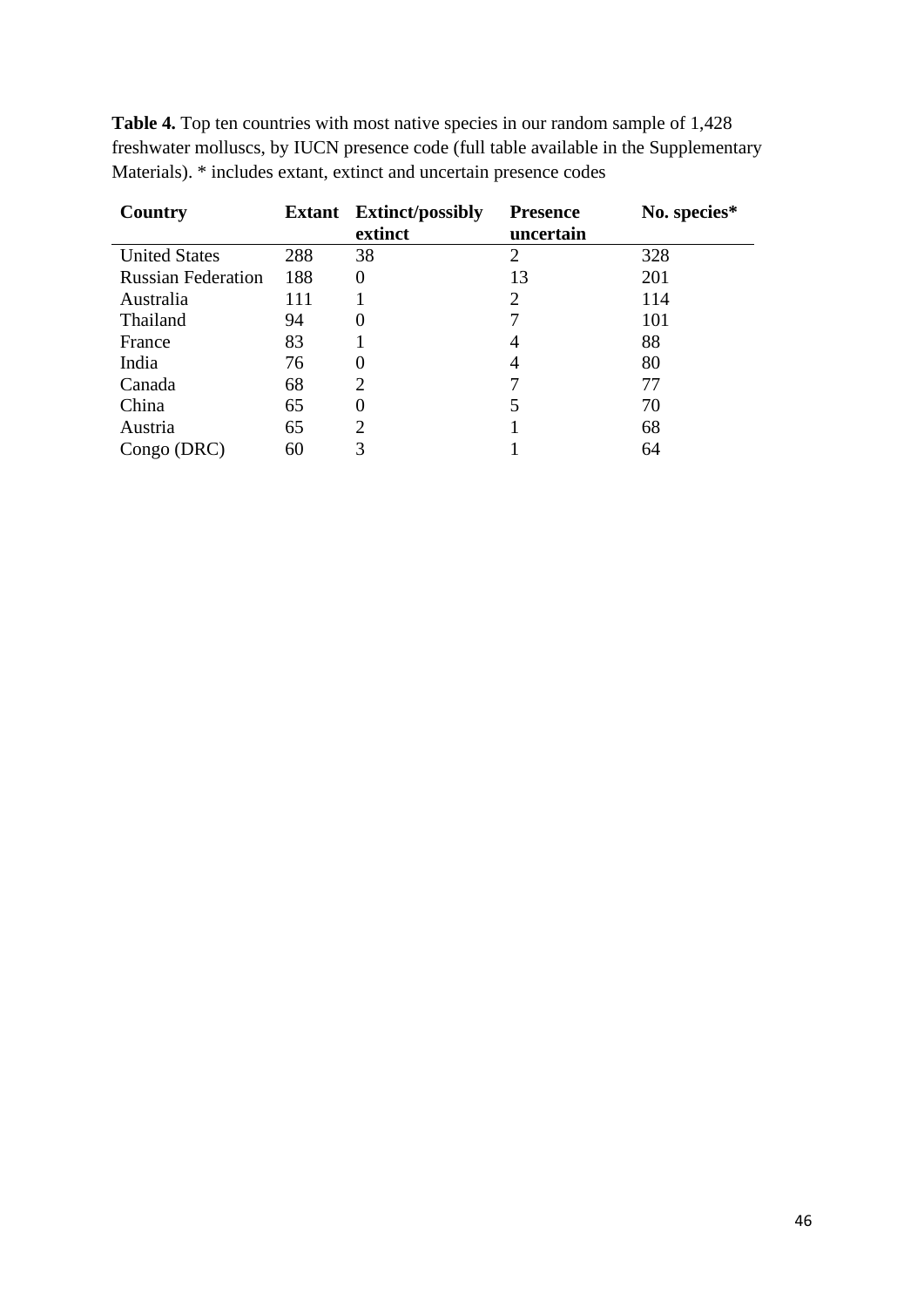**Table 4.** Top ten countries with most native species in our random sample of 1,428 freshwater molluscs, by IUCN presence code (full table available in the Supplementary Materials). * includes extant, extinct and uncertain presence codes

| Country | Extant | Extinct/possibly extinct | Presence uncertain | No. species* |
|---|---|---|---|---|
| United States | 288 | 38 | 2 | 328 |
| Russian Federation | 188 | 0 | 13 | 201 |
| Australia | 111 | 1 | 2 | 114 |
| Thailand | 94 | 0 | 7 | 101 |
| France | 83 | 1 | 4 | 88 |
| India | 76 | 0 | 4 | 80 |
| Canada | 68 | 2 | 7 | 77 |
| China | 65 | 0 | 5 | 70 |
| Austria | 65 | 2 | 1 | 68 |
| Congo (DRC) | 60 | 3 | 1 | 64 |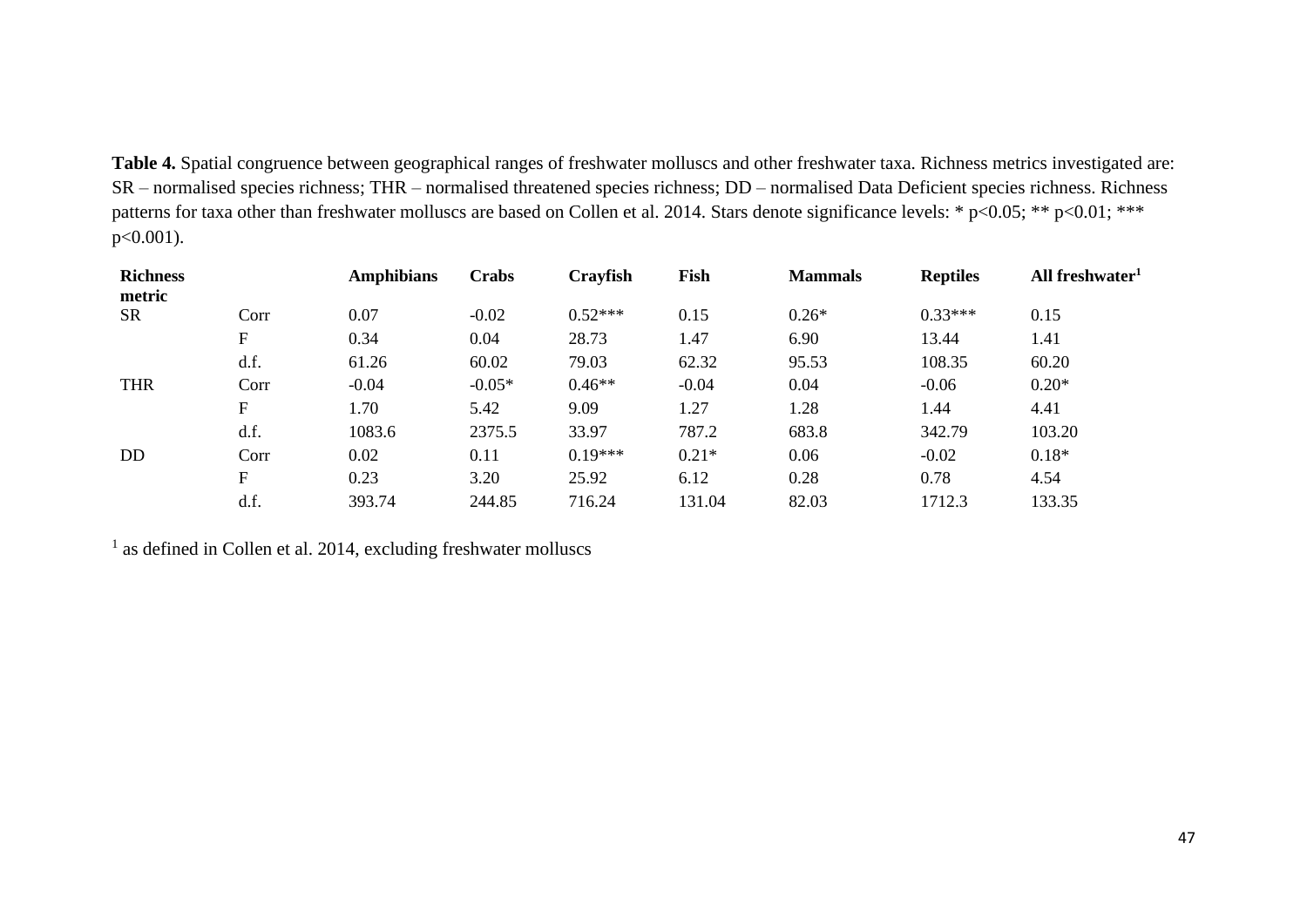**Table 4.** Spatial congruence between geographical ranges of freshwater molluscs and other freshwater taxa. Richness metrics investigated are: SR – normalised species richness; THR – normalised threatened species richness; DD – normalised Data Deficient species richness. Richness patterns for taxa other than freshwater molluscs are based on Collen et al. 2014. Stars denote significance levels: * p<0.05; ** p<0.01; *** p<0.001).

| Richness metric | | Amphibians | Crabs | Crayfish | Fish | Mammals | Reptiles | All freshwater[1] |
|---|---|---|---|---|---|---|---|---|
| SR | Corr | 0.07 | -0.02 | 0.52*** | 0.15 | 0.26* | 0.33*** | 0.15 |
| | F | 0.34 | 0.04 | 28.73 | 1.47 | 6.90 | 13.44 | 1.41 |
| | d.f. | 61.26 | 60.02 | 79.03 | 62.32 | 95.53 | 108.35 | 60.20 |
| THR | Corr | -0.04 | -0.05* | 0.46** | -0.04 | 0.04 | -0.06 | 0.20* |
| | F | 1.70 | 5.42 | 9.09 | 1.27 | 1.28 | 1.44 | 4.41 |
| | d.f. | 1083.6 | 2375.5 | 33.97 | 787.2 | 683.8 | 342.79 | 103.20 |
| DD | Corr | 0.02 | 0.11 | 0.19*** | 0.21* | 0.06 | -0.02 | 0.18* |
| | F | 0.23 | 3.20 | 25.92 | 6.12 | 0.28 | 0.78 | 4.54 |
| | d.f. | 393.74 | 244.85 | 716.24 | 131.04 | 82.03 | 1712.3 | 133.35 |

[1] as defined in Collen et al. 2014, excluding freshwater molluscs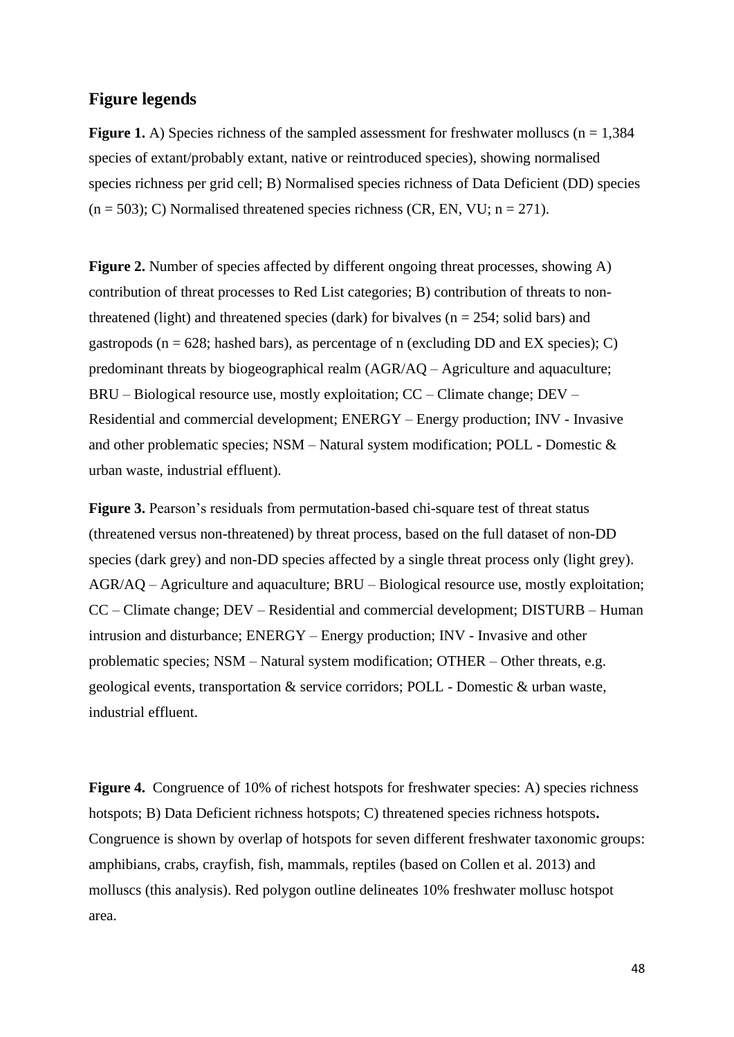## Figure legends

**Figure 1.** A) Species richness of the sampled assessment for freshwater molluscs (n = 1,384 species of extant/probably extant, native or reintroduced species), showing normalised species richness per grid cell; B) Normalised species richness of Data Deficient (DD) species (n = 503); C) Normalised threatened species richness (CR, EN, VU; n = 271).

**Figure 2.** Number of species affected by different ongoing threat processes, showing A) contribution of threat processes to Red List categories; B) contribution of threats to non-threatened (light) and threatened species (dark) for bivalves (n = 254; solid bars) and gastropods (n = 628; hashed bars), as percentage of n (excluding DD and EX species); C) predominant threats by biogeographical realm (AGR/AQ – Agriculture and aquaculture; BRU – Biological resource use, mostly exploitation; CC – Climate change; DEV – Residential and commercial development; ENERGY – Energy production; INV - Invasive and other problematic species; NSM – Natural system modification; POLL - Domestic & urban waste, industrial effluent).

**Figure 3.** Pearson's residuals from permutation-based chi-square test of threat status (threatened versus non-threatened) by threat process, based on the full dataset of non-DD species (dark grey) and non-DD species affected by a single threat process only (light grey). AGR/AQ – Agriculture and aquaculture; BRU – Biological resource use, mostly exploitation; CC – Climate change; DEV – Residential and commercial development; DISTURB – Human intrusion and disturbance; ENERGY – Energy production; INV - Invasive and other problematic species; NSM – Natural system modification; OTHER – Other threats, e.g. geological events, transportation & service corridors; POLL - Domestic & urban waste, industrial effluent.

**Figure 4.** Congruence of 10% of richest hotspots for freshwater species: A) species richness hotspots; B) Data Deficient richness hotspots; C) threatened species richness hotspots**.** Congruence is shown by overlap of hotspots for seven different freshwater taxonomic groups: amphibians, crabs, crayfish, fish, mammals, reptiles (based on Collen et al. 2013) and molluscs (this analysis). Red polygon outline delineates 10% freshwater mollusc hotspot area.